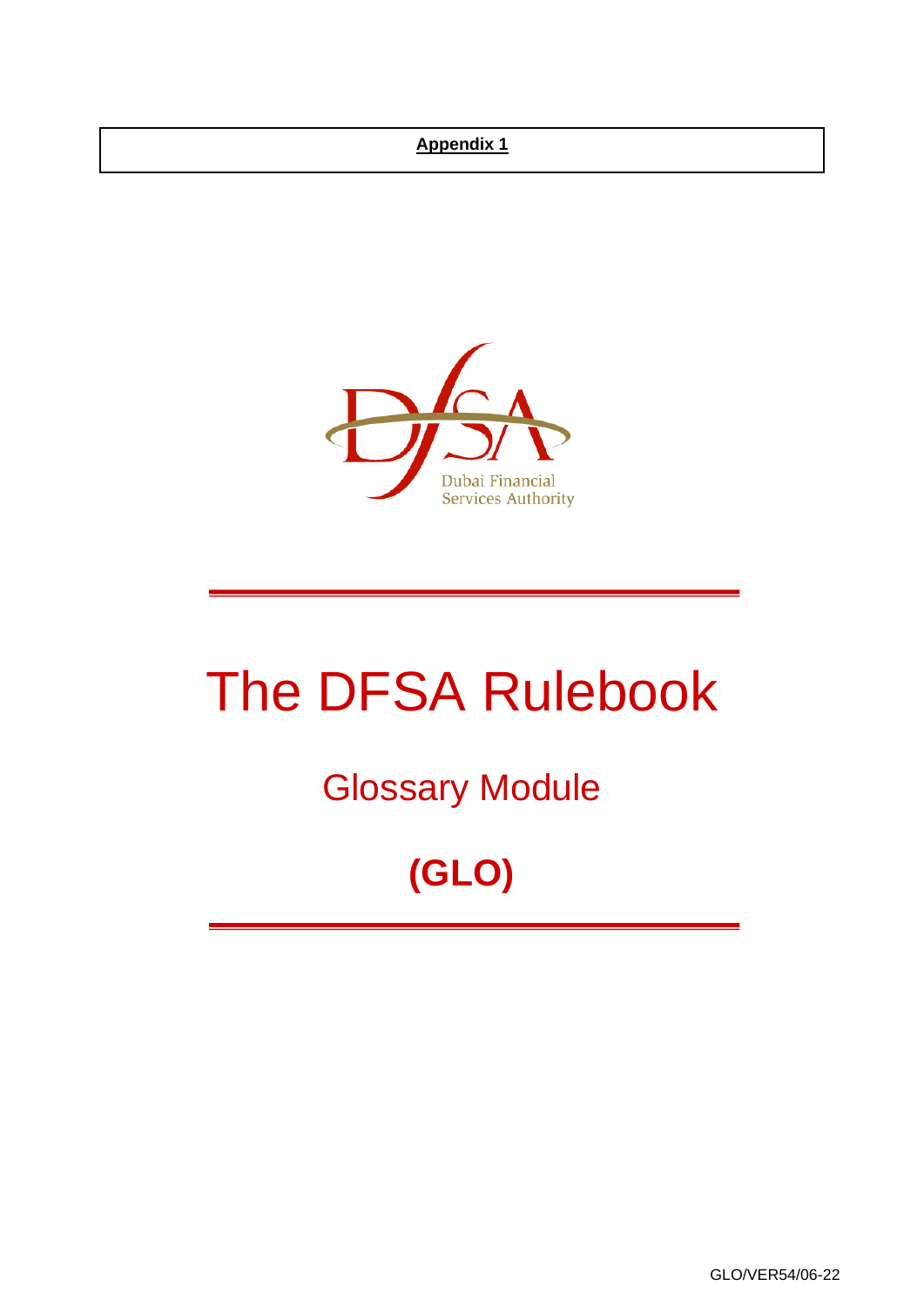**Appendix 1**

Dubai Financial Services Authority

# The DFSA Rulebook

## Glossary Module

## (GLO)

GLO/VER54/06-22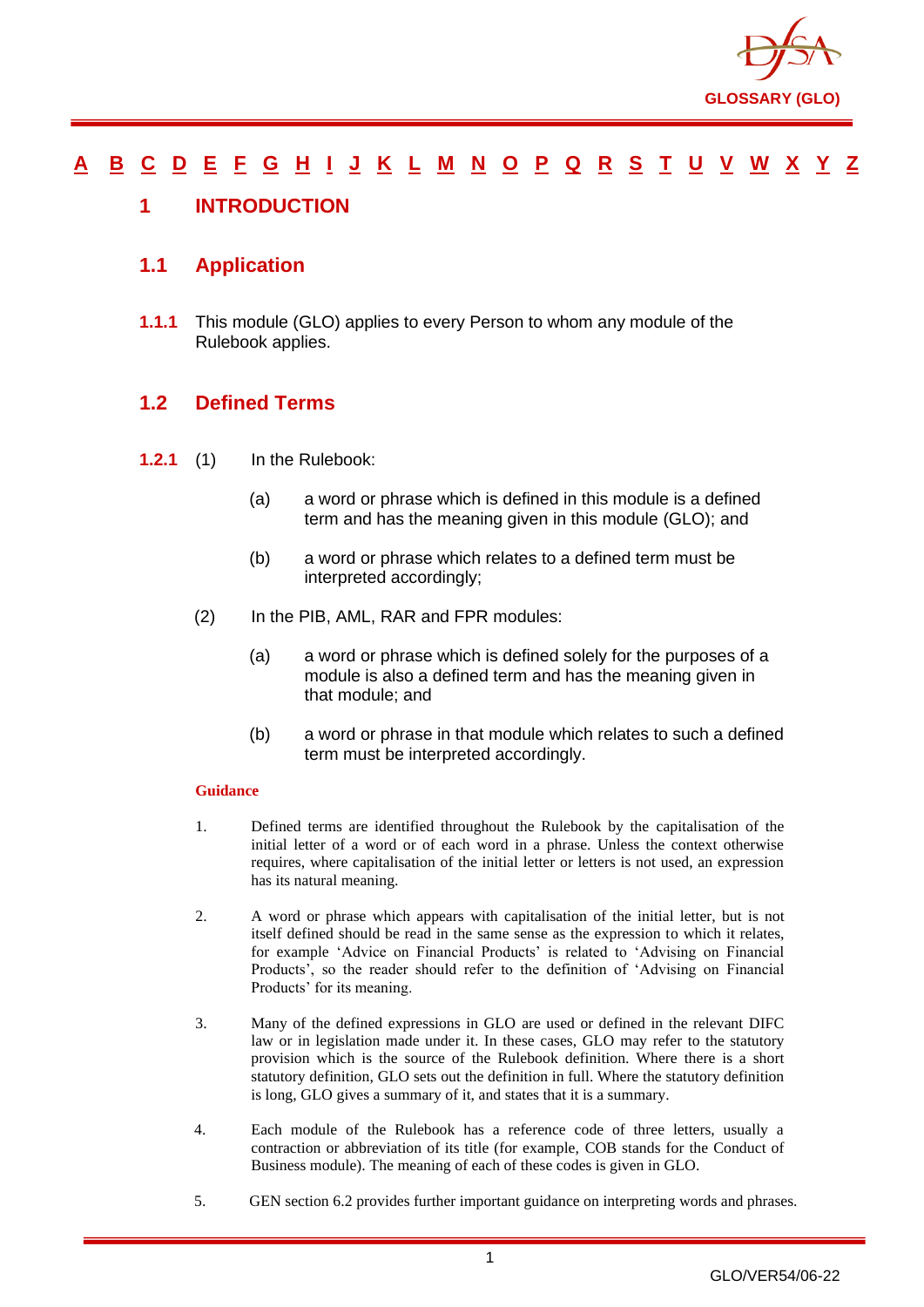[A](#) [B](#) [C](#) [D](#) [E](#) [F](#) [G](#) [H](#) [I](#) [J](#) [K](#) [L](#) [M](#) [N](#) [O](#) [P](#) [Q](#) [R](#) [S](#) [T](#) [U](#) [V](#) [W](#) [X](#) [Y](#) [Z](#)

# 1 INTRODUCTION

## 1.1 Application

**1.1.1** This module (GLO) applies to every Person to whom any module of the Rulebook applies.

## 1.2 Defined Terms

**1.2.1** (1) In the Rulebook:

(a) a word or phrase which is defined in this module is a defined term and has the meaning given in this module (GLO); and

(b) a word or phrase which relates to a defined term must be interpreted accordingly;

(2) In the PIB, AML, RAR and FPR modules:

(a) a word or phrase which is defined solely for the purposes of a module is also a defined term and has the meaning given in that module; and

(b) a word or phrase in that module which relates to such a defined term must be interpreted accordingly.

**Guidance**

1. Defined terms are identified throughout the Rulebook by the capitalisation of the initial letter of a word or of each word in a phrase. Unless the context otherwise requires, where capitalisation of the initial letter or letters is not used, an expression has its natural meaning.

2. A word or phrase which appears with capitalisation of the initial letter, but is not itself defined should be read in the same sense as the expression to which it relates, for example 'Advice on Financial Products' is related to 'Advising on Financial Products', so the reader should refer to the definition of 'Advising on Financial Products' for its meaning.

3. Many of the defined expressions in GLO are used or defined in the relevant DIFC law or in legislation made under it. In these cases, GLO may refer to the statutory provision which is the source of the Rulebook definition. Where there is a short statutory definition, GLO sets out the definition in full. Where the statutory definition is long, GLO gives a summary of it, and states that it is a summary.

4. Each module of the Rulebook has a reference code of three letters, usually a contraction or abbreviation of its title (for example, COB stands for the Conduct of Business module). The meaning of each of these codes is given in GLO.

5. GEN section 6.2 provides further important guidance on interpreting words and phrases.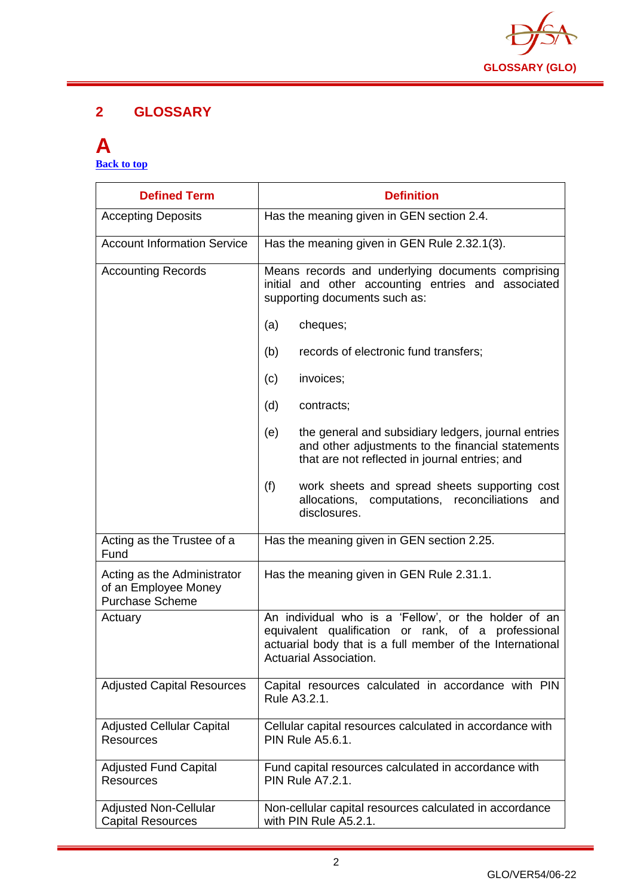## 2 GLOSSARY

# A

[Back to top]

| Defined Term | Definition |
|---|---|
| Accepting Deposits | Has the meaning given in GEN section 2.4. |
| Account Information Service | Has the meaning given in GEN Rule 2.32.1(3). |
| Accounting Records | Means records and underlying documents comprising initial and other accounting entries and associated supporting documents such as: <br><br> (a) cheques; <br><br> (b) records of electronic fund transfers; <br><br> (c) invoices; <br><br> (d) contracts; <br><br> (e) the general and subsidiary ledgers, journal entries and other adjustments to the financial statements that are not reflected in journal entries; and <br><br> (f) work sheets and spread sheets supporting cost allocations, computations, reconciliations and disclosures. |
| Acting as the Trustee of a Fund | Has the meaning given in GEN section 2.25. |
| Acting as the Administrator of an Employee Money Purchase Scheme | Has the meaning given in GEN Rule 2.31.1. |
| Actuary | An individual who is a 'Fellow', or the holder of an equivalent qualification or rank, of a professional actuarial body that is a full member of the International Actuarial Association. |
| Adjusted Capital Resources | Capital resources calculated in accordance with PIN Rule A3.2.1. |
| Adjusted Cellular Capital Resources | Cellular capital resources calculated in accordance with PIN Rule A5.6.1. |
| Adjusted Fund Capital Resources | Fund capital resources calculated in accordance with PIN Rule A7.2.1. |
| Adjusted Non-Cellular Capital Resources | Non-cellular capital resources calculated in accordance with PIN Rule A5.2.1. |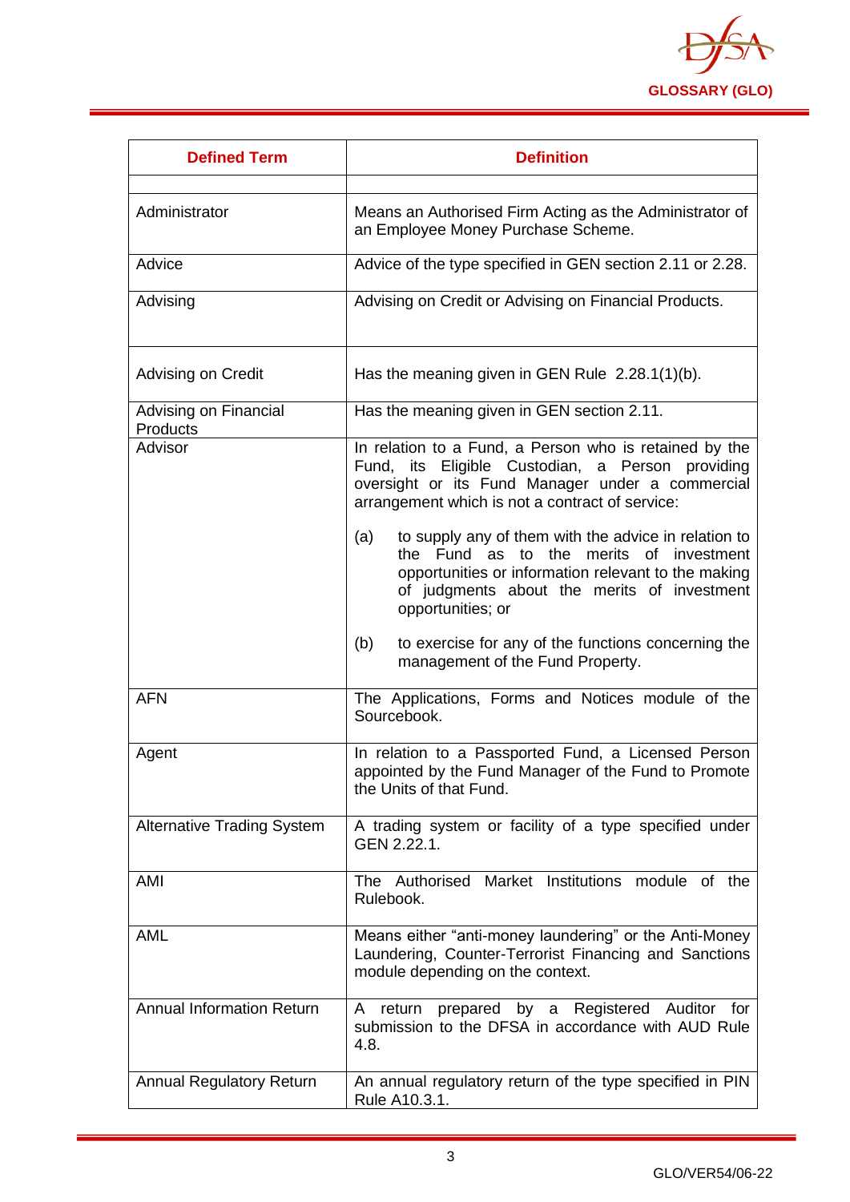| Defined Term | Definition |
|---|---|
| | |
| Administrator | Means an Authorised Firm Acting as the Administrator of an Employee Money Purchase Scheme. |
| Advice | Advice of the type specified in GEN section 2.11 or 2.28. |
| Advising | Advising on Credit or Advising on Financial Products. |
| Advising on Credit | Has the meaning given in GEN Rule 2.28.1(1)(b). |
| Advising on Financial Products | Has the meaning given in GEN section 2.11. |
| Advisor | In relation to a Fund, a Person who is retained by the Fund, its Eligible Custodian, a Person providing oversight or its Fund Manager under a commercial arrangement which is not a contract of service:<br><br>(a) to supply any of them with the advice in relation to the Fund as to the merits of investment opportunities or information relevant to the making of judgments about the merits of investment opportunities; or<br><br>(b) to exercise for any of the functions concerning the management of the Fund Property. |
| AFN | The Applications, Forms and Notices module of the Sourcebook. |
| Agent | In relation to a Passported Fund, a Licensed Person appointed by the Fund Manager of the Fund to Promote the Units of that Fund. |
| Alternative Trading System | A trading system or facility of a type specified under GEN 2.22.1. |
| AMI | The Authorised Market Institutions module of the Rulebook. |
| AML | Means either "anti-money laundering" or the Anti-Money Laundering, Counter-Terrorist Financing and Sanctions module depending on the context. |
| Annual Information Return | A return prepared by a Registered Auditor for submission to the DFSA in accordance with AUD Rule 4.8. |
| Annual Regulatory Return | An annual regulatory return of the type specified in PIN Rule A10.3.1. |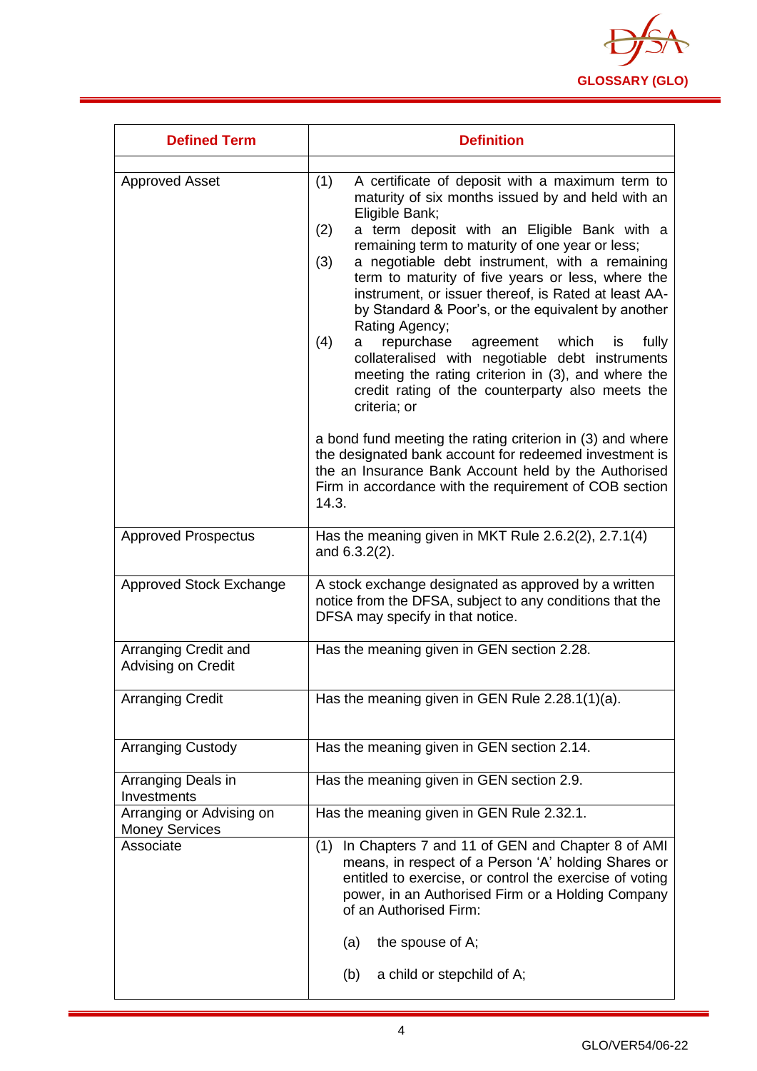| Defined Term | Definition |
|---|---|
| | |
| Approved Asset | (1) A certificate of deposit with a maximum term to maturity of six months issued by and held with an Eligible Bank;<br>(2) a term deposit with an Eligible Bank with a remaining term to maturity of one year or less;<br>(3) a negotiable debt instrument, with a remaining term to maturity of five years or less, where the instrument, or issuer thereof, is Rated at least AA- by Standard & Poor's, or the equivalent by another Rating Agency;<br>(4) a repurchase agreement which is fully collateralised with negotiable debt instruments meeting the rating criterion in (3), and where the credit rating of the counterparty also meets the criteria; or<br><br>a bond fund meeting the rating criterion in (3) and where the designated bank account for redeemed investment is the an Insurance Bank Account held by the Authorised Firm in accordance with the requirement of COB section 14.3. |
| Approved Prospectus | Has the meaning given in MKT Rule 2.6.2(2), 2.7.1(4) and 6.3.2(2). |
| Approved Stock Exchange | A stock exchange designated as approved by a written notice from the DFSA, subject to any conditions that the DFSA may specify in that notice. |
| Arranging Credit and Advising on Credit | Has the meaning given in GEN section 2.28. |
| Arranging Credit | Has the meaning given in GEN Rule 2.28.1(1)(a). |
| Arranging Custody | Has the meaning given in GEN section 2.14. |
| Arranging Deals in Investments | Has the meaning given in GEN section 2.9. |
| Arranging or Advising on Money Services | Has the meaning given in GEN Rule 2.32.1. |
| Associate | (1) In Chapters 7 and 11 of GEN and Chapter 8 of AMI means, in respect of a Person 'A' holding Shares or entitled to exercise, or control the exercise of voting power, in an Authorised Firm or a Holding Company of an Authorised Firm:<br><br>(a) the spouse of A;<br><br>(b) a child or stepchild of A; |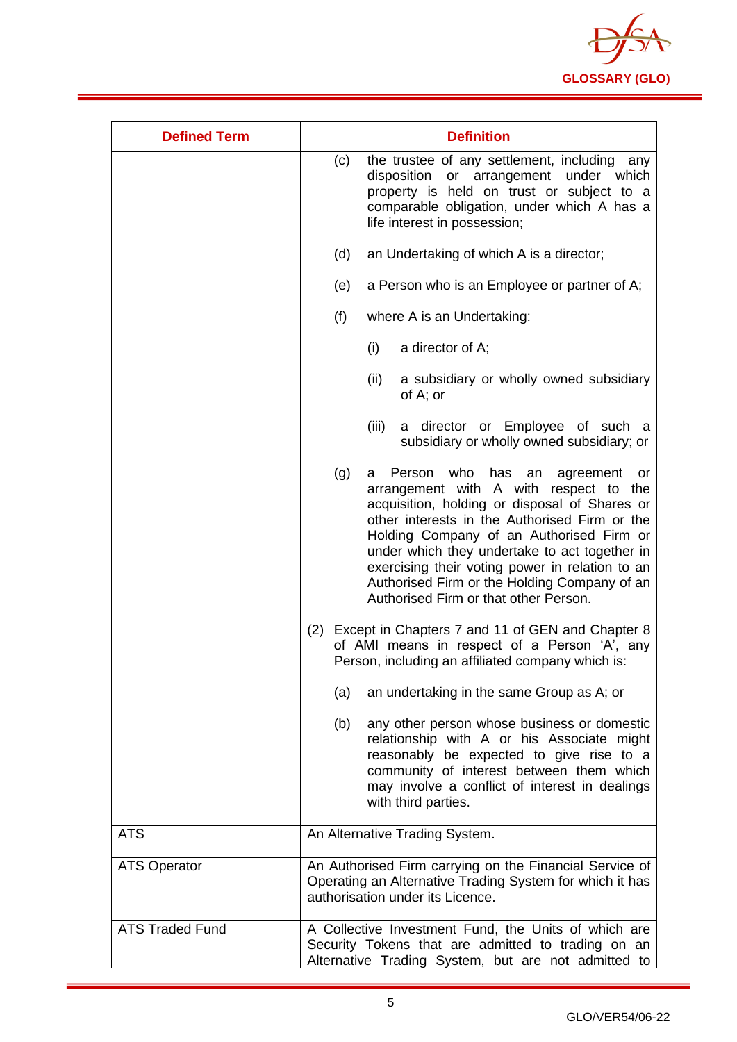| Defined Term | Definition |
|---|---|
| | (c) the trustee of any settlement, including any disposition or arrangement under which property is held on trust or subject to a comparable obligation, under which A has a life interest in possession;<br><br>(d) an Undertaking of which A is a director;<br><br>(e) a Person who is an Employee or partner of A;<br><br>(f) where A is an Undertaking:<br><br>(i) a director of A;<br><br>(ii) a subsidiary or wholly owned subsidiary of A; or<br><br>(iii) a director or Employee of such a subsidiary or wholly owned subsidiary; or<br><br>(g) a Person who has an agreement or arrangement with A with respect to the acquisition, holding or disposal of Shares or other interests in the Authorised Firm or the Holding Company of an Authorised Firm or under which they undertake to act together in exercising their voting power in relation to an Authorised Firm or the Holding Company of an Authorised Firm or that other Person.<br><br>(2) Except in Chapters 7 and 11 of GEN and Chapter 8 of AMI means in respect of a Person 'A', any Person, including an affiliated company which is:<br><br>(a) an undertaking in the same Group as A; or<br><br>(b) any other person whose business or domestic relationship with A or his Associate might reasonably be expected to give rise to a community of interest between them which may involve a conflict of interest in dealings with third parties. |
| ATS | An Alternative Trading System. |
| ATS Operator | An Authorised Firm carrying on the Financial Service of Operating an Alternative Trading System for which it has authorisation under its Licence. |
| ATS Traded Fund | A Collective Investment Fund, the Units of which are Security Tokens that are admitted to trading on an Alternative Trading System, but are not admitted to |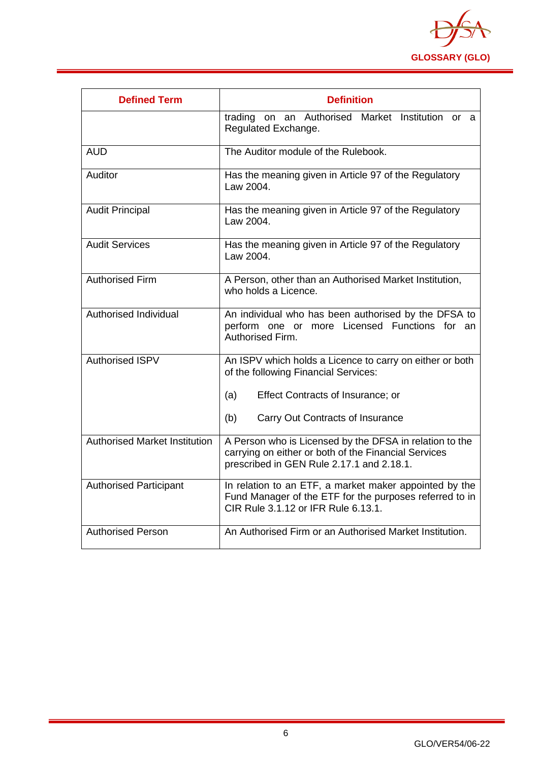| Defined Term | Definition |
|---|---|
| | trading on an Authorised Market Institution or a Regulated Exchange. |
| AUD | The Auditor module of the Rulebook. |
| Auditor | Has the meaning given in Article 97 of the Regulatory Law 2004. |
| Audit Principal | Has the meaning given in Article 97 of the Regulatory Law 2004. |
| Audit Services | Has the meaning given in Article 97 of the Regulatory Law 2004. |
| Authorised Firm | A Person, other than an Authorised Market Institution, who holds a Licence. |
| Authorised Individual | An individual who has been authorised by the DFSA to perform one or more Licensed Functions for an Authorised Firm. |
| Authorised ISPV | An ISPV which holds a Licence to carry on either or both of the following Financial Services:<br><br>(a) Effect Contracts of Insurance; or<br><br>(b) Carry Out Contracts of Insurance |
| Authorised Market Institution | A Person who is Licensed by the DFSA in relation to the carrying on either or both of the Financial Services prescribed in GEN Rule 2.17.1 and 2.18.1. |
| Authorised Participant | In relation to an ETF, a market maker appointed by the Fund Manager of the ETF for the purposes referred to in CIR Rule 3.1.12 or IFR Rule 6.13.1. |
| Authorised Person | An Authorised Firm or an Authorised Market Institution. |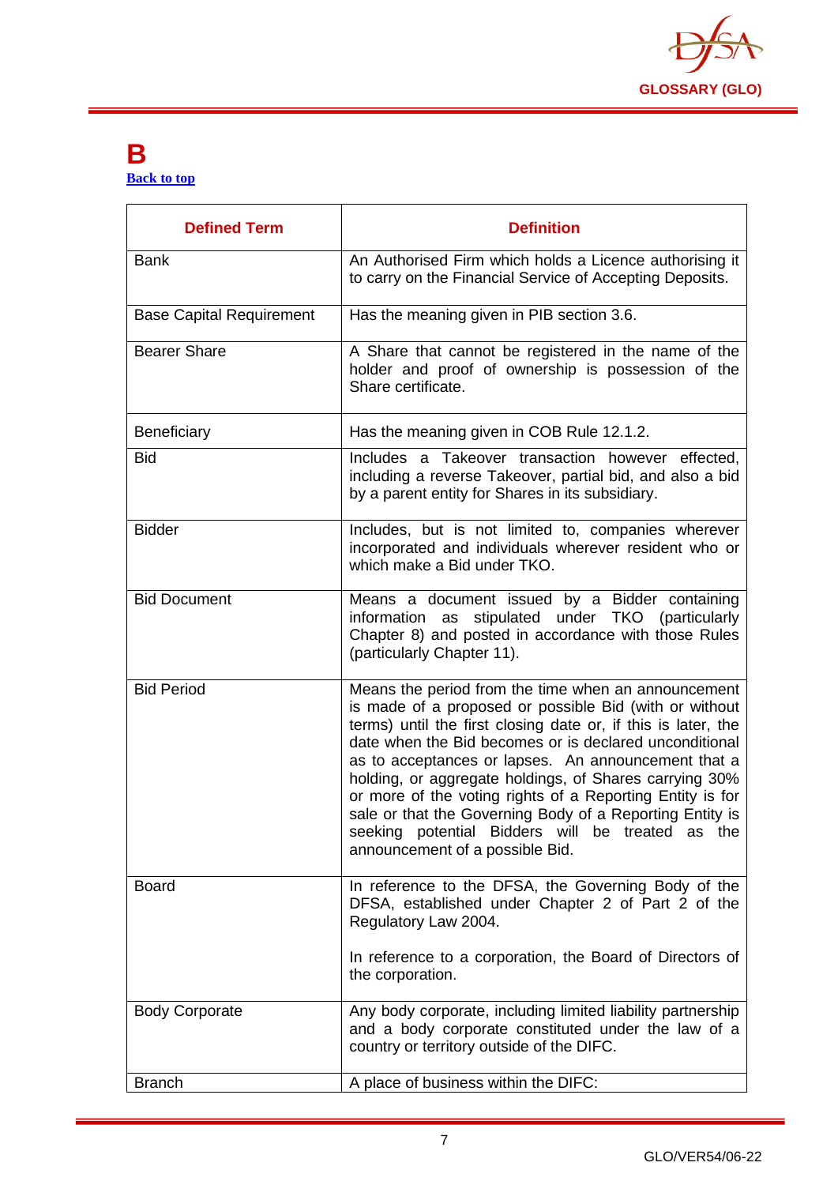# B

[Back to top]

| Defined Term | Definition |
|---|---|
| Bank | An Authorised Firm which holds a Licence authorising it to carry on the Financial Service of Accepting Deposits. |
| Base Capital Requirement | Has the meaning given in PIB section 3.6. |
| Bearer Share | A Share that cannot be registered in the name of the holder and proof of ownership is possession of the Share certificate. |
| Beneficiary | Has the meaning given in COB Rule 12.1.2. |
| Bid | Includes a Takeover transaction however effected, including a reverse Takeover, partial bid, and also a bid by a parent entity for Shares in its subsidiary. |
| Bidder | Includes, but is not limited to, companies wherever incorporated and individuals wherever resident who or which make a Bid under TKO. |
| Bid Document | Means a document issued by a Bidder containing information as stipulated under TKO (particularly Chapter 8) and posted in accordance with those Rules (particularly Chapter 11). |
| Bid Period | Means the period from the time when an announcement is made of a proposed or possible Bid (with or without terms) until the first closing date or, if this is later, the date when the Bid becomes or is declared unconditional as to acceptances or lapses. An announcement that a holding, or aggregate holdings, of Shares carrying 30% or more of the voting rights of a Reporting Entity is for sale or that the Governing Body of a Reporting Entity is seeking potential Bidders will be treated as the announcement of a possible Bid. |
| Board | In reference to the DFSA, the Governing Body of the DFSA, established under Chapter 2 of Part 2 of the Regulatory Law 2004.<br><br>In reference to a corporation, the Board of Directors of the corporation. |
| Body Corporate | Any body corporate, including limited liability partnership and a body corporate constituted under the law of a country or territory outside of the DIFC. |
| Branch | A place of business within the DIFC: |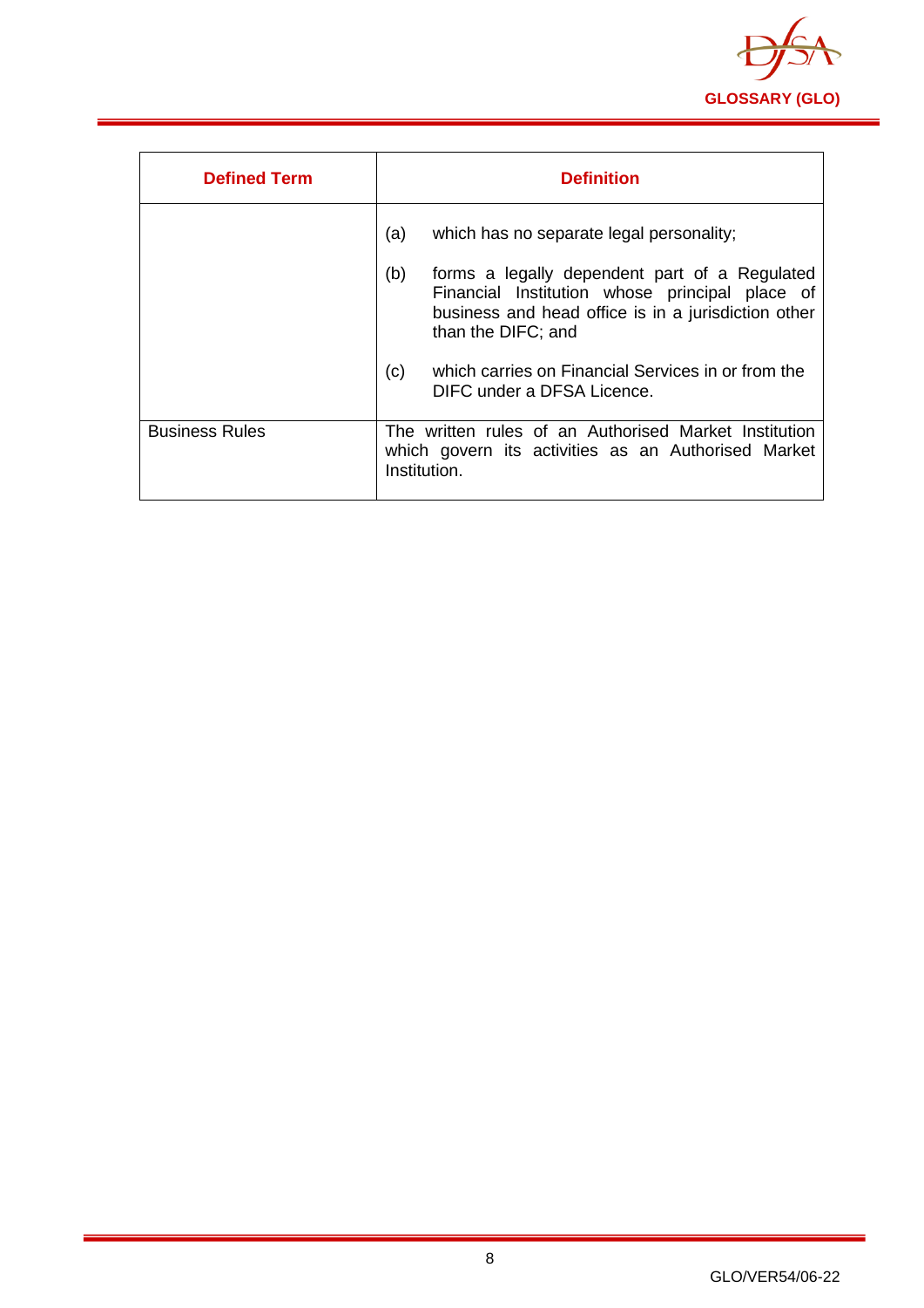| Defined Term | Definition |
|---|---|
| | (a) which has no separate legal personality;<br><br>(b) forms a legally dependent part of a Regulated Financial Institution whose principal place of business and head office is in a jurisdiction other than the DIFC; and<br><br>(c) which carries on Financial Services in or from the DIFC under a DFSA Licence. |
| Business Rules | The written rules of an Authorised Market Institution which govern its activities as an Authorised Market Institution. |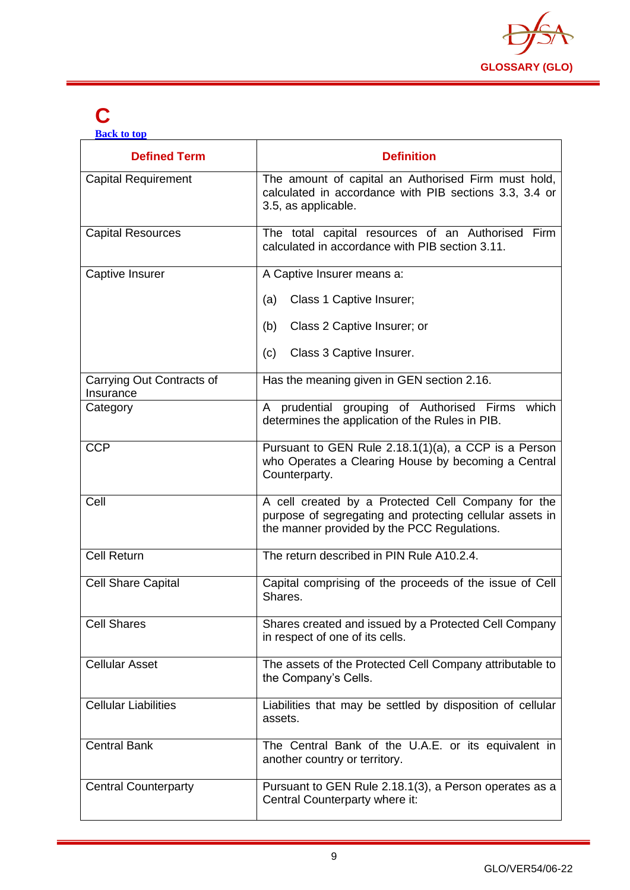# C

[Back to top]

| Defined Term | Definition |
|---|---|
| Capital Requirement | The amount of capital an Authorised Firm must hold, calculated in accordance with PIB sections 3.3, 3.4 or 3.5, as applicable. |
| Capital Resources | The total capital resources of an Authorised Firm calculated in accordance with PIB section 3.11. |
| Captive Insurer | A Captive Insurer means a:<br><br>(a) Class 1 Captive Insurer;<br><br>(b) Class 2 Captive Insurer; or<br><br>(c) Class 3 Captive Insurer. |
| Carrying Out Contracts of Insurance | Has the meaning given in GEN section 2.16. |
| Category | A prudential grouping of Authorised Firms which determines the application of the Rules in PIB. |
| CCP | Pursuant to GEN Rule 2.18.1(1)(a), a CCP is a Person who Operates a Clearing House by becoming a Central Counterparty. |
| Cell | A cell created by a Protected Cell Company for the purpose of segregating and protecting cellular assets in the manner provided by the PCC Regulations. |
| Cell Return | The return described in PIN Rule A10.2.4. |
| Cell Share Capital | Capital comprising of the proceeds of the issue of Cell Shares. |
| Cell Shares | Shares created and issued by a Protected Cell Company in respect of one of its cells. |
| Cellular Asset | The assets of the Protected Cell Company attributable to the Company's Cells. |
| Cellular Liabilities | Liabilities that may be settled by disposition of cellular assets. |
| Central Bank | The Central Bank of the U.A.E. or its equivalent in another country or territory. |
| Central Counterparty | Pursuant to GEN Rule 2.18.1(3), a Person operates as a Central Counterparty where it: |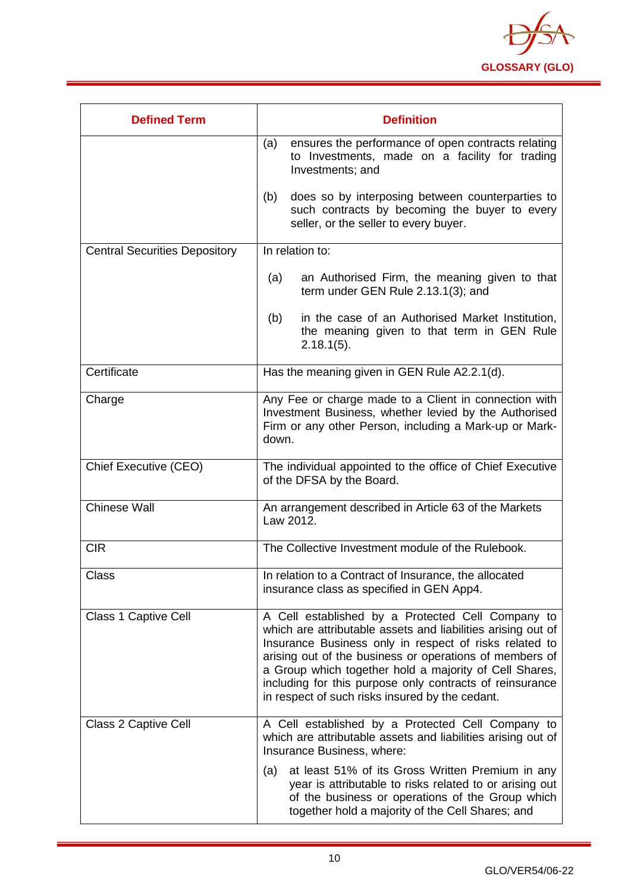| Defined Term | Definition |
|---|---|
| | (a) ensures the performance of open contracts relating to Investments, made on a facility for trading Investments; and<br><br>(b) does so by interposing between counterparties to such contracts by becoming the buyer to every seller, or the seller to every buyer. |
| Central Securities Depository | In relation to:<br><br>(a) an Authorised Firm, the meaning given to that term under GEN Rule 2.13.1(3); and<br><br>(b) in the case of an Authorised Market Institution, the meaning given to that term in GEN Rule 2.18.1(5). |
| Certificate | Has the meaning given in GEN Rule A2.2.1(d). |
| Charge | Any Fee or charge made to a Client in connection with Investment Business, whether levied by the Authorised Firm or any other Person, including a Mark-up or Mark-down. |
| Chief Executive (CEO) | The individual appointed to the office of Chief Executive of the DFSA by the Board. |
| Chinese Wall | An arrangement described in Article 63 of the Markets Law 2012. |
| CIR | The Collective Investment module of the Rulebook. |
| Class | In relation to a Contract of Insurance, the allocated insurance class as specified in GEN App4. |
| Class 1 Captive Cell | A Cell established by a Protected Cell Company to which are attributable assets and liabilities arising out of Insurance Business only in respect of risks related to arising out of the business or operations of members of a Group which together hold a majority of Cell Shares, including for this purpose only contracts of reinsurance in respect of such risks insured by the cedant. |
| Class 2 Captive Cell | A Cell established by a Protected Cell Company to which are attributable assets and liabilities arising out of Insurance Business, where:<br><br>(a) at least 51% of its Gross Written Premium in any year is attributable to risks related to or arising out of the business or operations of the Group which together hold a majority of the Cell Shares; and |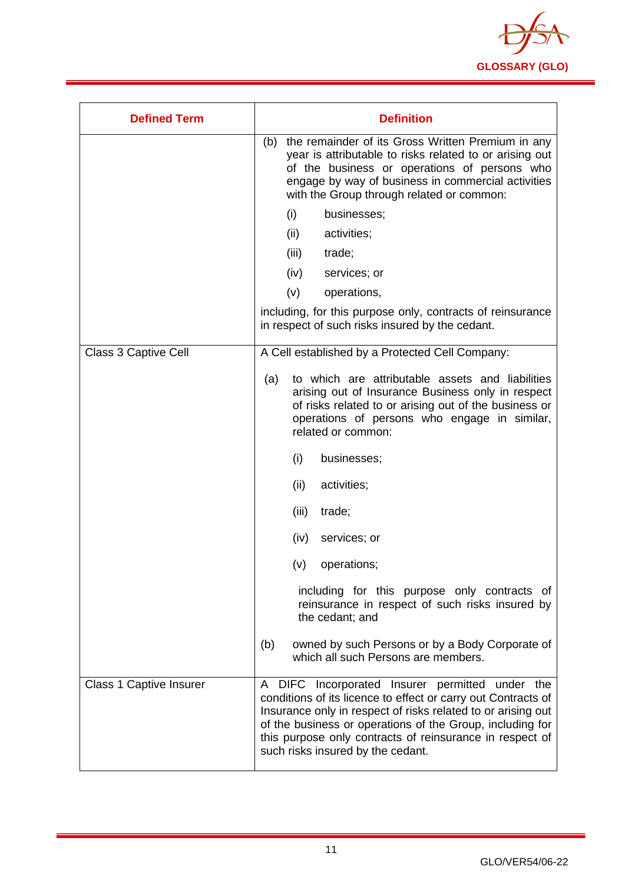| Defined Term | Definition |
|---|---|
| | (b) the remainder of its Gross Written Premium in any year is attributable to risks related to or arising out of the business or operations of persons who engage by way of business in commercial activities with the Group through related or common:<br><br>(i) businesses;<br><br>(ii) activities;<br><br>(iii) trade;<br><br>(iv) services; or<br><br>(v) operations,<br><br>including, for this purpose only, contracts of reinsurance in respect of such risks insured by the cedant. |
| Class 3 Captive Cell | A Cell established by a Protected Cell Company:<br><br>(a) to which are attributable assets and liabilities arising out of Insurance Business only in respect of risks related to or arising out of the business or operations of persons who engage in similar, related or common:<br><br>(i) businesses;<br><br>(ii) activities;<br><br>(iii) trade;<br><br>(iv) services; or<br><br>(v) operations;<br><br>including for this purpose only contracts of reinsurance in respect of such risks insured by the cedant; and<br><br>(b) owned by such Persons or by a Body Corporate of which all such Persons are members. |
| Class 1 Captive Insurer | A DIFC Incorporated Insurer permitted under the conditions of its licence to effect or carry out Contracts of Insurance only in respect of risks related to or arising out of the business or operations of the Group, including for this purpose only contracts of reinsurance in respect of such risks insured by the cedant. |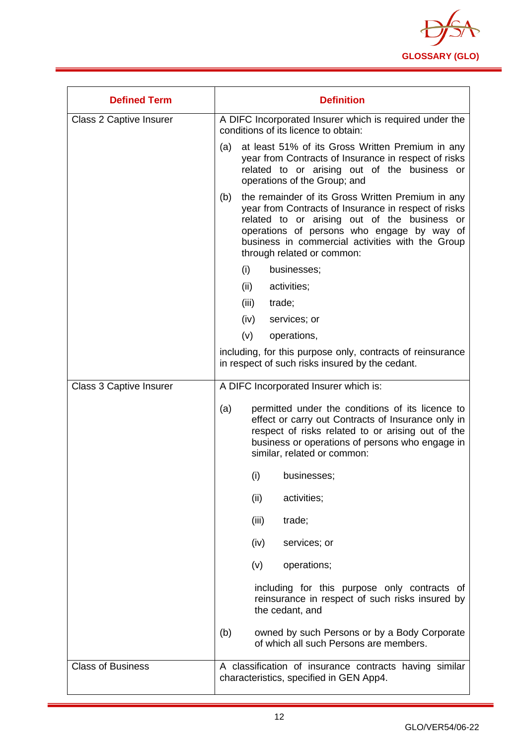| Defined Term | Definition |
|---|---|
| Class 2 Captive Insurer | A DIFC Incorporated Insurer which is required under the conditions of its licence to obtain:<br><br>(a) at least 51% of its Gross Written Premium in any year from Contracts of Insurance in respect of risks related to or arising out of the business or operations of the Group; and<br><br>(b) the remainder of its Gross Written Premium in any year from Contracts of Insurance in respect of risks related to or arising out of the business or operations of persons who engage by way of business in commercial activities with the Group through related or common:<br><br>(i) businesses;<br>(ii) activities;<br>(iii) trade;<br>(iv) services; or<br>(v) operations,<br><br>including, for this purpose only, contracts of reinsurance in respect of such risks insured by the cedant. |
| Class 3 Captive Insurer | A DIFC Incorporated Insurer which is:<br><br>(a) permitted under the conditions of its licence to effect or carry out Contracts of Insurance only in respect of risks related to or arising out of the business or operations of persons who engage in similar, related or common:<br><br>(i) businesses;<br>(ii) activities;<br>(iii) trade;<br>(iv) services; or<br>(v) operations;<br><br>including for this purpose only contracts of reinsurance in respect of such risks insured by the cedant, and<br><br>(b) owned by such Persons or by a Body Corporate of which all such Persons are members. |
| Class of Business | A classification of insurance contracts having similar characteristics, specified in GEN App4. |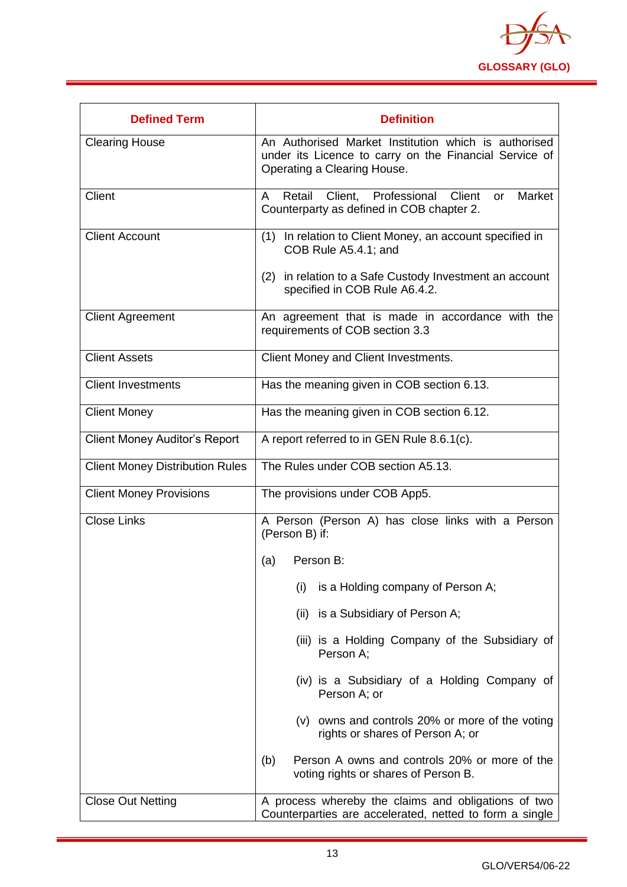| Defined Term | Definition |
|---|---|
| Clearing House | An Authorised Market Institution which is authorised under its Licence to carry on the Financial Service of Operating a Clearing House. |
| Client | A Retail Client, Professional Client or Market Counterparty as defined in COB chapter 2. |
| Client Account | (1) In relation to Client Money, an account specified in COB Rule A5.4.1; and<br><br>(2) in relation to a Safe Custody Investment an account specified in COB Rule A6.4.2. |
| Client Agreement | An agreement that is made in accordance with the requirements of COB section 3.3 |
| Client Assets | Client Money and Client Investments. |
| Client Investments | Has the meaning given in COB section 6.13. |
| Client Money | Has the meaning given in COB section 6.12. |
| Client Money Auditor's Report | A report referred to in GEN Rule 8.6.1(c). |
| Client Money Distribution Rules | The Rules under COB section A5.13. |
| Client Money Provisions | The provisions under COB App5. |
| Close Links | A Person (Person A) has close links with a Person (Person B) if:<br><br>(a) Person B:<br><br>(i) is a Holding company of Person A;<br><br>(ii) is a Subsidiary of Person A;<br><br>(iii) is a Holding Company of the Subsidiary of Person A;<br><br>(iv) is a Subsidiary of a Holding Company of Person A; or<br><br>(v) owns and controls 20% or more of the voting rights or shares of Person A; or<br><br>(b) Person A owns and controls 20% or more of the voting rights or shares of Person B. |
| Close Out Netting | A process whereby the claims and obligations of two Counterparties are accelerated, netted to form a single |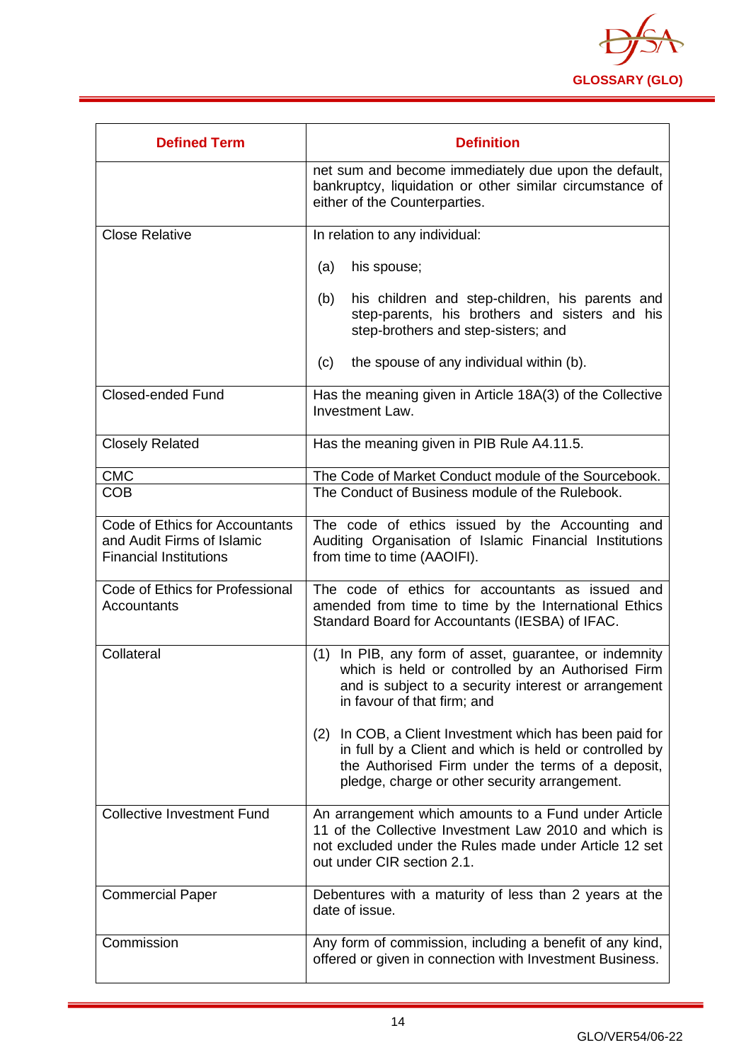| Defined Term | Definition |
|---|---|
| | net sum and become immediately due upon the default, bankruptcy, liquidation or other similar circumstance of either of the Counterparties. |
| Close Relative | In relation to any individual:<br><br>(a) his spouse;<br><br>(b) his children and step-children, his parents and step-parents, his brothers and sisters and his step-brothers and step-sisters; and<br><br>(c) the spouse of any individual within (b). |
| Closed-ended Fund | Has the meaning given in Article 18A(3) of the Collective Investment Law. |
| Closely Related | Has the meaning given in PIB Rule A4.11.5. |
| CMC | The Code of Market Conduct module of the Sourcebook. |
| COB | The Conduct of Business module of the Rulebook. |
| Code of Ethics for Accountants and Audit Firms of Islamic Financial Institutions | The code of ethics issued by the Accounting and Auditing Organisation of Islamic Financial Institutions from time to time (AAOIFI). |
| Code of Ethics for Professional Accountants | The code of ethics for accountants as issued and amended from time to time by the International Ethics Standard Board for Accountants (IESBA) of IFAC. |
| Collateral | (1) In PIB, any form of asset, guarantee, or indemnity which is held or controlled by an Authorised Firm and is subject to a security interest or arrangement in favour of that firm; and<br><br>(2) In COB, a Client Investment which has been paid for in full by a Client and which is held or controlled by the Authorised Firm under the terms of a deposit, pledge, charge or other security arrangement. |
| Collective Investment Fund | An arrangement which amounts to a Fund under Article 11 of the Collective Investment Law 2010 and which is not excluded under the Rules made under Article 12 set out under CIR section 2.1. |
| Commercial Paper | Debentures with a maturity of less than 2 years at the date of issue. |
| Commission | Any form of commission, including a benefit of any kind, offered or given in connection with Investment Business. |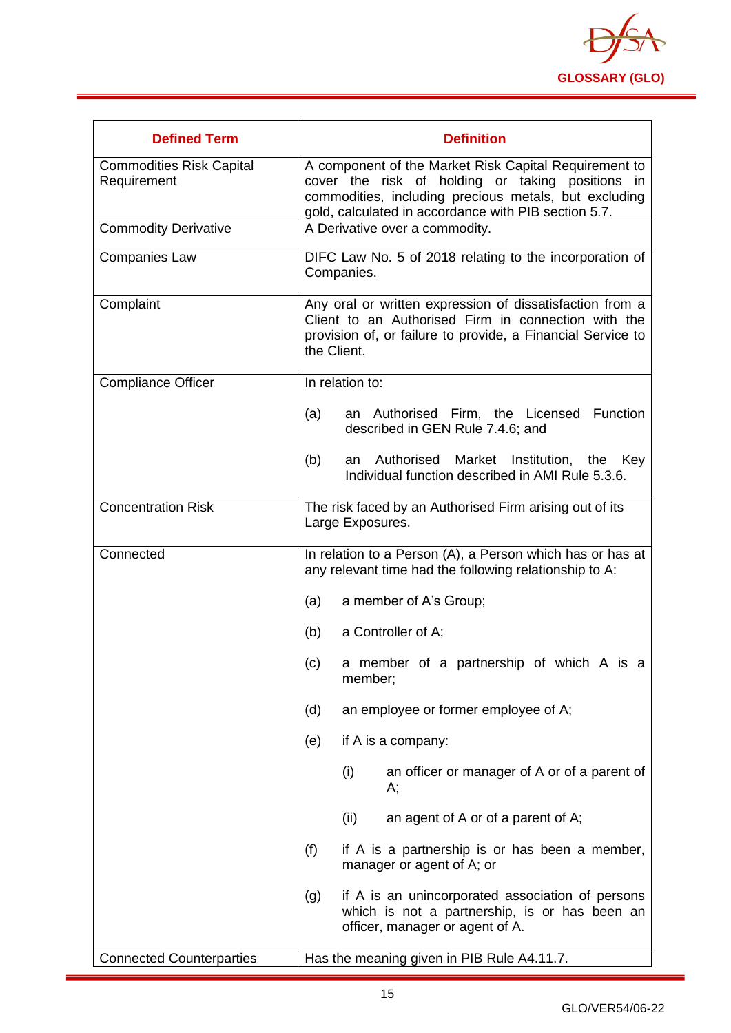| Defined Term | Definition |
|---|---|
| Commodities Risk Capital Requirement | A component of the Market Risk Capital Requirement to cover the risk of holding or taking positions in commodities, including precious metals, but excluding gold, calculated in accordance with PIB section 5.7. |
| Commodity Derivative | A Derivative over a commodity. |
| Companies Law | DIFC Law No. 5 of 2018 relating to the incorporation of Companies. |
| Complaint | Any oral or written expression of dissatisfaction from a Client to an Authorised Firm in connection with the provision of, or failure to provide, a Financial Service to the Client. |
| Compliance Officer | In relation to:<br><br>(a) an Authorised Firm, the Licensed Function described in GEN Rule 7.4.6; and<br><br>(b) an Authorised Market Institution, the Key Individual function described in AMI Rule 5.3.6. |
| Concentration Risk | The risk faced by an Authorised Firm arising out of its Large Exposures. |
| Connected | In relation to a Person (A), a Person which has or has at any relevant time had the following relationship to A:<br><br>(a) a member of A's Group;<br><br>(b) a Controller of A;<br><br>(c) a member of a partnership of which A is a member;<br><br>(d) an employee or former employee of A;<br><br>(e) if A is a company:<br><br>(i) an officer or manager of A or of a parent of A;<br><br>(ii) an agent of A or of a parent of A;<br><br>(f) if A is a partnership is or has been a member, manager or agent of A; or<br><br>(g) if A is an unincorporated association of persons which is not a partnership, is or has been an officer, manager or agent of A. |
| Connected Counterparties | Has the meaning given in PIB Rule A4.11.7. |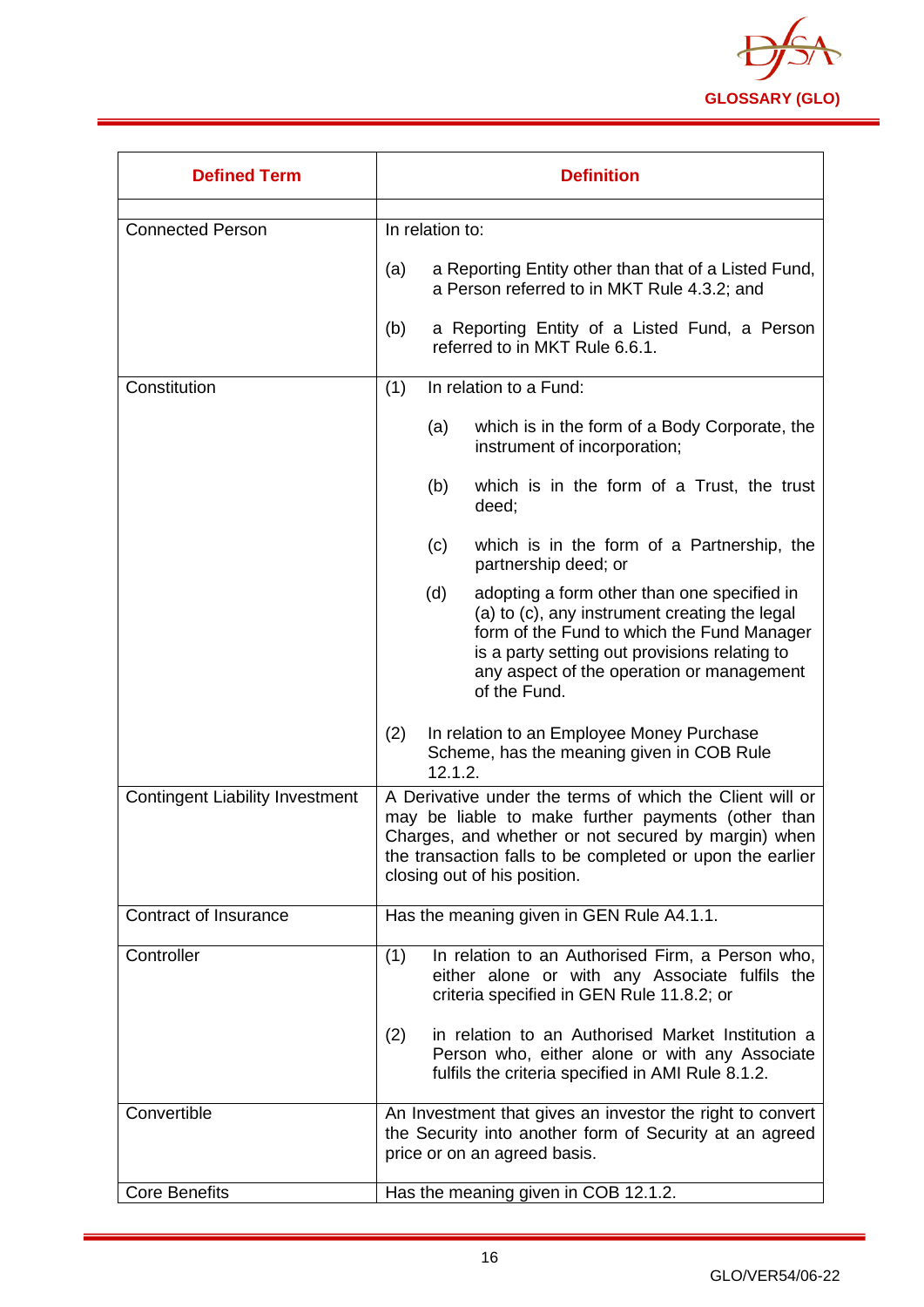| Defined Term | Definition |
|---|---|
| | |
| Connected Person | In relation to:<br><br>(a) a Reporting Entity other than that of a Listed Fund, a Person referred to in MKT Rule 4.3.2; and<br><br>(b) a Reporting Entity of a Listed Fund, a Person referred to in MKT Rule 6.6.1. |
| Constitution | (1) In relation to a Fund:<br><br>(a) which is in the form of a Body Corporate, the instrument of incorporation;<br><br>(b) which is in the form of a Trust, the trust deed;<br><br>(c) which is in the form of a Partnership, the partnership deed; or<br><br>(d) adopting a form other than one specified in (a) to (c), any instrument creating the legal form of the Fund to which the Fund Manager is a party setting out provisions relating to any aspect of the operation or management of the Fund.<br><br>(2) In relation to an Employee Money Purchase Scheme, has the meaning given in COB Rule 12.1.2. |
| Contingent Liability Investment | A Derivative under the terms of which the Client will or may be liable to make further payments (other than Charges, and whether or not secured by margin) when the transaction falls to be completed or upon the earlier closing out of his position. |
| Contract of Insurance | Has the meaning given in GEN Rule A4.1.1. |
| Controller | (1) In relation to an Authorised Firm, a Person who, either alone or with any Associate fulfils the criteria specified in GEN Rule 11.8.2; or<br><br>(2) in relation to an Authorised Market Institution a Person who, either alone or with any Associate fulfils the criteria specified in AMI Rule 8.1.2. |
| Convertible | An Investment that gives an investor the right to convert the Security into another form of Security at an agreed price or on an agreed basis. |
| Core Benefits | Has the meaning given in COB 12.1.2. |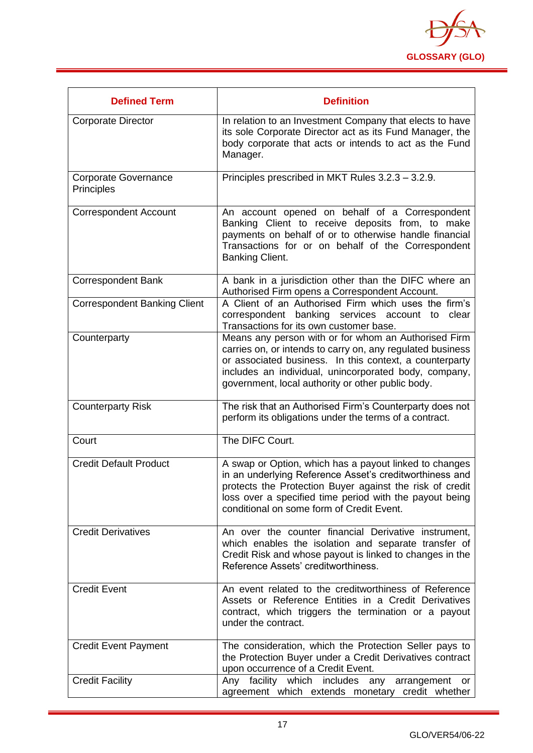| Defined Term | Definition |
|---|---|
| Corporate Director | In relation to an Investment Company that elects to have its sole Corporate Director act as its Fund Manager, the body corporate that acts or intends to act as the Fund Manager. |
| Corporate Governance Principles | Principles prescribed in MKT Rules 3.2.3 – 3.2.9. |
| Correspondent Account | An account opened on behalf of a Correspondent Banking Client to receive deposits from, to make payments on behalf of or to otherwise handle financial Transactions for or on behalf of the Correspondent Banking Client. |
| Correspondent Bank | A bank in a jurisdiction other than the DIFC where an Authorised Firm opens a Correspondent Account. |
| Correspondent Banking Client | A Client of an Authorised Firm which uses the firm's correspondent banking services account to clear Transactions for its own customer base. |
| Counterparty | Means any person with or for whom an Authorised Firm carries on, or intends to carry on, any regulated business or associated business. In this context, a counterparty includes an individual, unincorporated body, company, government, local authority or other public body. |
| Counterparty Risk | The risk that an Authorised Firm's Counterparty does not perform its obligations under the terms of a contract. |
| Court | The DIFC Court. |
| Credit Default Product | A swap or Option, which has a payout linked to changes in an underlying Reference Asset's creditworthiness and protects the Protection Buyer against the risk of credit loss over a specified time period with the payout being conditional on some form of Credit Event. |
| Credit Derivatives | An over the counter financial Derivative instrument, which enables the isolation and separate transfer of Credit Risk and whose payout is linked to changes in the Reference Assets' creditworthiness. |
| Credit Event | An event related to the creditworthiness of Reference Assets or Reference Entities in a Credit Derivatives contract, which triggers the termination or a payout under the contract. |
| Credit Event Payment | The consideration, which the Protection Seller pays to the Protection Buyer under a Credit Derivatives contract upon occurrence of a Credit Event. |
| Credit Facility | Any facility which includes any arrangement or agreement which extends monetary credit whether |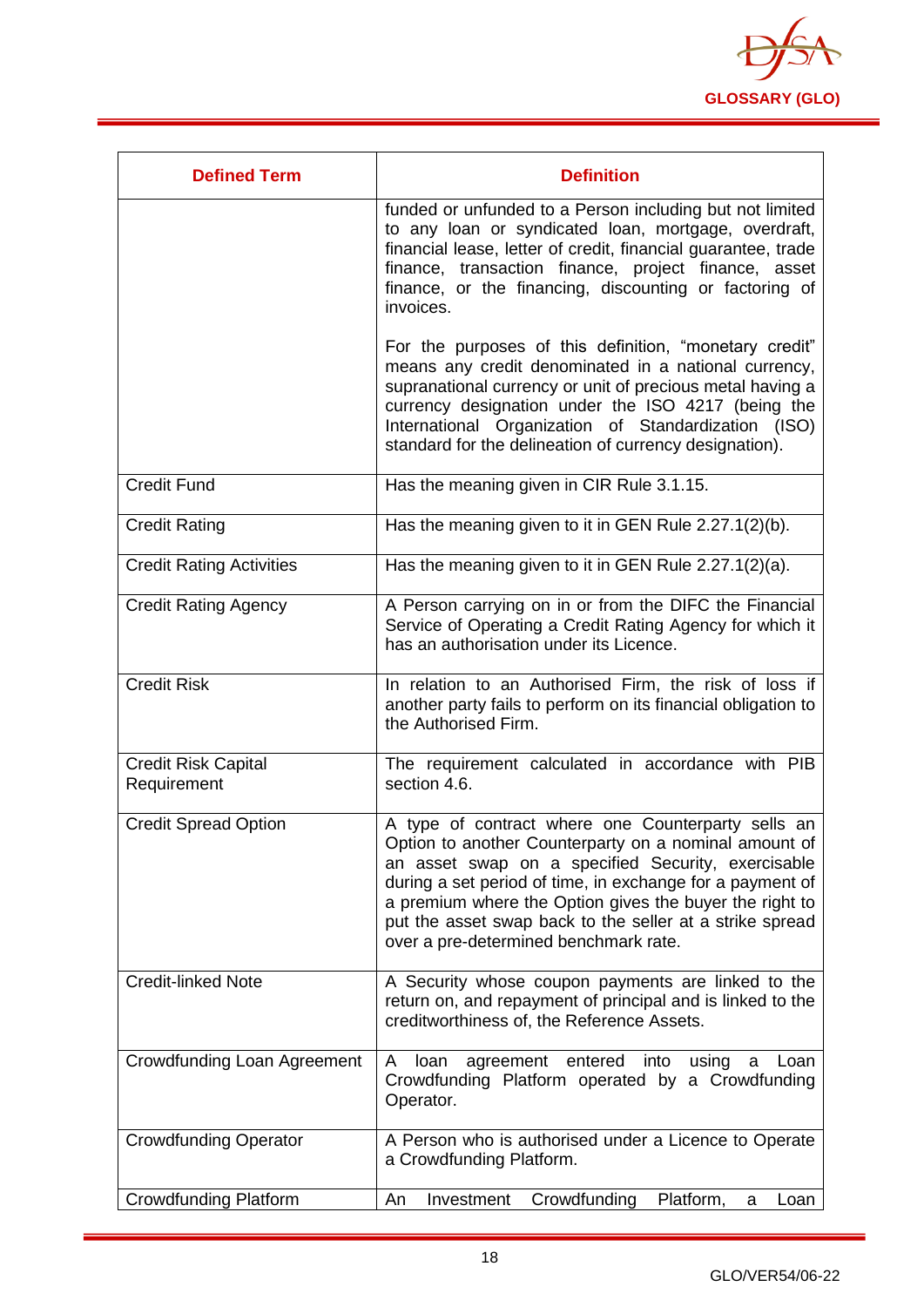| Defined Term | Definition |
|---|---|
| | funded or unfunded to a Person including but not limited to any loan or syndicated loan, mortgage, overdraft, financial lease, letter of credit, financial guarantee, trade finance, transaction finance, project finance, asset finance, or the financing, discounting or factoring of invoices.<br><br>For the purposes of this definition, "monetary credit" means any credit denominated in a national currency, supranational currency or unit of precious metal having a currency designation under the ISO 4217 (being the International Organization of Standardization (ISO) standard for the delineation of currency designation). |
| Credit Fund | Has the meaning given in CIR Rule 3.1.15. |
| Credit Rating | Has the meaning given to it in GEN Rule 2.27.1(2)(b). |
| Credit Rating Activities | Has the meaning given to it in GEN Rule 2.27.1(2)(a). |
| Credit Rating Agency | A Person carrying on in or from the DIFC the Financial Service of Operating a Credit Rating Agency for which it has an authorisation under its Licence. |
| Credit Risk | In relation to an Authorised Firm, the risk of loss if another party fails to perform on its financial obligation to the Authorised Firm. |
| Credit Risk Capital Requirement | The requirement calculated in accordance with PIB section 4.6. |
| Credit Spread Option | A type of contract where one Counterparty sells an Option to another Counterparty on a nominal amount of an asset swap on a specified Security, exercisable during a set period of time, in exchange for a payment of a premium where the Option gives the buyer the right to put the asset swap back to the seller at a strike spread over a pre-determined benchmark rate. |
| Credit-linked Note | A Security whose coupon payments are linked to the return on, and repayment of principal and is linked to the creditworthiness of, the Reference Assets. |
| Crowdfunding Loan Agreement | A loan agreement entered into using a Loan Crowdfunding Platform operated by a Crowdfunding Operator. |
| Crowdfunding Operator | A Person who is authorised under a Licence to Operate a Crowdfunding Platform. |
| Crowdfunding Platform | An Investment Crowdfunding Platform, a Loan |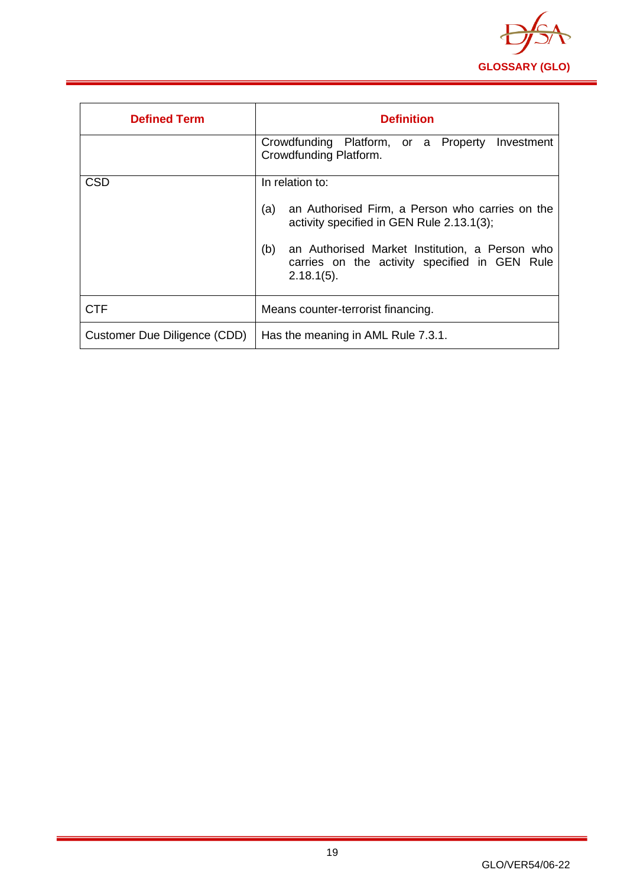| Defined Term | Definition |
|---|---|
| | Crowdfunding Platform, or a Property Investment Crowdfunding Platform. |
| CSD | In relation to:<br><br>(a) an Authorised Firm, a Person who carries on the activity specified in GEN Rule 2.13.1(3);<br><br>(b) an Authorised Market Institution, a Person who carries on the activity specified in GEN Rule 2.18.1(5). |
| CTF | Means counter-terrorist financing. |
| Customer Due Diligence (CDD) | Has the meaning in AML Rule 7.3.1. |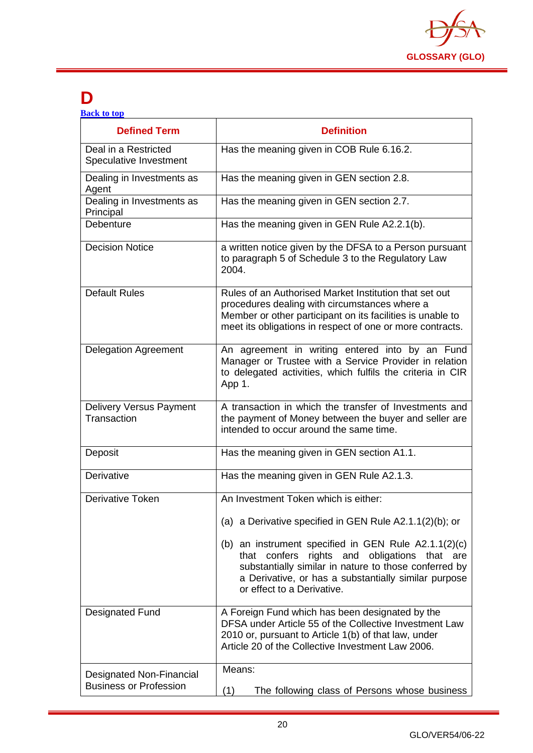# D

[Back to top](#)

| Defined Term | Definition |
|---|---|
| Deal in a Restricted Speculative Investment | Has the meaning given in COB Rule 6.16.2. |
| Dealing in Investments as Agent | Has the meaning given in GEN section 2.8. |
| Dealing in Investments as Principal | Has the meaning given in GEN section 2.7. |
| Debenture | Has the meaning given in GEN Rule A2.2.1(b). |
| Decision Notice | a written notice given by the DFSA to a Person pursuant to paragraph 5 of Schedule 3 to the Regulatory Law 2004. |
| Default Rules | Rules of an Authorised Market Institution that set out procedures dealing with circumstances where a Member or other participant on its facilities is unable to meet its obligations in respect of one or more contracts. |
| Delegation Agreement | An agreement in writing entered into by an Fund Manager or Trustee with a Service Provider in relation to delegated activities, which fulfils the criteria in CIR App 1. |
| Delivery Versus Payment Transaction | A transaction in which the transfer of Investments and the payment of Money between the buyer and seller are intended to occur around the same time. |
| Deposit | Has the meaning given in GEN section A1.1. |
| Derivative | Has the meaning given in GEN Rule A2.1.3. |
| Derivative Token | An Investment Token which is either:<br><br>(a) a Derivative specified in GEN Rule A2.1.1(2)(b); or<br><br>(b) an instrument specified in GEN Rule A2.1.1(2)(c) that confers rights and obligations that are substantially similar in nature to those conferred by a Derivative, or has a substantially similar purpose or effect to a Derivative. |
| Designated Fund | A Foreign Fund which has been designated by the DFSA under Article 55 of the Collective Investment Law 2010 or, pursuant to Article 1(b) of that law, under Article 20 of the Collective Investment Law 2006. |
| Designated Non-Financial Business or Profession | Means:<br><br>(1) The following class of Persons whose business |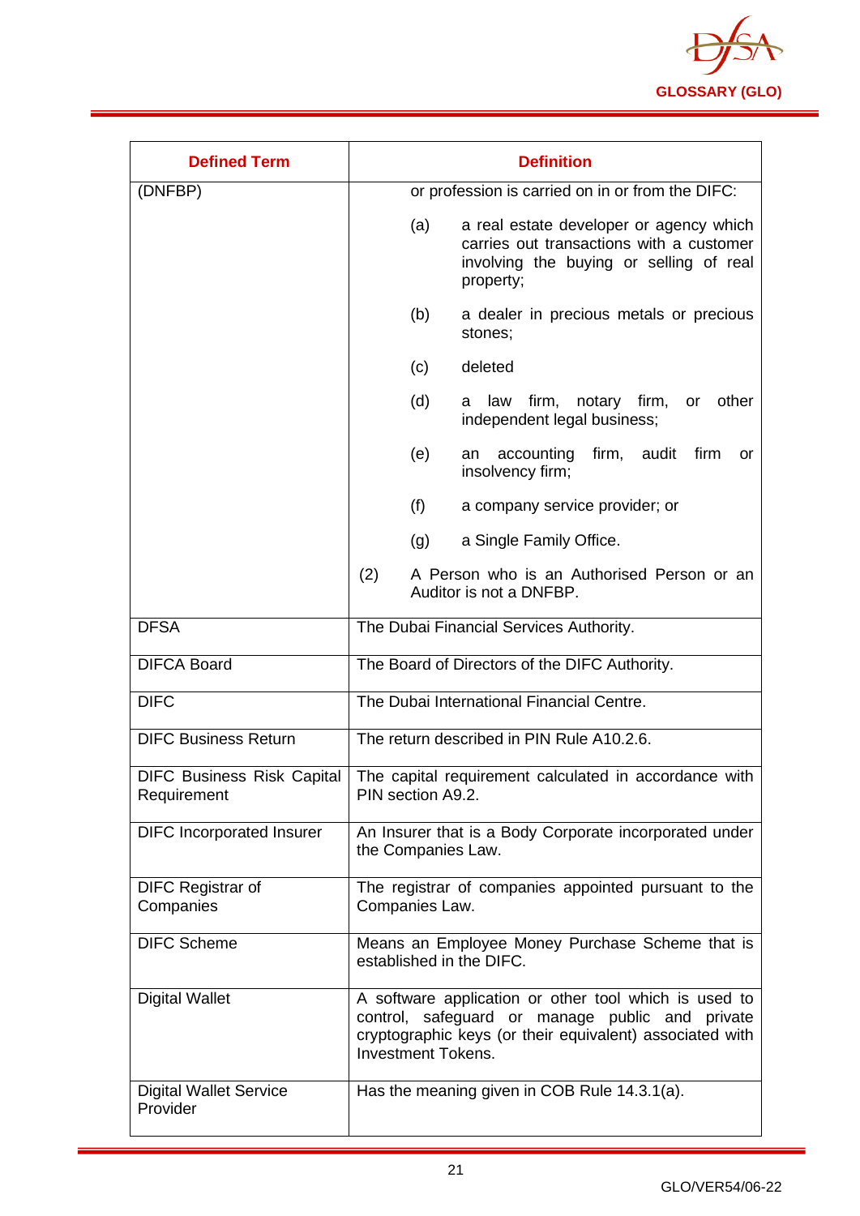| Defined Term | Definition |
|---|---|
| (DNFBP) | or profession is carried on in or from the DIFC:<br><br>(a) a real estate developer or agency which carries out transactions with a customer involving the buying or selling of real property;<br><br>(b) a dealer in precious metals or precious stones;<br><br>(c) deleted<br><br>(d) a law firm, notary firm, or other independent legal business;<br><br>(e) an accounting firm, audit firm or insolvency firm;<br><br>(f) a company service provider; or<br><br>(g) a Single Family Office.<br><br>(2) A Person who is an Authorised Person or an Auditor is not a DNFBP. |
| DFSA | The Dubai Financial Services Authority. |
| DIFCA Board | The Board of Directors of the DIFC Authority. |
| DIFC | The Dubai International Financial Centre. |
| DIFC Business Return | The return described in PIN Rule A10.2.6. |
| DIFC Business Risk Capital Requirement | The capital requirement calculated in accordance with PIN section A9.2. |
| DIFC Incorporated Insurer | An Insurer that is a Body Corporate incorporated under the Companies Law. |
| DIFC Registrar of Companies | The registrar of companies appointed pursuant to the Companies Law. |
| DIFC Scheme | Means an Employee Money Purchase Scheme that is established in the DIFC. |
| Digital Wallet | A software application or other tool which is used to control, safeguard or manage public and private cryptographic keys (or their equivalent) associated with Investment Tokens. |
| Digital Wallet Service Provider | Has the meaning given in COB Rule 14.3.1(a). |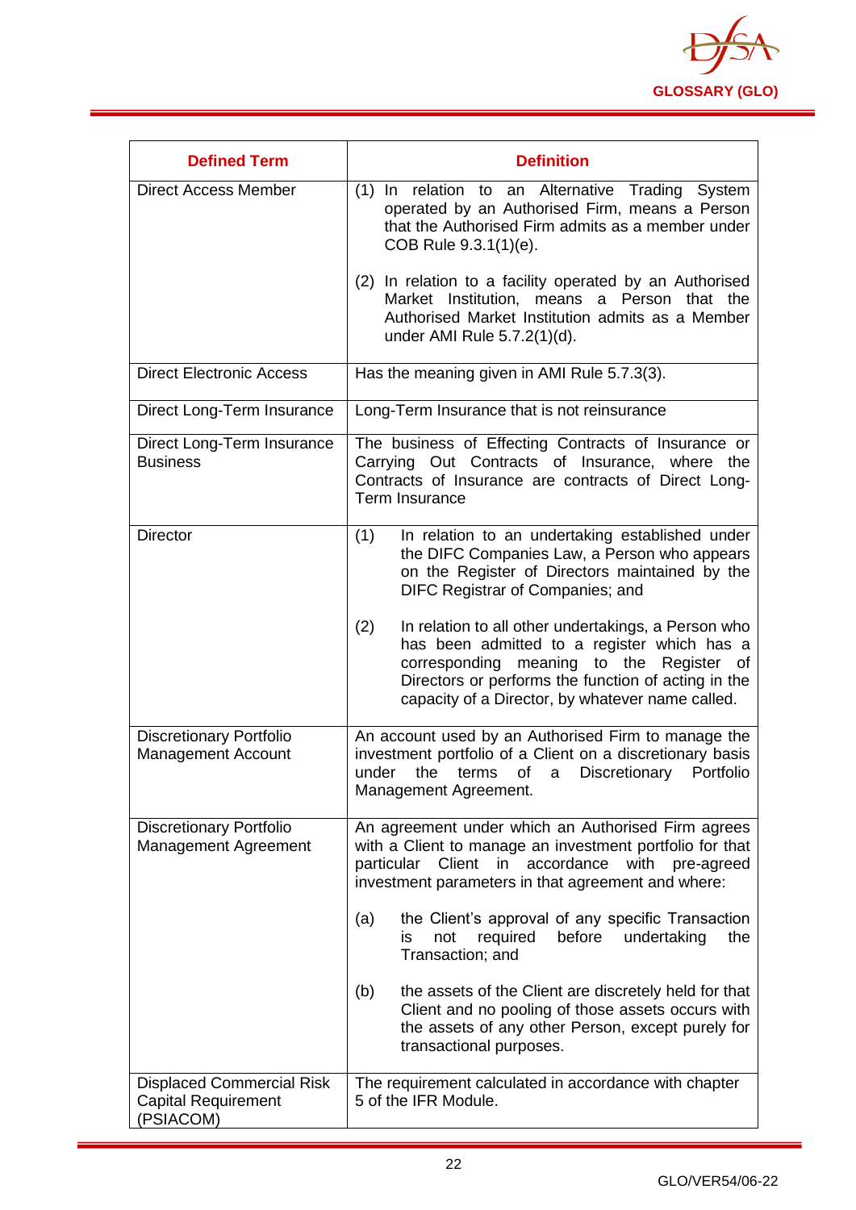| Defined Term | Definition |
| --- | --- |
| Direct Access Member | (1) In relation to an Alternative Trading System operated by an Authorised Firm, means a Person that the Authorised Firm admits as a member under COB Rule 9.3.1(1)(e).<br><br>(2) In relation to a facility operated by an Authorised Market Institution, means a Person that the Authorised Market Institution admits as a Member under AMI Rule 5.7.2(1)(d). |
| Direct Electronic Access | Has the meaning given in AMI Rule 5.7.3(3). |
| Direct Long-Term Insurance | Long-Term Insurance that is not reinsurance |
| Direct Long-Term Insurance Business | The business of Effecting Contracts of Insurance or Carrying Out Contracts of Insurance, where the Contracts of Insurance are contracts of Direct Long-Term Insurance |
| Director | (1) In relation to an undertaking established under the DIFC Companies Law, a Person who appears on the Register of Directors maintained by the DIFC Registrar of Companies; and<br><br>(2) In relation to all other undertakings, a Person who has been admitted to a register which has a corresponding meaning to the Register of Directors or performs the function of acting in the capacity of a Director, by whatever name called. |
| Discretionary Portfolio Management Account | An account used by an Authorised Firm to manage the investment portfolio of a Client on a discretionary basis under the terms of a Discretionary Portfolio Management Agreement. |
| Discretionary Portfolio Management Agreement | An agreement under which an Authorised Firm agrees with a Client to manage an investment portfolio for that particular Client in accordance with pre-agreed investment parameters in that agreement and where:<br><br>(a) the Client's approval of any specific Transaction is not required before undertaking the Transaction; and<br><br>(b) the assets of the Client are discretely held for that Client and no pooling of those assets occurs with the assets of any other Person, except purely for transactional purposes. |
| Displaced Commercial Risk Capital Requirement (PSIACOM) | The requirement calculated in accordance with chapter 5 of the IFR Module. |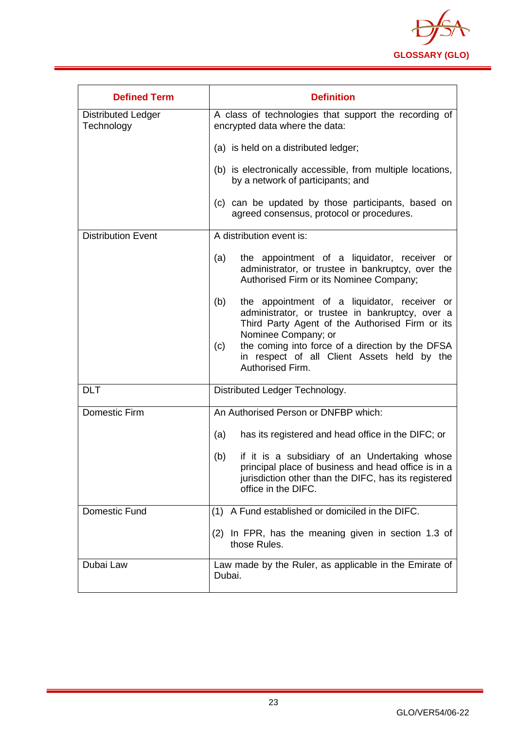| Defined Term | Definition |
|---|---|
| Distributed Ledger Technology | A class of technologies that support the recording of encrypted data where the data:<br><br>(a) is held on a distributed ledger;<br><br>(b) is electronically accessible, from multiple locations, by a network of participants; and<br><br>(c) can be updated by those participants, based on agreed consensus, protocol or procedures. |
| Distribution Event | A distribution event is:<br><br>(a) the appointment of a liquidator, receiver or administrator, or trustee in bankruptcy, over the Authorised Firm or its Nominee Company;<br><br>(b) the appointment of a liquidator, receiver or administrator, or trustee in bankruptcy, over a Third Party Agent of the Authorised Firm or its Nominee Company; or<br>(c) the coming into force of a direction by the DFSA in respect of all Client Assets held by the Authorised Firm. |
| DLT | Distributed Ledger Technology. |
| Domestic Firm | An Authorised Person or DNFBP which:<br><br>(a) has its registered and head office in the DIFC; or<br><br>(b) if it is a subsidiary of an Undertaking whose principal place of business and head office is in a jurisdiction other than the DIFC, has its registered office in the DIFC. |
| Domestic Fund | (1) A Fund established or domiciled in the DIFC.<br><br>(2) In FPR, has the meaning given in section 1.3 of those Rules. |
| Dubai Law | Law made by the Ruler, as applicable in the Emirate of Dubai. |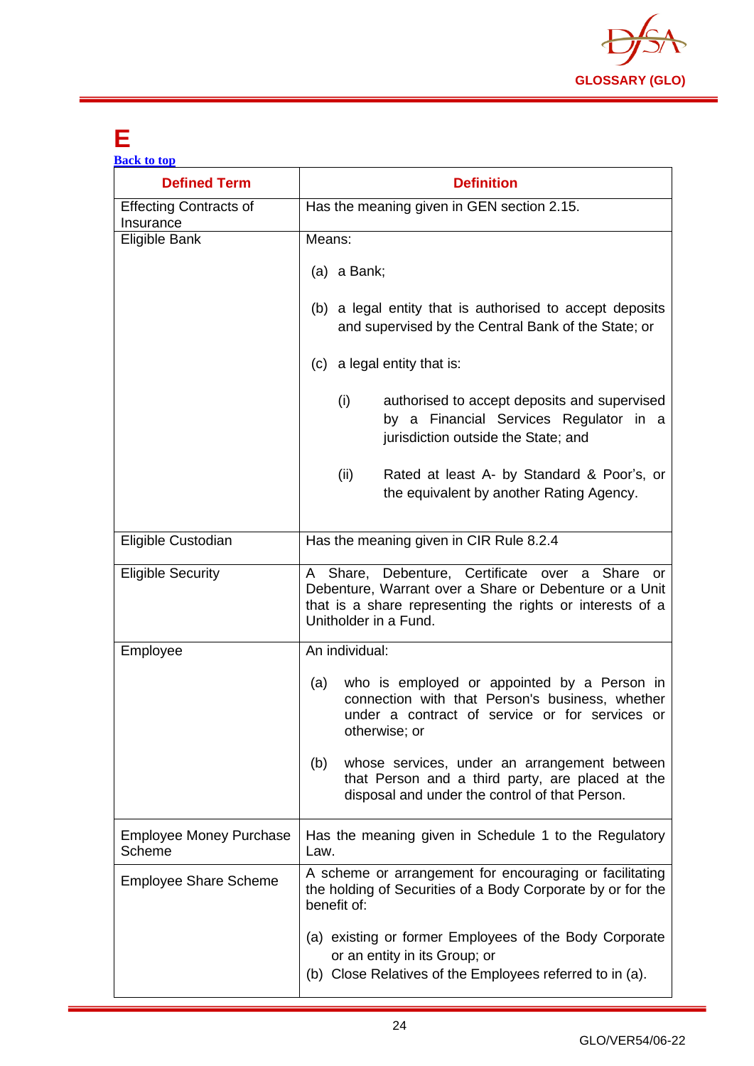# E

[Back to top](#)

| Defined Term | Definition |
|---|---|
| Effecting Contracts of Insurance | Has the meaning given in GEN section 2.15. |
| Eligible Bank | Means:<br><br>(a) a Bank;<br><br>(b) a legal entity that is authorised to accept deposits and supervised by the Central Bank of the State; or<br><br>(c) a legal entity that is:<br><br>(i) authorised to accept deposits and supervised by a Financial Services Regulator in a jurisdiction outside the State; and<br><br>(ii) Rated at least A- by Standard & Poor's, or the equivalent by another Rating Agency. |
| Eligible Custodian | Has the meaning given in CIR Rule 8.2.4 |
| Eligible Security | A Share, Debenture, Certificate over a Share or Debenture, Warrant over a Share or Debenture or a Unit that is a share representing the rights or interests of a Unitholder in a Fund. |
| Employee | An individual:<br><br>(a) who is employed or appointed by a Person in connection with that Person's business, whether under a contract of service or for services or otherwise; or<br><br>(b) whose services, under an arrangement between that Person and a third party, are placed at the disposal and under the control of that Person. |
| Employee Money Purchase Scheme | Has the meaning given in Schedule 1 to the Regulatory Law. |
| Employee Share Scheme | A scheme or arrangement for encouraging or facilitating the holding of Securities of a Body Corporate by or for the benefit of:<br><br>(a) existing or former Employees of the Body Corporate or an entity in its Group; or<br>(b) Close Relatives of the Employees referred to in (a). |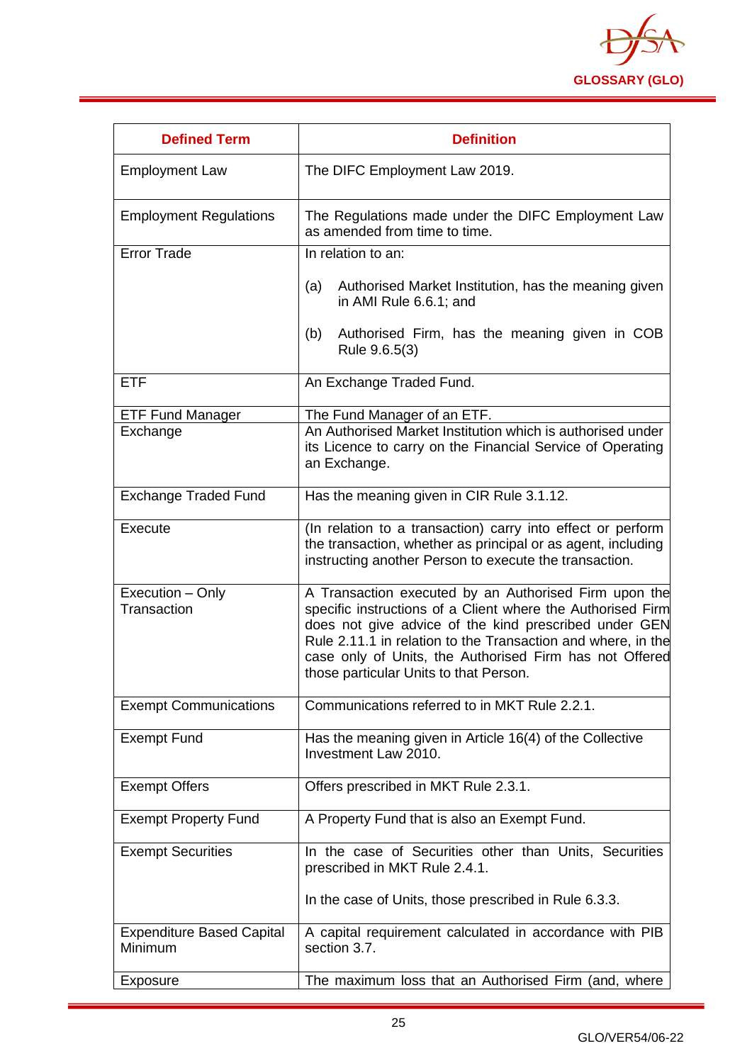| Defined Term | Definition |
|---|---|
| Employment Law | The DIFC Employment Law 2019. |
| Employment Regulations | The Regulations made under the DIFC Employment Law as amended from time to time. |
| Error Trade | In relation to an:<br><br>(a) Authorised Market Institution, has the meaning given in AMI Rule 6.6.1; and<br><br>(b) Authorised Firm, has the meaning given in COB Rule 9.6.5(3) |
| ETF | An Exchange Traded Fund. |
| ETF Fund Manager | The Fund Manager of an ETF. |
| Exchange | An Authorised Market Institution which is authorised under its Licence to carry on the Financial Service of Operating an Exchange. |
| Exchange Traded Fund | Has the meaning given in CIR Rule 3.1.12. |
| Execute | (In relation to a transaction) carry into effect or perform the transaction, whether as principal or as agent, including instructing another Person to execute the transaction. |
| Execution – Only Transaction | A Transaction executed by an Authorised Firm upon the specific instructions of a Client where the Authorised Firm does not give advice of the kind prescribed under GEN Rule 2.11.1 in relation to the Transaction and where, in the case only of Units, the Authorised Firm has not Offered those particular Units to that Person. |
| Exempt Communications | Communications referred to in MKT Rule 2.2.1. |
| Exempt Fund | Has the meaning given in Article 16(4) of the Collective Investment Law 2010. |
| Exempt Offers | Offers prescribed in MKT Rule 2.3.1. |
| Exempt Property Fund | A Property Fund that is also an Exempt Fund. |
| Exempt Securities | In the case of Securities other than Units, Securities prescribed in MKT Rule 2.4.1.<br><br>In the case of Units, those prescribed in Rule 6.3.3. |
| Expenditure Based Capital Minimum | A capital requirement calculated in accordance with PIB section 3.7. |
| Exposure | The maximum loss that an Authorised Firm (and, where |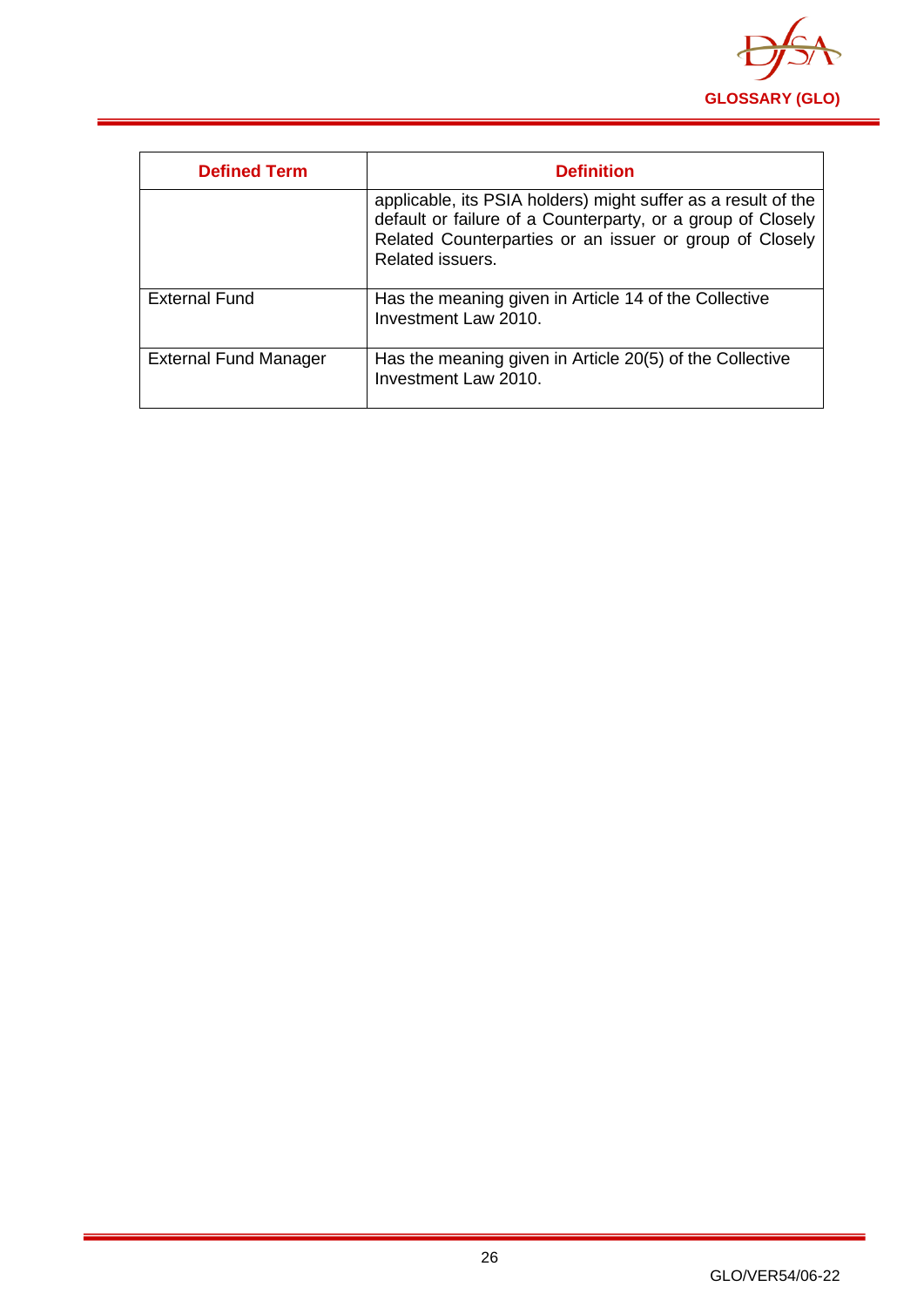| Defined Term | Definition |
|---|---|
| | applicable, its PSIA holders) might suffer as a result of the default or failure of a Counterparty, or a group of Closely Related Counterparties or an issuer or group of Closely Related issuers. |
| External Fund | Has the meaning given in Article 14 of the Collective Investment Law 2010. |
| External Fund Manager | Has the meaning given in Article 20(5) of the Collective Investment Law 2010. |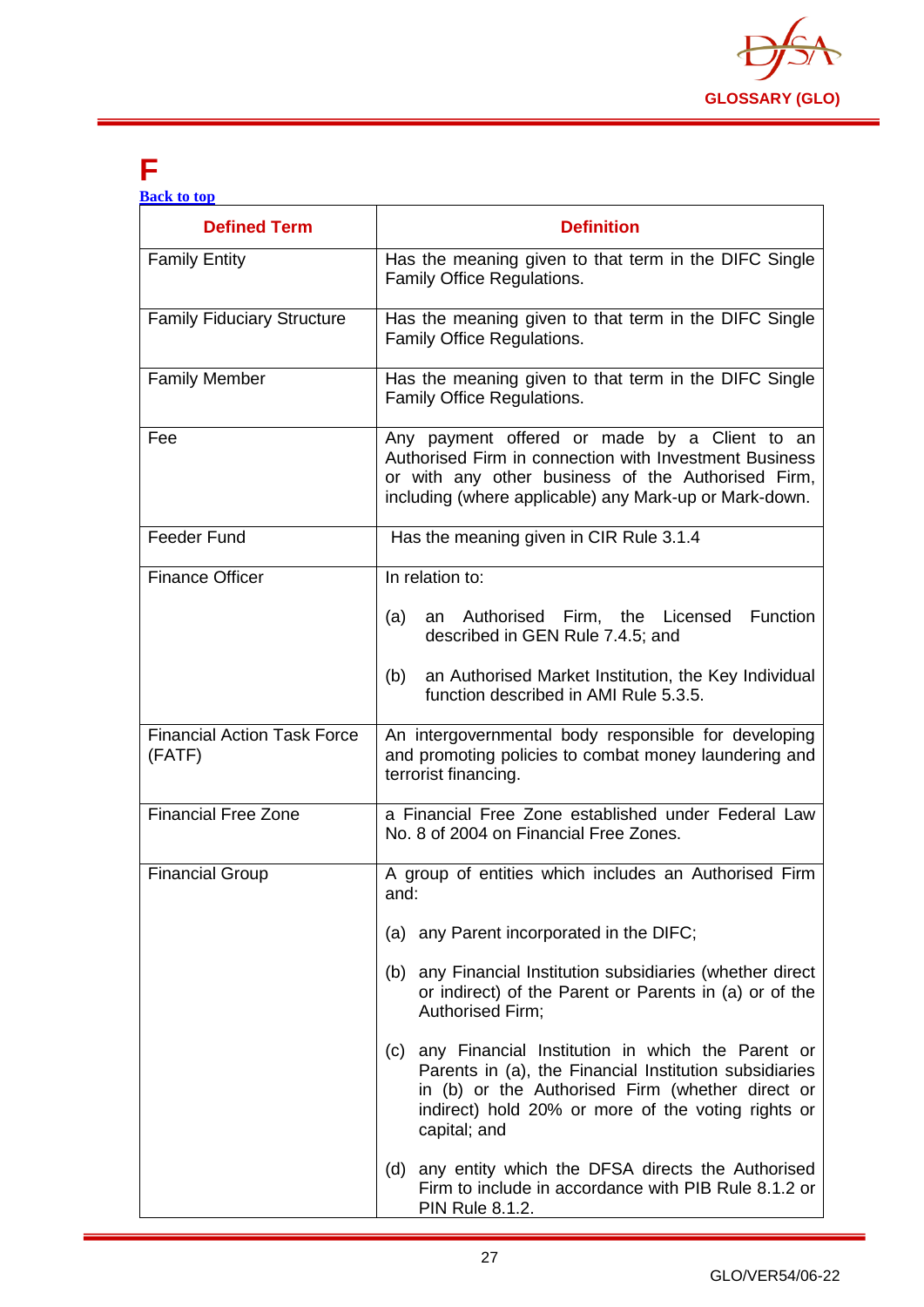# F

[Back to top]

| Defined Term | Definition |
|---|---|
| Family Entity | Has the meaning given to that term in the DIFC Single Family Office Regulations. |
| Family Fiduciary Structure | Has the meaning given to that term in the DIFC Single Family Office Regulations. |
| Family Member | Has the meaning given to that term in the DIFC Single Family Office Regulations. |
| Fee | Any payment offered or made by a Client to an Authorised Firm in connection with Investment Business or with any other business of the Authorised Firm, including (where applicable) any Mark-up or Mark-down. |
| Feeder Fund | Has the meaning given in CIR Rule 3.1.4 |
| Finance Officer | In relation to:<br><br>(a) an Authorised Firm, the Licensed Function described in GEN Rule 7.4.5; and<br><br>(b) an Authorised Market Institution, the Key Individual function described in AMI Rule 5.3.5. |
| Financial Action Task Force (FATF) | An intergovernmental body responsible for developing and promoting policies to combat money laundering and terrorist financing. |
| Financial Free Zone | a Financial Free Zone established under Federal Law No. 8 of 2004 on Financial Free Zones. |
| Financial Group | A group of entities which includes an Authorised Firm and:<br><br>(a) any Parent incorporated in the DIFC;<br><br>(b) any Financial Institution subsidiaries (whether direct or indirect) of the Parent or Parents in (a) or of the Authorised Firm;<br><br>(c) any Financial Institution in which the Parent or Parents in (a), the Financial Institution subsidiaries in (b) or the Authorised Firm (whether direct or indirect) hold 20% or more of the voting rights or capital; and<br><br>(d) any entity which the DFSA directs the Authorised Firm to include in accordance with PIB Rule 8.1.2 or PIN Rule 8.1.2. |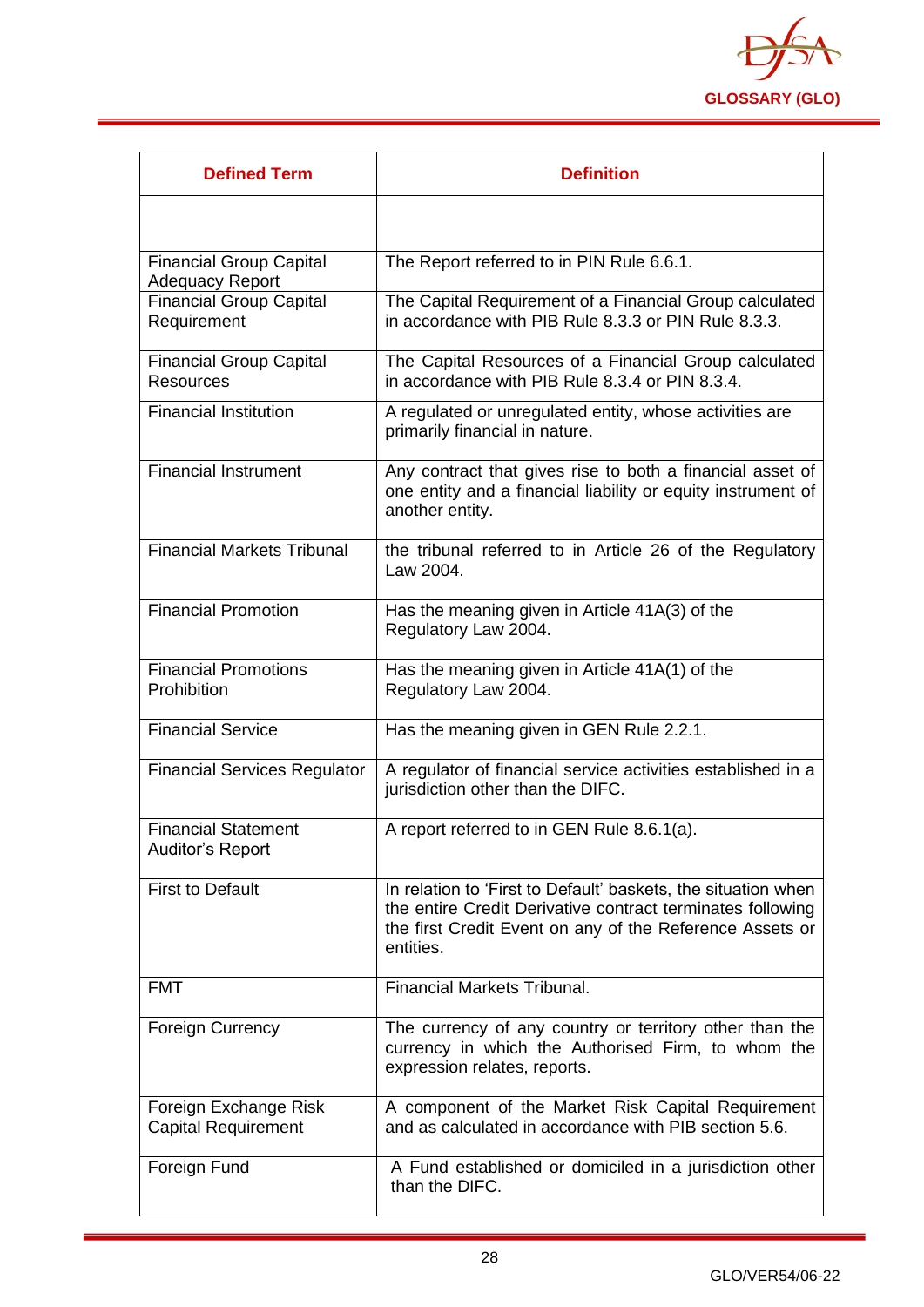| Defined Term | Definition |
|---|---|
| | |
| Financial Group Capital Adequacy Report | The Report referred to in PIN Rule 6.6.1. |
| Financial Group Capital Requirement | The Capital Requirement of a Financial Group calculated in accordance with PIB Rule 8.3.3 or PIN Rule 8.3.3. |
| Financial Group Capital Resources | The Capital Resources of a Financial Group calculated in accordance with PIB Rule 8.3.4 or PIN 8.3.4. |
| Financial Institution | A regulated or unregulated entity, whose activities are primarily financial in nature. |
| Financial Instrument | Any contract that gives rise to both a financial asset of one entity and a financial liability or equity instrument of another entity. |
| Financial Markets Tribunal | the tribunal referred to in Article 26 of the Regulatory Law 2004. |
| Financial Promotion | Has the meaning given in Article 41A(3) of the Regulatory Law 2004. |
| Financial Promotions Prohibition | Has the meaning given in Article 41A(1) of the Regulatory Law 2004. |
| Financial Service | Has the meaning given in GEN Rule 2.2.1. |
| Financial Services Regulator | A regulator of financial service activities established in a jurisdiction other than the DIFC. |
| Financial Statement Auditor's Report | A report referred to in GEN Rule 8.6.1(a). |
| First to Default | In relation to 'First to Default' baskets, the situation when the entire Credit Derivative contract terminates following the first Credit Event on any of the Reference Assets or entities. |
| FMT | Financial Markets Tribunal. |
| Foreign Currency | The currency of any country or territory other than the currency in which the Authorised Firm, to whom the expression relates, reports. |
| Foreign Exchange Risk Capital Requirement | A component of the Market Risk Capital Requirement and as calculated in accordance with PIB section 5.6. |
| Foreign Fund | A Fund established or domiciled in a jurisdiction other than the DIFC. |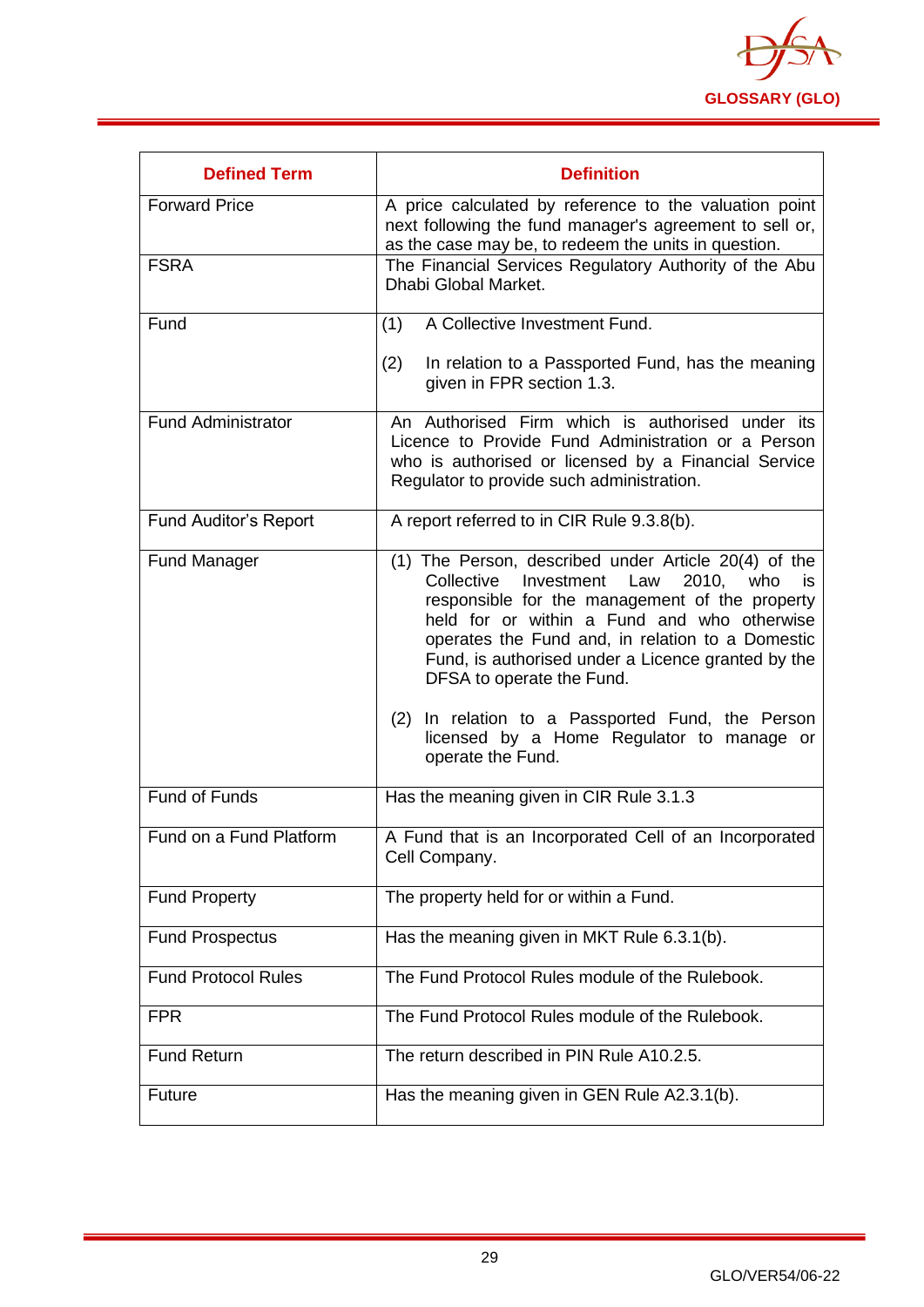| Defined Term | Definition |
|---|---|
| Forward Price | A price calculated by reference to the valuation point next following the fund manager's agreement to sell or, as the case may be, to redeem the units in question. |
| FSRA | The Financial Services Regulatory Authority of the Abu Dhabi Global Market. |
| Fund | (1) A Collective Investment Fund.<br><br>(2) In relation to a Passported Fund, has the meaning given in FPR section 1.3. |
| Fund Administrator | An Authorised Firm which is authorised under its Licence to Provide Fund Administration or a Person who is authorised or licensed by a Financial Service Regulator to provide such administration. |
| Fund Auditor's Report | A report referred to in CIR Rule 9.3.8(b). |
| Fund Manager | (1) The Person, described under Article 20(4) of the Collective Investment Law 2010, who is responsible for the management of the property held for or within a Fund and who otherwise operates the Fund and, in relation to a Domestic Fund, is authorised under a Licence granted by the DFSA to operate the Fund.<br><br>(2) In relation to a Passported Fund, the Person licensed by a Home Regulator to manage or operate the Fund. |
| Fund of Funds | Has the meaning given in CIR Rule 3.1.3 |
| Fund on a Fund Platform | A Fund that is an Incorporated Cell of an Incorporated Cell Company. |
| Fund Property | The property held for or within a Fund. |
| Fund Prospectus | Has the meaning given in MKT Rule 6.3.1(b). |
| Fund Protocol Rules | The Fund Protocol Rules module of the Rulebook. |
| FPR | The Fund Protocol Rules module of the Rulebook. |
| Fund Return | The return described in PIN Rule A10.2.5. |
| Future | Has the meaning given in GEN Rule A2.3.1(b). |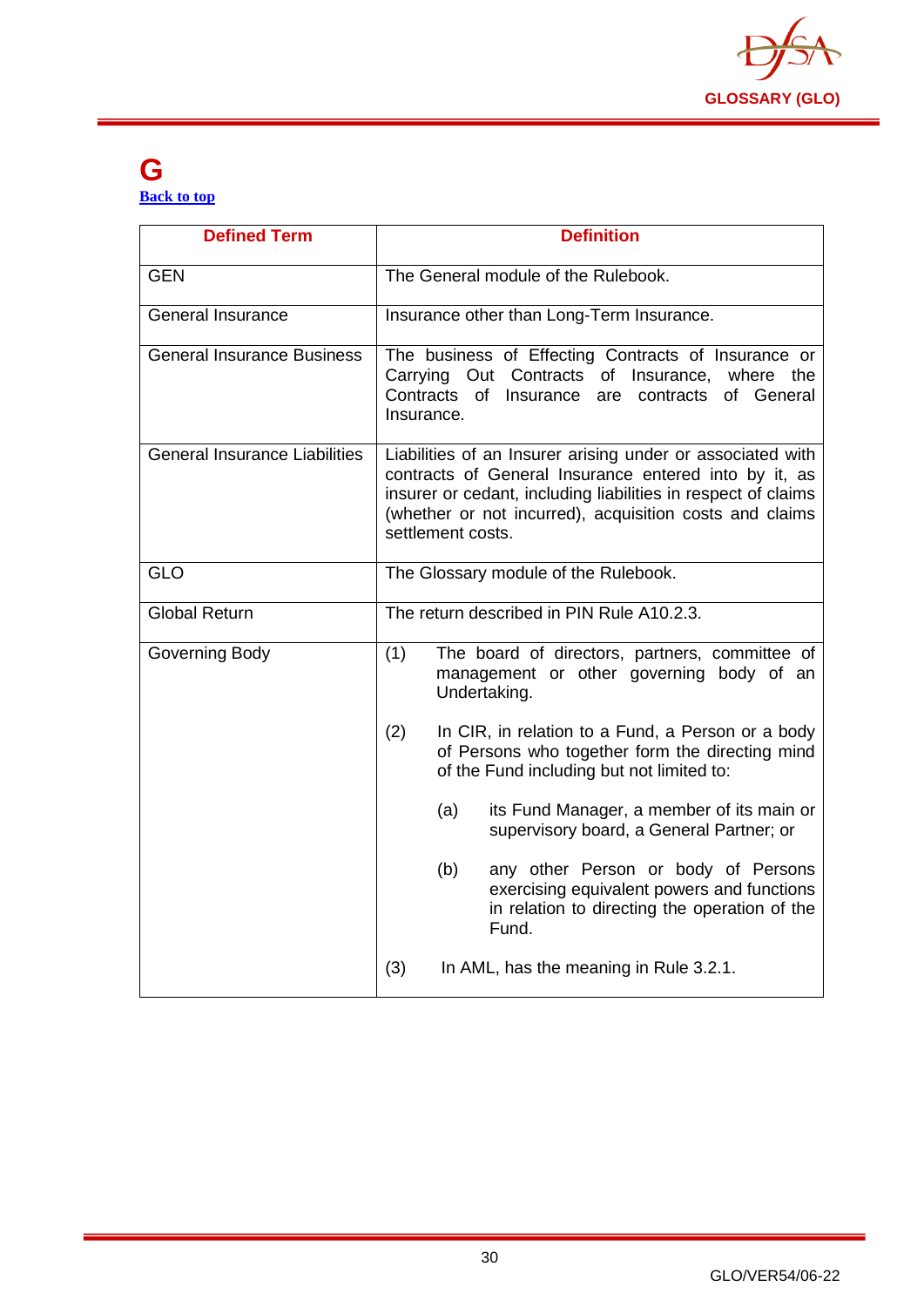# G

[Back to top]

| Defined Term | Definition |
|---|---|
| GEN | The General module of the Rulebook. |
| General Insurance | Insurance other than Long-Term Insurance. |
| General Insurance Business | The business of Effecting Contracts of Insurance or Carrying Out Contracts of Insurance, where the Contracts of Insurance are contracts of General Insurance. |
| General Insurance Liabilities | Liabilities of an Insurer arising under or associated with contracts of General Insurance entered into by it, as insurer or cedant, including liabilities in respect of claims (whether or not incurred), acquisition costs and claims settlement costs. |
| GLO | The Glossary module of the Rulebook. |
| Global Return | The return described in PIN Rule A10.2.3. |
| Governing Body | (1) The board of directors, partners, committee of management or other governing body of an Undertaking.<br><br>(2) In CIR, in relation to a Fund, a Person or a body of Persons who together form the directing mind of the Fund including but not limited to:<br><br>(a) its Fund Manager, a member of its main or supervisory board, a General Partner; or<br><br>(b) any other Person or body of Persons exercising equivalent powers and functions in relation to directing the operation of the Fund.<br><br>(3) In AML, has the meaning in Rule 3.2.1. |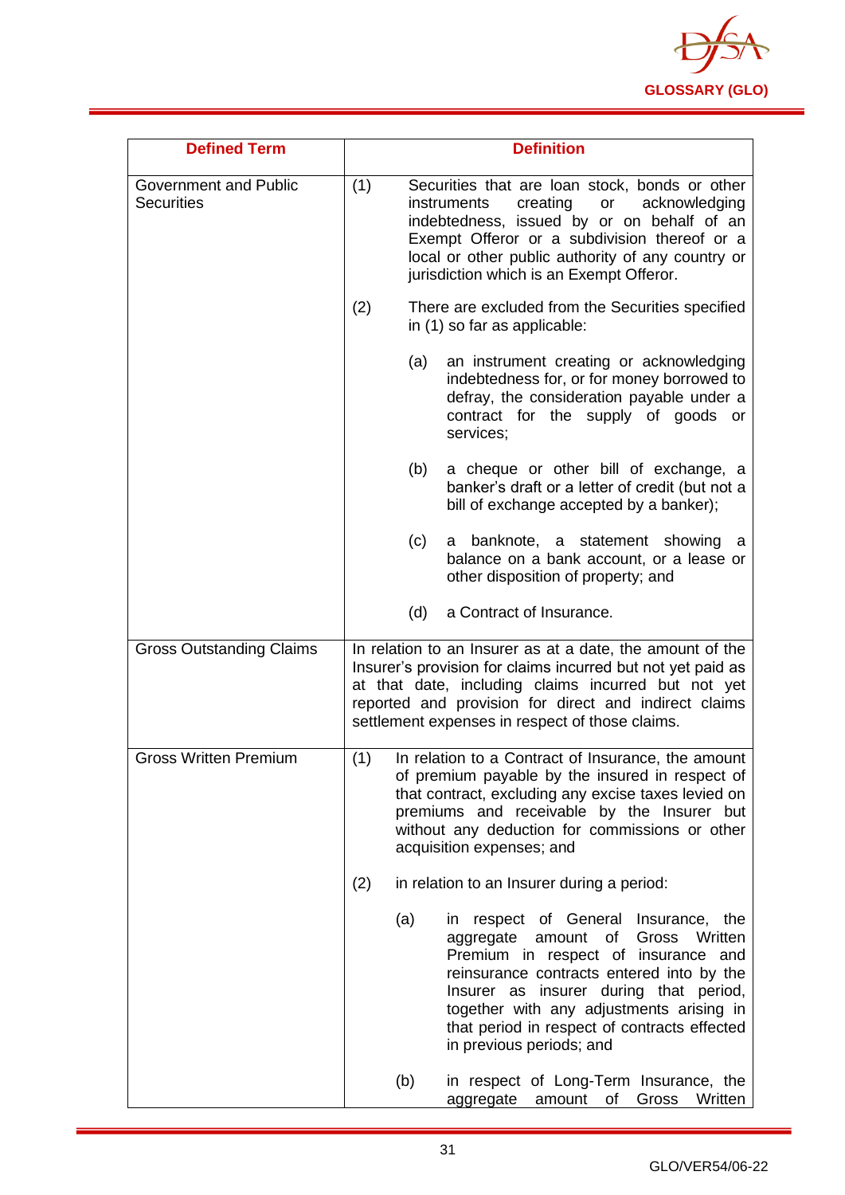| Defined Term | Definition |
|---|---|
| Government and Public Securities | (1) Securities that are loan stock, bonds or other instruments creating or acknowledging indebtedness, issued by or on behalf of an Exempt Offeror or a subdivision thereof or a local or other public authority of any country or jurisdiction which is an Exempt Offeror.<br><br>(2) There are excluded from the Securities specified in (1) so far as applicable:<br><br>(a) an instrument creating or acknowledging indebtedness for, or for money borrowed to defray, the consideration payable under a contract for the supply of goods or services;<br><br>(b) a cheque or other bill of exchange, a banker's draft or a letter of credit (but not a bill of exchange accepted by a banker);<br><br>(c) a banknote, a statement showing a balance on a bank account, or a lease or other disposition of property; and<br><br>(d) a Contract of Insurance. |
| Gross Outstanding Claims | In relation to an Insurer as at a date, the amount of the Insurer's provision for claims incurred but not yet paid as at that date, including claims incurred but not yet reported and provision for direct and indirect claims settlement expenses in respect of those claims. |
| Gross Written Premium | (1) In relation to a Contract of Insurance, the amount of premium payable by the insured in respect of that contract, excluding any excise taxes levied on premiums and receivable by the Insurer but without any deduction for commissions or other acquisition expenses; and<br><br>(2) in relation to an Insurer during a period:<br><br>(a) in respect of General Insurance, the aggregate amount of Gross Written Premium in respect of insurance and reinsurance contracts entered into by the Insurer as insurer during that period, together with any adjustments arising in that period in respect of contracts effected in previous periods; and<br><br>(b) in respect of Long-Term Insurance, the aggregate amount of Gross Written |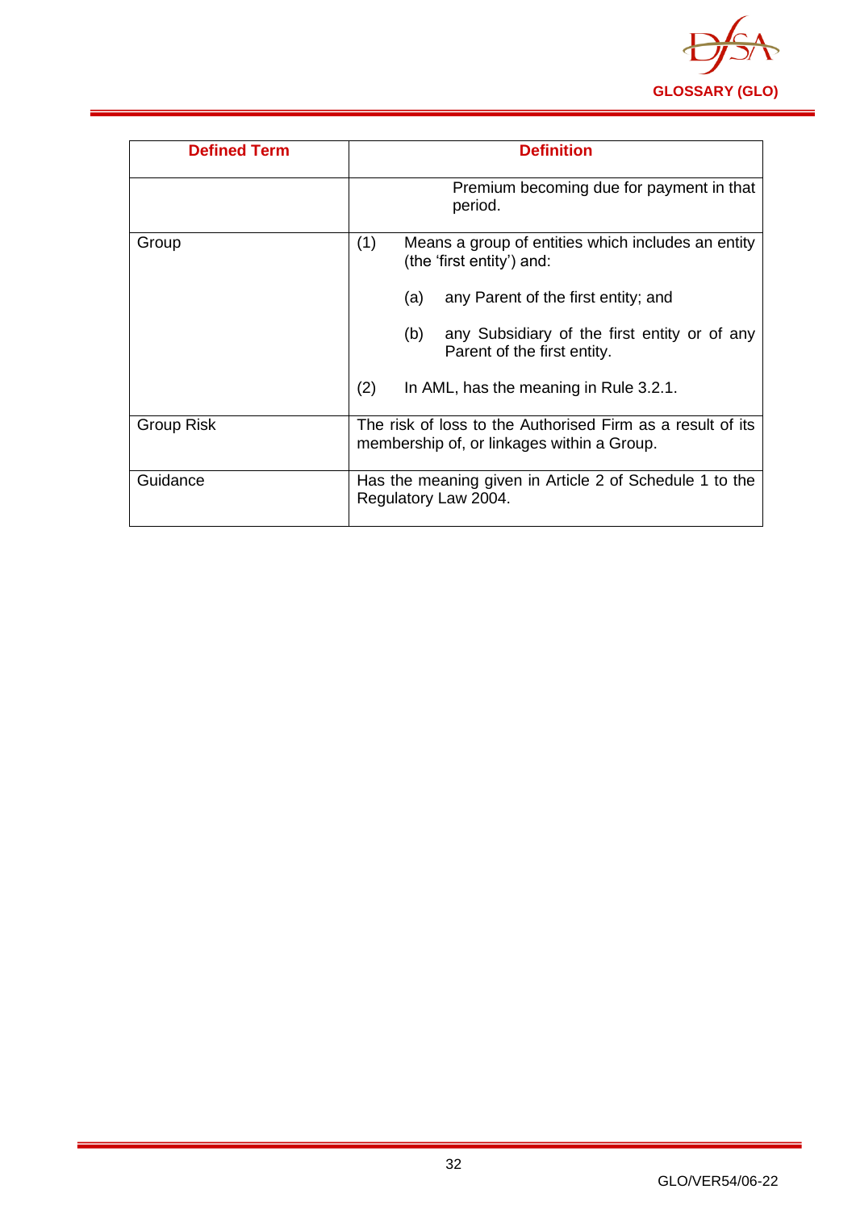| Defined Term | Definition |
|---|---|
| | Premium becoming due for payment in that period. |
| Group | (1) Means a group of entities which includes an entity (the 'first entity') and:<br><br>(a) any Parent of the first entity; and<br><br>(b) any Subsidiary of the first entity or of any Parent of the first entity.<br><br>(2) In AML, has the meaning in Rule 3.2.1. |
| Group Risk | The risk of loss to the Authorised Firm as a result of its membership of, or linkages within a Group. |
| Guidance | Has the meaning given in Article 2 of Schedule 1 to the Regulatory Law 2004. |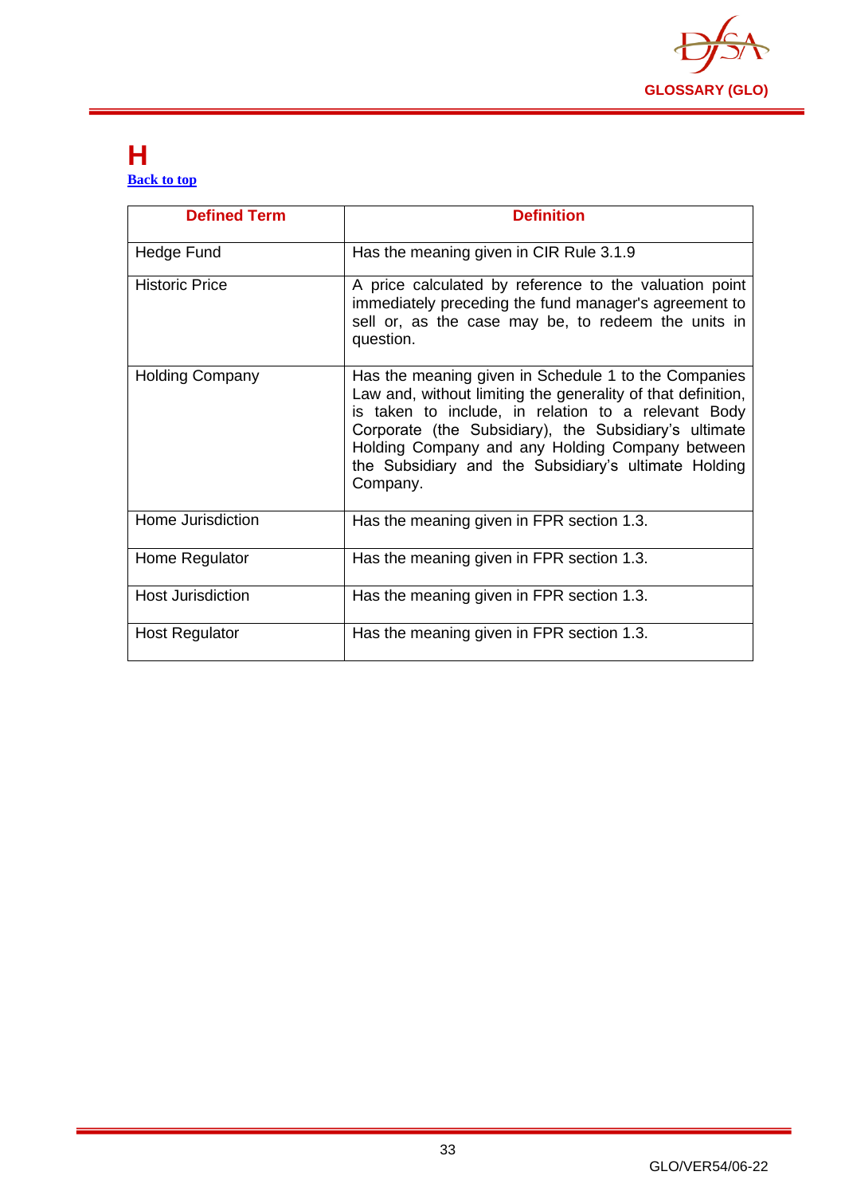# H

[Back to top]

| Defined Term | Definition |
|---|---|
| Hedge Fund | Has the meaning given in CIR Rule 3.1.9 |
| Historic Price | A price calculated by reference to the valuation point immediately preceding the fund manager's agreement to sell or, as the case may be, to redeem the units in question. |
| Holding Company | Has the meaning given in Schedule 1 to the Companies Law and, without limiting the generality of that definition, is taken to include, in relation to a relevant Body Corporate (the Subsidiary), the Subsidiary's ultimate Holding Company and any Holding Company between the Subsidiary and the Subsidiary's ultimate Holding Company. |
| Home Jurisdiction | Has the meaning given in FPR section 1.3. |
| Home Regulator | Has the meaning given in FPR section 1.3. |
| Host Jurisdiction | Has the meaning given in FPR section 1.3. |
| Host Regulator | Has the meaning given in FPR section 1.3. |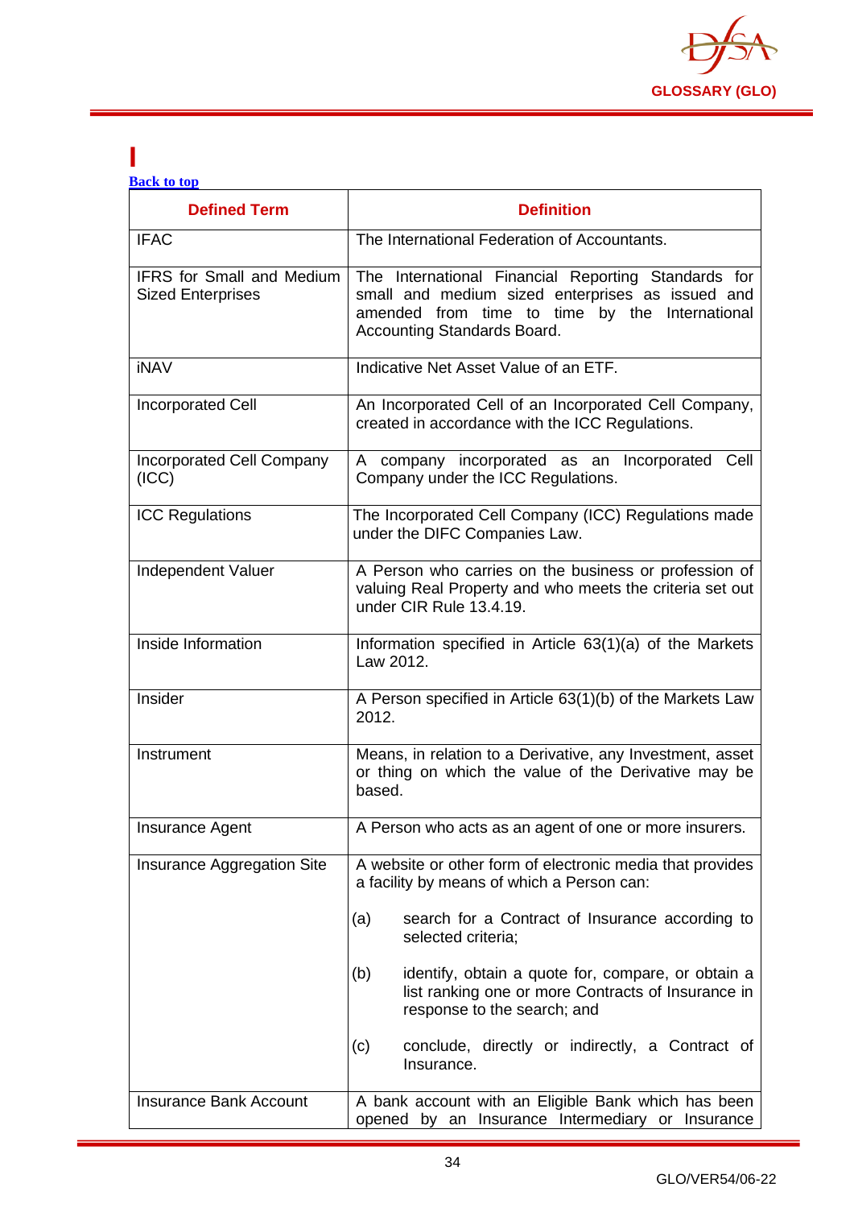# I

[Back to top]

| Defined Term | Definition |
|---|---|
| IFAC | The International Federation of Accountants. |
| IFRS for Small and Medium Sized Enterprises | The International Financial Reporting Standards for small and medium sized enterprises as issued and amended from time to time by the International Accounting Standards Board. |
| iNAV | Indicative Net Asset Value of an ETF. |
| Incorporated Cell | An Incorporated Cell of an Incorporated Cell Company, created in accordance with the ICC Regulations. |
| Incorporated Cell Company (ICC) | A company incorporated as an Incorporated Cell Company under the ICC Regulations. |
| ICC Regulations | The Incorporated Cell Company (ICC) Regulations made under the DIFC Companies Law. |
| Independent Valuer | A Person who carries on the business or profession of valuing Real Property and who meets the criteria set out under CIR Rule 13.4.19. |
| Inside Information | Information specified in Article 63(1)(a) of the Markets Law 2012. |
| Insider | A Person specified in Article 63(1)(b) of the Markets Law 2012. |
| Instrument | Means, in relation to a Derivative, any Investment, asset or thing on which the value of the Derivative may be based. |
| Insurance Agent | A Person who acts as an agent of one or more insurers. |
| Insurance Aggregation Site | A website or other form of electronic media that provides a facility by means of which a Person can:<br><br>(a) search for a Contract of Insurance according to selected criteria;<br><br>(b) identify, obtain a quote for, compare, or obtain a list ranking one or more Contracts of Insurance in response to the search; and<br><br>(c) conclude, directly or indirectly, a Contract of Insurance. |
| Insurance Bank Account | A bank account with an Eligible Bank which has been opened by an Insurance Intermediary or Insurance |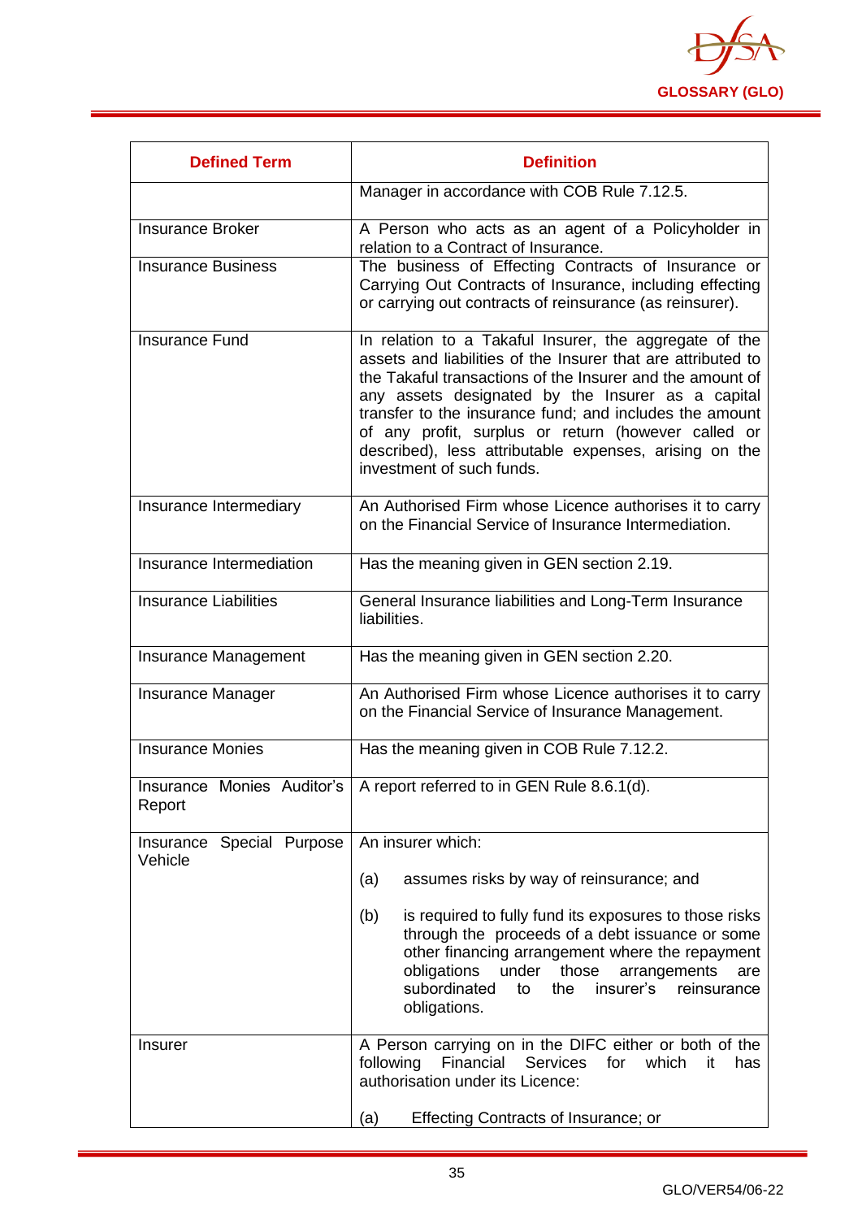| Defined Term | Definition |
|---|---|
| | Manager in accordance with COB Rule 7.12.5. |
| Insurance Broker | A Person who acts as an agent of a Policyholder in relation to a Contract of Insurance. |
| Insurance Business | The business of Effecting Contracts of Insurance or Carrying Out Contracts of Insurance, including effecting or carrying out contracts of reinsurance (as reinsurer). |
| Insurance Fund | In relation to a Takaful Insurer, the aggregate of the assets and liabilities of the Insurer that are attributed to the Takaful transactions of the Insurer and the amount of any assets designated by the Insurer as a capital transfer to the insurance fund; and includes the amount of any profit, surplus or return (however called or described), less attributable expenses, arising on the investment of such funds. |
| Insurance Intermediary | An Authorised Firm whose Licence authorises it to carry on the Financial Service of Insurance Intermediation. |
| Insurance Intermediation | Has the meaning given in GEN section 2.19. |
| Insurance Liabilities | General Insurance liabilities and Long-Term Insurance liabilities. |
| Insurance Management | Has the meaning given in GEN section 2.20. |
| Insurance Manager | An Authorised Firm whose Licence authorises it to carry on the Financial Service of Insurance Management. |
| Insurance Monies | Has the meaning given in COB Rule 7.12.2. |
| Insurance Monies Auditor's Report | A report referred to in GEN Rule 8.6.1(d). |
| Insurance Special Purpose Vehicle | An insurer which:<br><br>(a) assumes risks by way of reinsurance; and<br><br>(b) is required to fully fund its exposures to those risks through the proceeds of a debt issuance or some other financing arrangement where the repayment obligations under those arrangements are subordinated to the insurer's reinsurance obligations. |
| Insurer | A Person carrying on in the DIFC either or both of the following Financial Services for which it has authorisation under its Licence:<br><br>(a) Effecting Contracts of Insurance; or |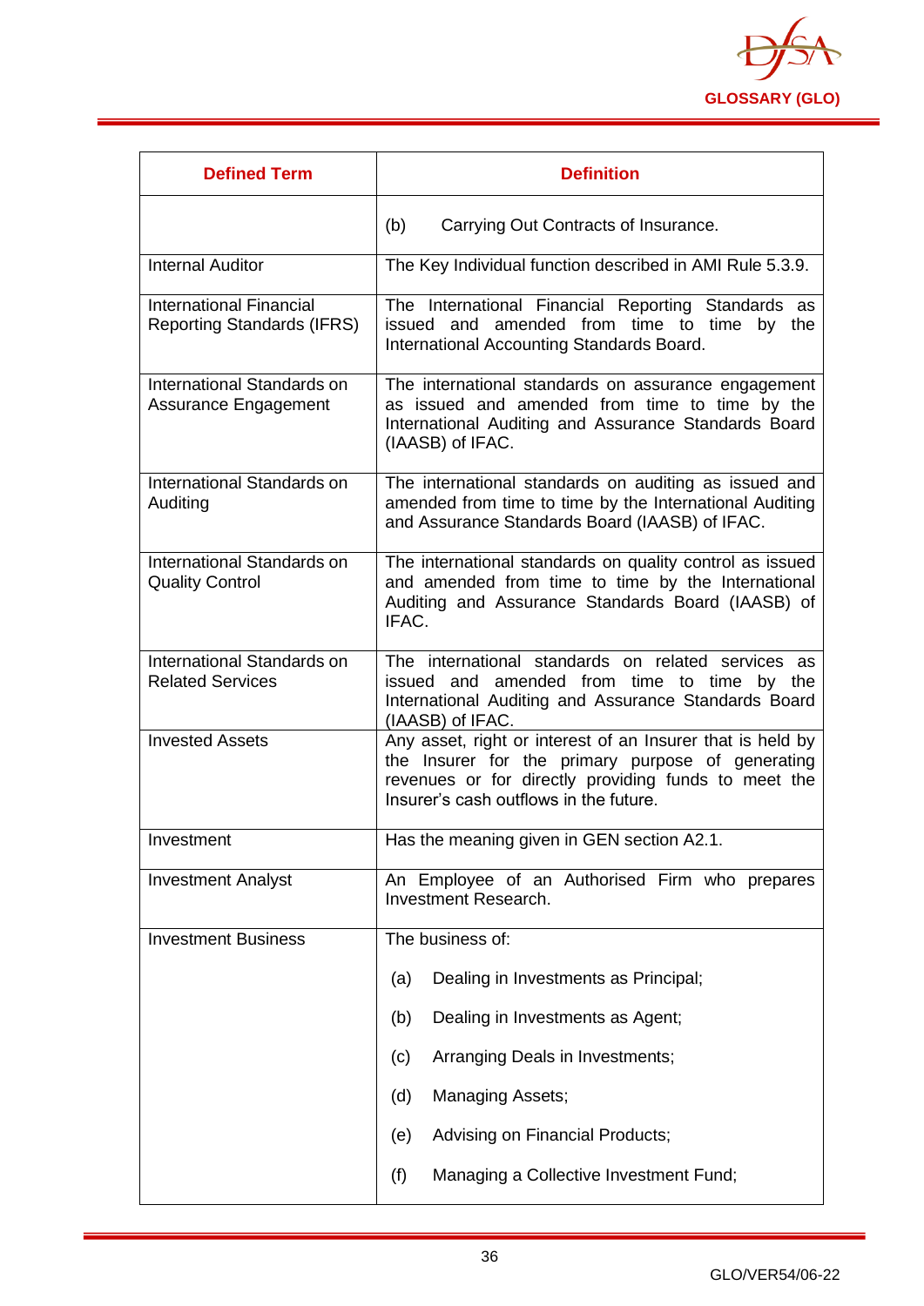| Defined Term | Definition |
|---|---|
| | (b) Carrying Out Contracts of Insurance. |
| Internal Auditor | The Key Individual function described in AMI Rule 5.3.9. |
| International Financial Reporting Standards (IFRS) | The International Financial Reporting Standards as issued and amended from time to time by the International Accounting Standards Board. |
| International Standards on Assurance Engagement | The international standards on assurance engagement as issued and amended from time to time by the International Auditing and Assurance Standards Board (IAASB) of IFAC. |
| International Standards on Auditing | The international standards on auditing as issued and amended from time to time by the International Auditing and Assurance Standards Board (IAASB) of IFAC. |
| International Standards on Quality Control | The international standards on quality control as issued and amended from time to time by the International Auditing and Assurance Standards Board (IAASB) of IFAC. |
| International Standards on Related Services | The international standards on related services as issued and amended from time to time by the International Auditing and Assurance Standards Board (IAASB) of IFAC. |
| Invested Assets | Any asset, right or interest of an Insurer that is held by the Insurer for the primary purpose of generating revenues or for directly providing funds to meet the Insurer's cash outflows in the future. |
| Investment | Has the meaning given in GEN section A2.1. |
| Investment Analyst | An Employee of an Authorised Firm who prepares Investment Research. |
| Investment Business | The business of:<br><br>(a) Dealing in Investments as Principal;<br><br>(b) Dealing in Investments as Agent;<br><br>(c) Arranging Deals in Investments;<br><br>(d) Managing Assets;<br><br>(e) Advising on Financial Products;<br><br>(f) Managing a Collective Investment Fund; |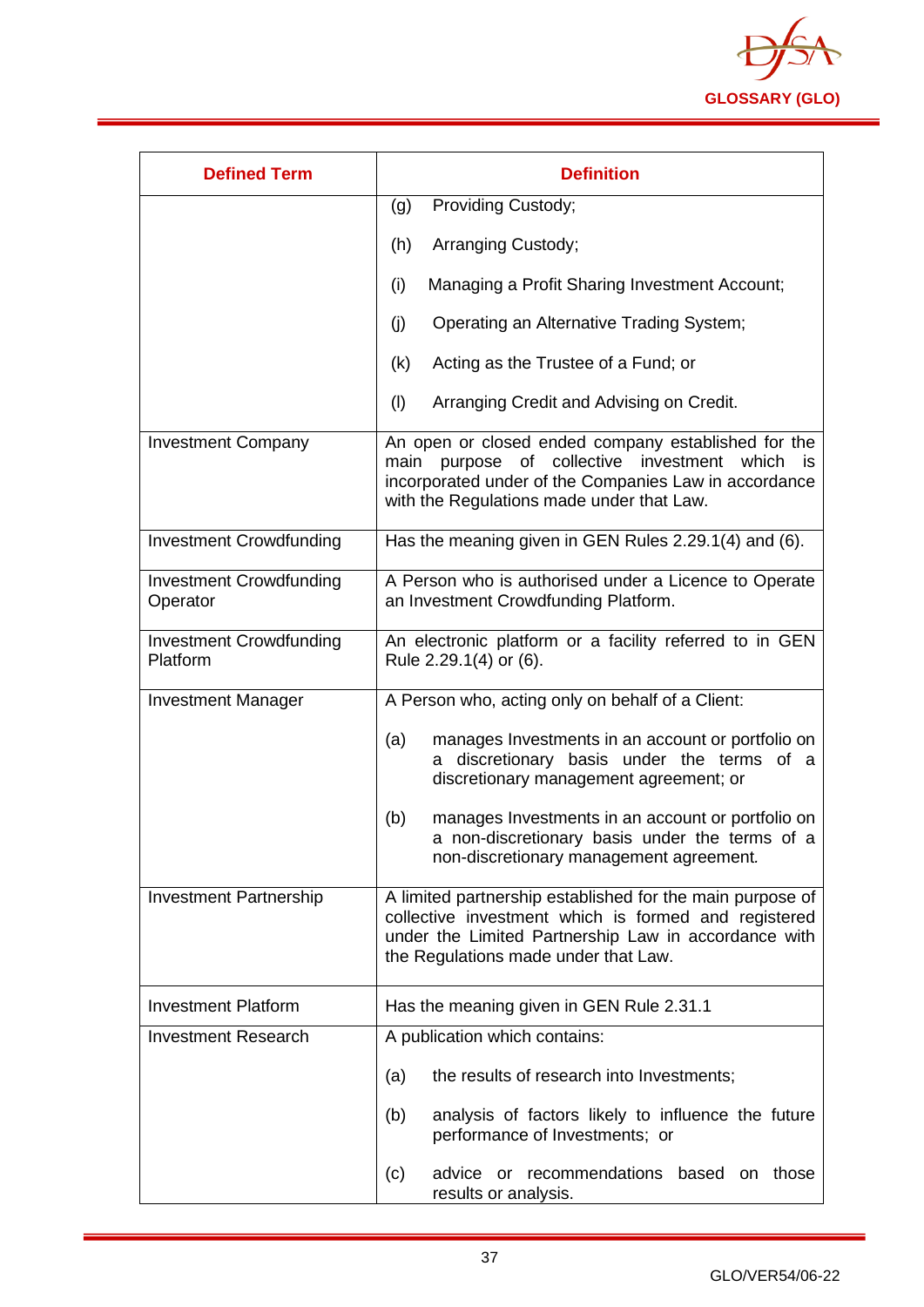| Defined Term | Definition |
|---|---|
| | (g) Providing Custody;<br><br>(h) Arranging Custody;<br><br>(i) Managing a Profit Sharing Investment Account;<br><br>(j) Operating an Alternative Trading System;<br><br>(k) Acting as the Trustee of a Fund; or<br><br>(l) Arranging Credit and Advising on Credit. |
| Investment Company | An open or closed ended company established for the main purpose of collective investment which is incorporated under of the Companies Law in accordance with the Regulations made under that Law. |
| Investment Crowdfunding | Has the meaning given in GEN Rules 2.29.1(4) and (6). |
| Investment Crowdfunding Operator | A Person who is authorised under a Licence to Operate an Investment Crowdfunding Platform. |
| Investment Crowdfunding Platform | An electronic platform or a facility referred to in GEN Rule 2.29.1(4) or (6). |
| Investment Manager | A Person who, acting only on behalf of a Client:<br><br>(a) manages Investments in an account or portfolio on a discretionary basis under the terms of a discretionary management agreement; or<br><br>(b) manages Investments in an account or portfolio on a non-discretionary basis under the terms of a non-discretionary management agreement. |
| Investment Partnership | A limited partnership established for the main purpose of collective investment which is formed and registered under the Limited Partnership Law in accordance with the Regulations made under that Law. |
| Investment Platform | Has the meaning given in GEN Rule 2.31.1 |
| Investment Research | A publication which contains:<br><br>(a) the results of research into Investments;<br><br>(b) analysis of factors likely to influence the future performance of Investments; or<br><br>(c) advice or recommendations based on those results or analysis. |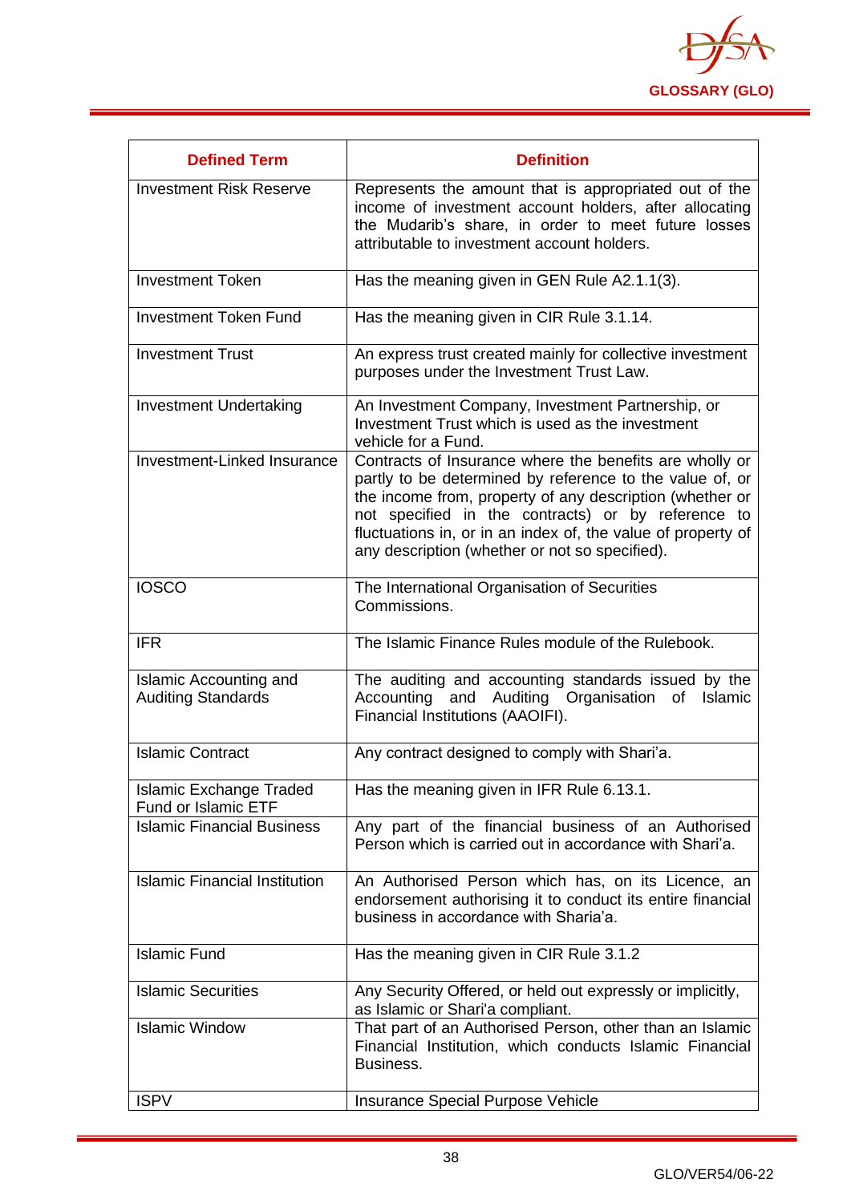| Defined Term | Definition |
| --- | --- |
| Investment Risk Reserve | Represents the amount that is appropriated out of the income of investment account holders, after allocating the Mudarib's share, in order to meet future losses attributable to investment account holders. |
| Investment Token | Has the meaning given in GEN Rule A2.1.1(3). |
| Investment Token Fund | Has the meaning given in CIR Rule 3.1.14. |
| Investment Trust | An express trust created mainly for collective investment purposes under the Investment Trust Law. |
| Investment Undertaking | An Investment Company, Investment Partnership, or Investment Trust which is used as the investment vehicle for a Fund. |
| Investment-Linked Insurance | Contracts of Insurance where the benefits are wholly or partly to be determined by reference to the value of, or the income from, property of any description (whether or not specified in the contracts) or by reference to fluctuations in, or in an index of, the value of property of any description (whether or not so specified). |
| IOSCO | The International Organisation of Securities Commissions. |
| IFR | The Islamic Finance Rules module of the Rulebook. |
| Islamic Accounting and Auditing Standards | The auditing and accounting standards issued by the Accounting and Auditing Organisation of Islamic Financial Institutions (AAOIFI). |
| Islamic Contract | Any contract designed to comply with Shari'a. |
| Islamic Exchange Traded Fund or Islamic ETF | Has the meaning given in IFR Rule 6.13.1. |
| Islamic Financial Business | Any part of the financial business of an Authorised Person which is carried out in accordance with Shari'a. |
| Islamic Financial Institution | An Authorised Person which has, on its Licence, an endorsement authorising it to conduct its entire financial business in accordance with Sharia'a. |
| Islamic Fund | Has the meaning given in CIR Rule 3.1.2 |
| Islamic Securities | Any Security Offered, or held out expressly or implicitly, as Islamic or Shari'a compliant. |
| Islamic Window | That part of an Authorised Person, other than an Islamic Financial Institution, which conducts Islamic Financial Business. |
| ISPV | Insurance Special Purpose Vehicle |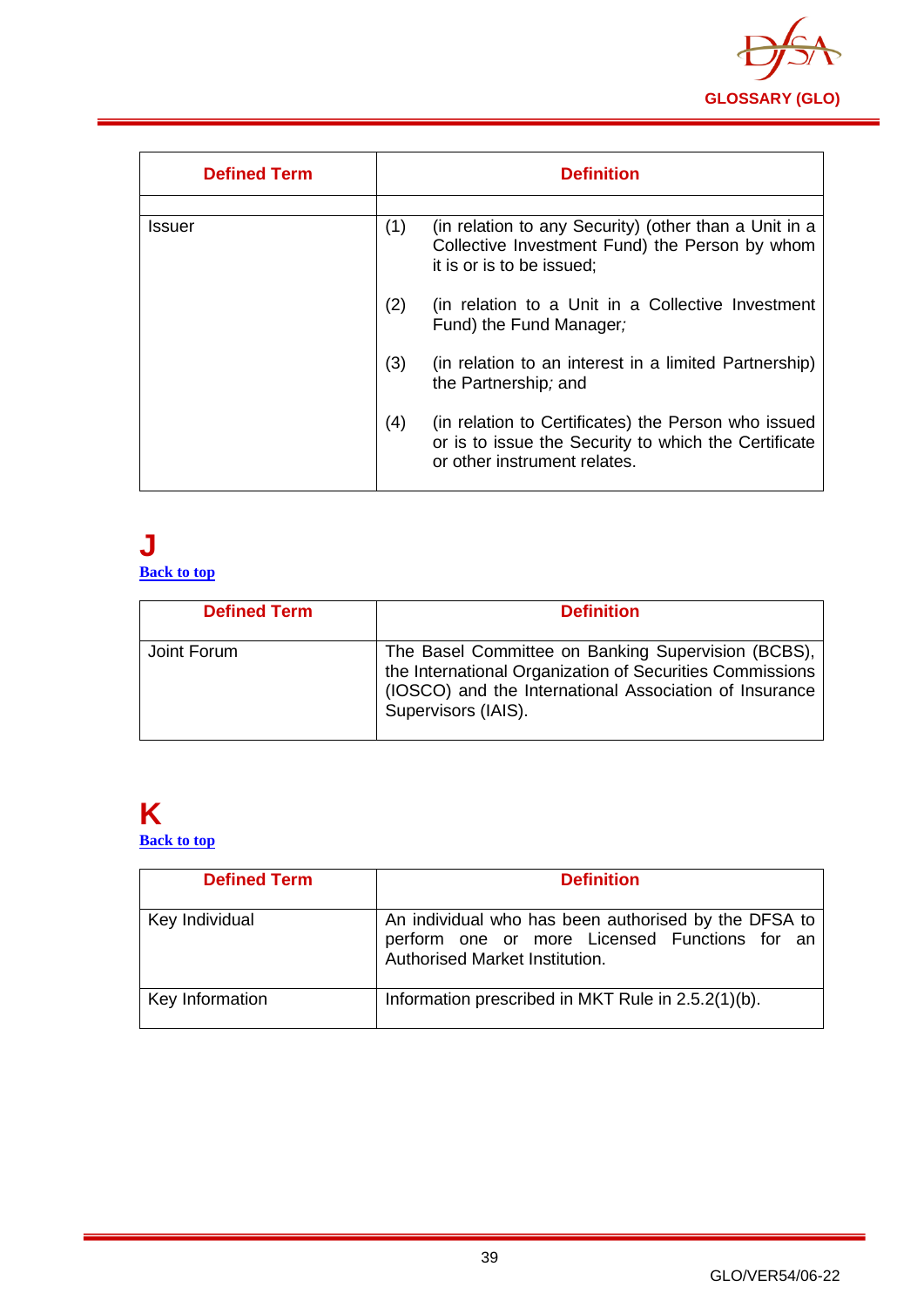| Defined Term | Definition |
|---|---|
| | |
| Issuer | (1) (in relation to any Security) (other than a Unit in a Collective Investment Fund) the Person by whom it is or is to be issued;<br><br>(2) (in relation to a Unit in a Collective Investment Fund) the Fund Manager*;*<br><br>(3) (in relation to an interest in a limited Partnership) the Partnership*;* and<br><br>(4) (in relation to Certificates) the Person who issued or is to issue the Security to which the Certificate or other instrument relates. |

# J

[Back to top]

| Defined Term | Definition |
|---|---|
| Joint Forum | The Basel Committee on Banking Supervision (BCBS), the International Organization of Securities Commissions (IOSCO) and the International Association of Insurance Supervisors (IAIS). |

# K

[Back to top]

| Defined Term | Definition |
|---|---|
| Key Individual | An individual who has been authorised by the DFSA to perform one or more Licensed Functions for an Authorised Market Institution. |
| Key Information | Information prescribed in MKT Rule in 2.5.2(1)(b). |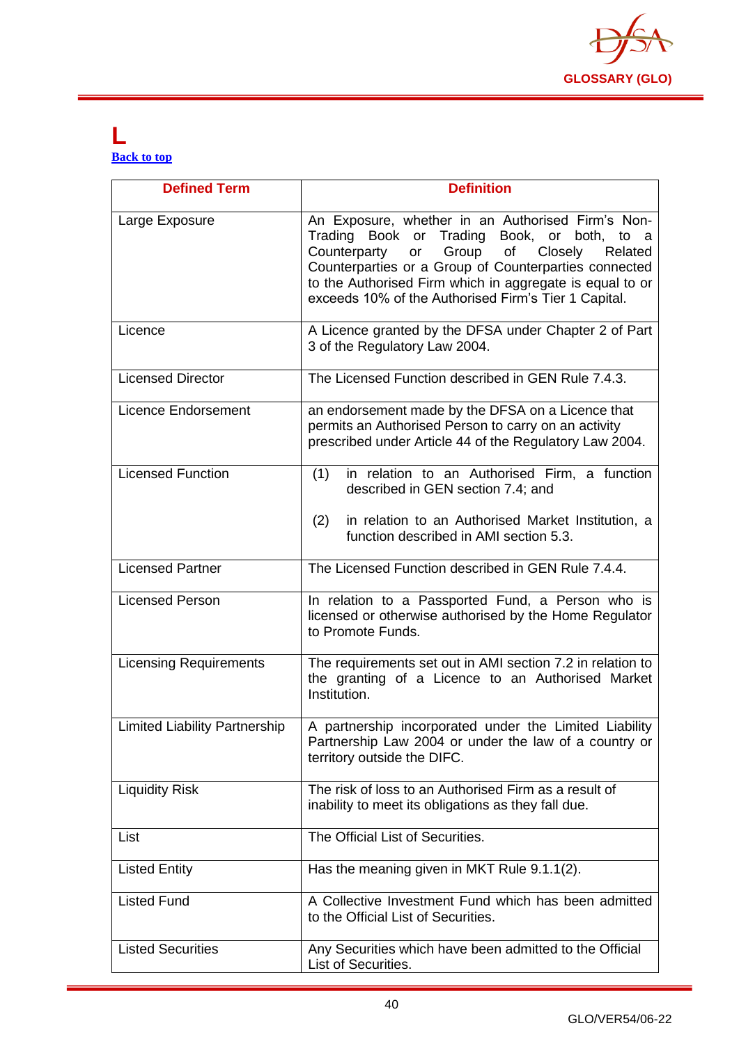# L

[Back to top](#)

| Defined Term | Definition |
|---|---|
| Large Exposure | An Exposure, whether in an Authorised Firm's Non-Trading Book or Trading Book, or both, to a Counterparty or Group of Closely Related Counterparties or a Group of Counterparties connected to the Authorised Firm which in aggregate is equal to or exceeds 10% of the Authorised Firm's Tier 1 Capital. |
| Licence | A Licence granted by the DFSA under Chapter 2 of Part 3 of the Regulatory Law 2004. |
| Licensed Director | The Licensed Function described in GEN Rule 7.4.3. |
| Licence Endorsement | an endorsement made by the DFSA on a Licence that permits an Authorised Person to carry on an activity prescribed under Article 44 of the Regulatory Law 2004. |
| Licensed Function | (1) in relation to an Authorised Firm, a function described in GEN section 7.4; and<br><br>(2) in relation to an Authorised Market Institution, a function described in AMI section 5.3. |
| Licensed Partner | The Licensed Function described in GEN Rule 7.4.4. |
| Licensed Person | In relation to a Passported Fund, a Person who is licensed or otherwise authorised by the Home Regulator to Promote Funds. |
| Licensing Requirements | The requirements set out in AMI section 7.2 in relation to the granting of a Licence to an Authorised Market Institution. |
| Limited Liability Partnership | A partnership incorporated under the Limited Liability Partnership Law 2004 or under the law of a country or territory outside the DIFC. |
| Liquidity Risk | The risk of loss to an Authorised Firm as a result of inability to meet its obligations as they fall due. |
| List | The Official List of Securities. |
| Listed Entity | Has the meaning given in MKT Rule 9.1.1(2). |
| Listed Fund | A Collective Investment Fund which has been admitted to the Official List of Securities. |
| Listed Securities | Any Securities which have been admitted to the Official List of Securities. |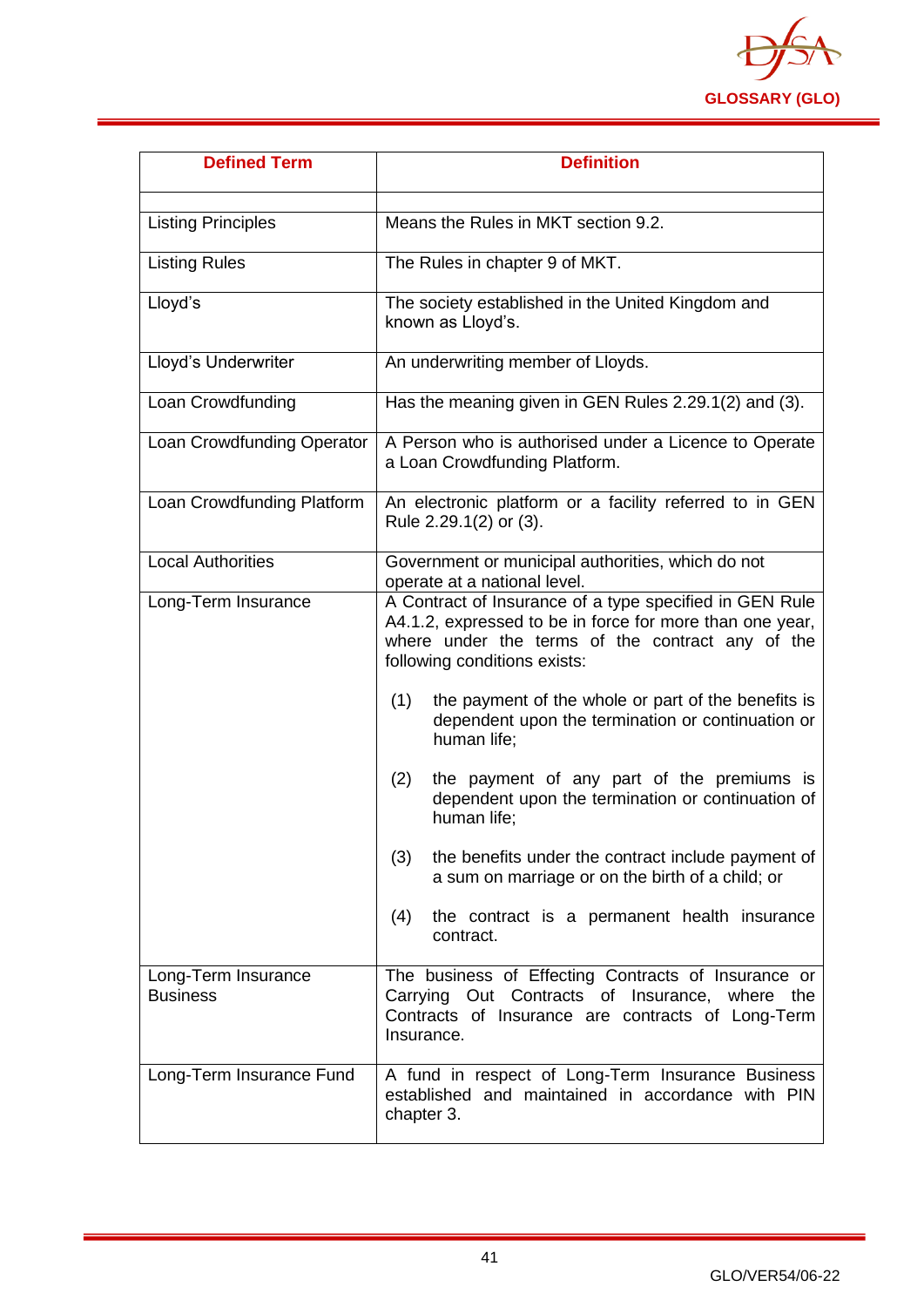| Defined Term | Definition |
|---|---|
| | |
| Listing Principles | Means the Rules in MKT section 9.2. |
| Listing Rules | The Rules in chapter 9 of MKT. |
| Lloyd's | The society established in the United Kingdom and known as Lloyd's. |
| Lloyd's Underwriter | An underwriting member of Lloyds. |
| Loan Crowdfunding | Has the meaning given in GEN Rules 2.29.1(2) and (3). |
| Loan Crowdfunding Operator | A Person who is authorised under a Licence to Operate a Loan Crowdfunding Platform. |
| Loan Crowdfunding Platform | An electronic platform or a facility referred to in GEN Rule 2.29.1(2) or (3). |
| Local Authorities | Government or municipal authorities, which do not operate at a national level. |
| Long-Term Insurance | A Contract of Insurance of a type specified in GEN Rule A4.1.2, expressed to be in force for more than one year, where under the terms of the contract any of the following conditions exists:<br><br>(1) the payment of the whole or part of the benefits is dependent upon the termination or continuation or human life;<br><br>(2) the payment of any part of the premiums is dependent upon the termination or continuation of human life;<br><br>(3) the benefits under the contract include payment of a sum on marriage or on the birth of a child; or<br><br>(4) the contract is a permanent health insurance contract. |
| Long-Term Insurance Business | The business of Effecting Contracts of Insurance or Carrying Out Contracts of Insurance, where the Contracts of Insurance are contracts of Long-Term Insurance. |
| Long-Term Insurance Fund | A fund in respect of Long-Term Insurance Business established and maintained in accordance with PIN chapter 3. |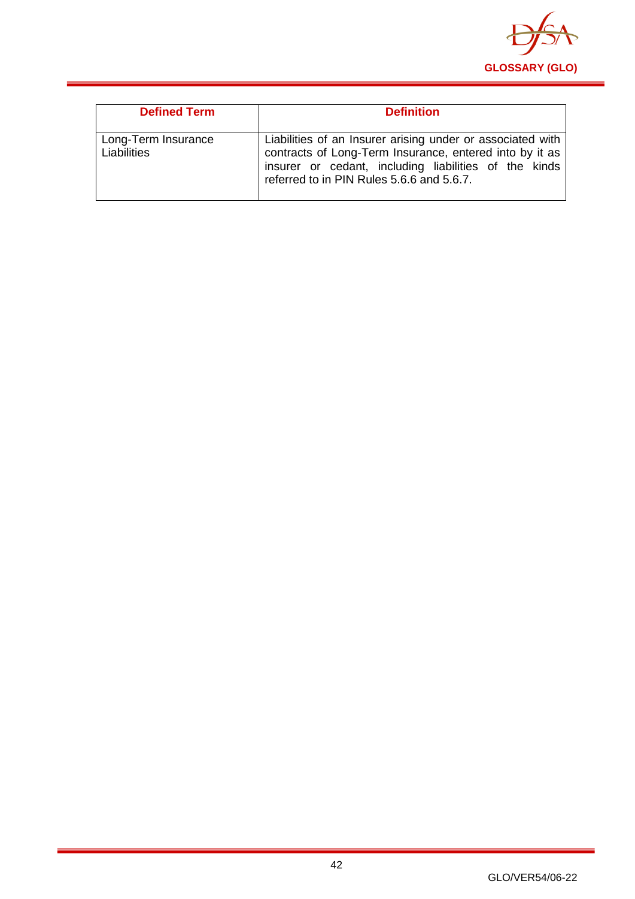| Defined Term | Definition |
| --- | --- |
| Long-Term Insurance Liabilities | Liabilities of an Insurer arising under or associated with contracts of Long-Term Insurance, entered into by it as insurer or cedant, including liabilities of the kinds referred to in PIN Rules 5.6.6 and 5.6.7. |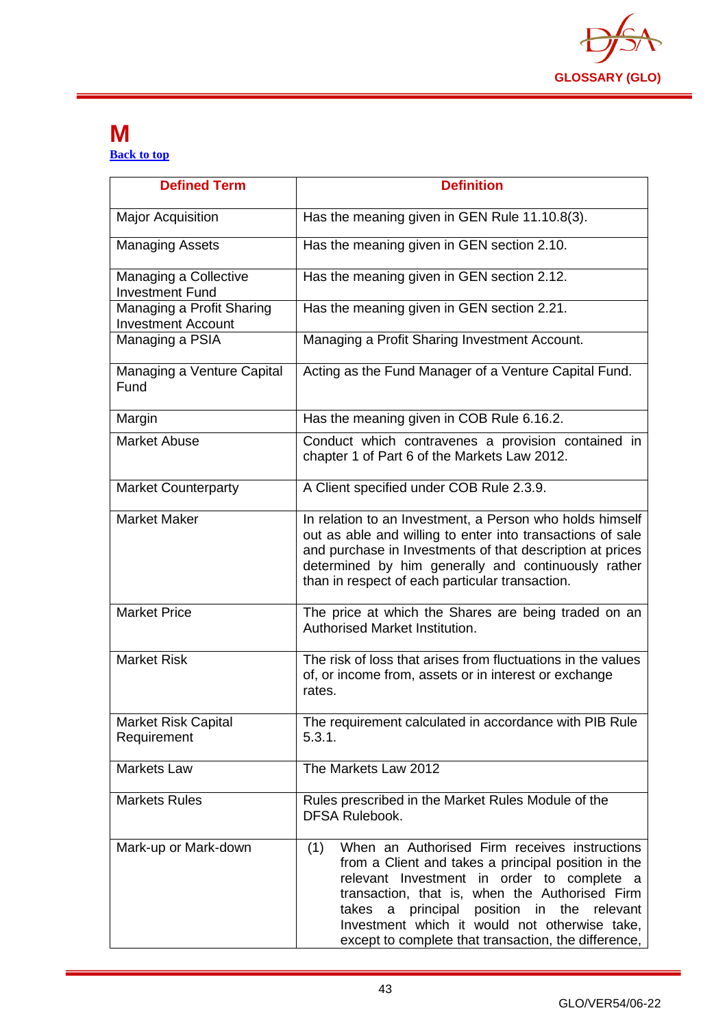# M

[Back to top](#)

| Defined Term | Definition |
|---|---|
| Major Acquisition | Has the meaning given in GEN Rule 11.10.8(3). |
| Managing Assets | Has the meaning given in GEN section 2.10. |
| Managing a Collective Investment Fund | Has the meaning given in GEN section 2.12. |
| Managing a Profit Sharing Investment Account | Has the meaning given in GEN section 2.21. |
| Managing a PSIA | Managing a Profit Sharing Investment Account. |
| Managing a Venture Capital Fund | Acting as the Fund Manager of a Venture Capital Fund. |
| Margin | Has the meaning given in COB Rule 6.16.2. |
| Market Abuse | Conduct which contravenes a provision contained in chapter 1 of Part 6 of the Markets Law 2012. |
| Market Counterparty | A Client specified under COB Rule 2.3.9. |
| Market Maker | In relation to an Investment, a Person who holds himself out as able and willing to enter into transactions of sale and purchase in Investments of that description at prices determined by him generally and continuously rather than in respect of each particular transaction. |
| Market Price | The price at which the Shares are being traded on an Authorised Market Institution. |
| Market Risk | The risk of loss that arises from fluctuations in the values of, or income from, assets or in interest or exchange rates. |
| Market Risk Capital Requirement | The requirement calculated in accordance with PIB Rule 5.3.1. |
| Markets Law | The Markets Law 2012 |
| Markets Rules | Rules prescribed in the Market Rules Module of the DFSA Rulebook. |
| Mark-up or Mark-down | (1) When an Authorised Firm receives instructions from a Client and takes a principal position in the relevant Investment in order to complete a transaction, that is, when the Authorised Firm takes a principal position in the relevant Investment which it would not otherwise take, except to complete that transaction, the difference, |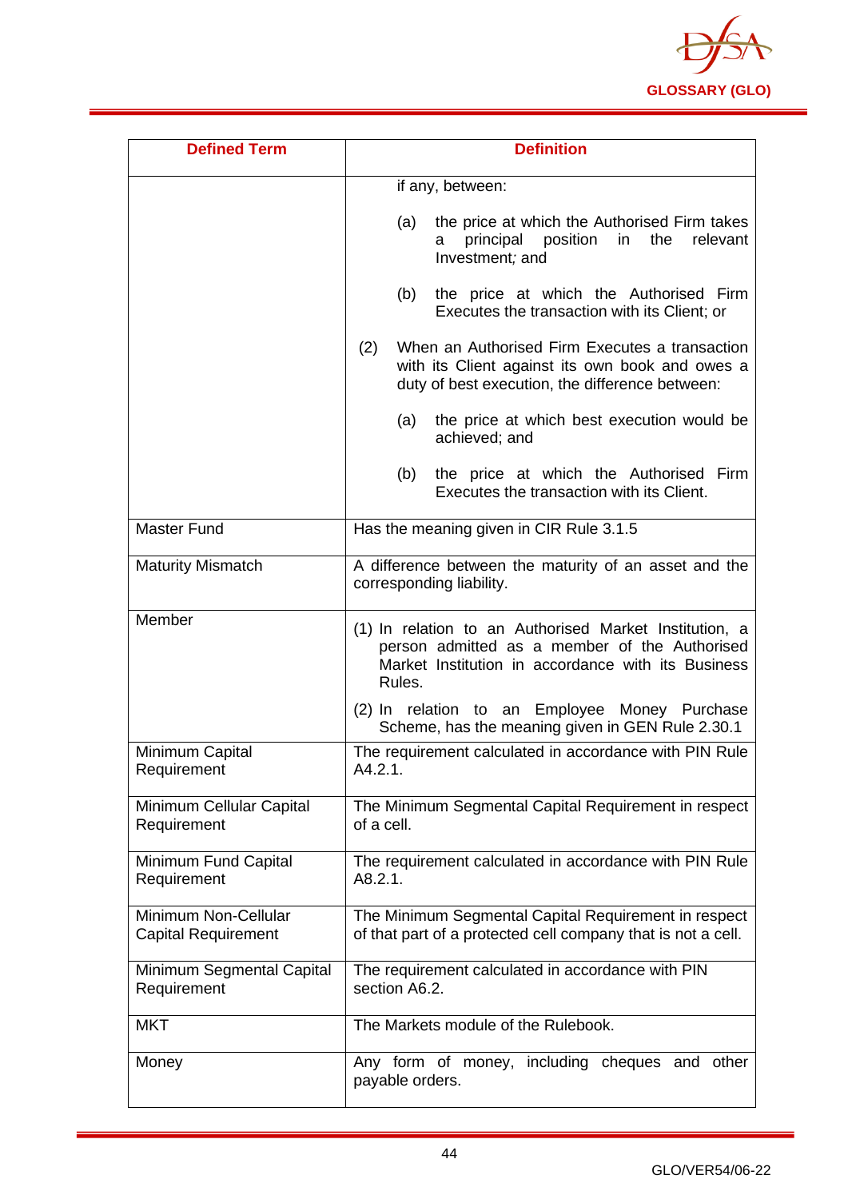| Defined Term | Definition |
|---|---|
| | if any, between:<br><br>(a) the price at which the Authorised Firm takes a principal position in the relevant Investment; and<br><br>(b) the price at which the Authorised Firm Executes the transaction with its Client; or<br><br>(2) When an Authorised Firm Executes a transaction with its Client against its own book and owes a duty of best execution, the difference between:<br><br>(a) the price at which best execution would be achieved; and<br><br>(b) the price at which the Authorised Firm Executes the transaction with its Client. |
| Master Fund | Has the meaning given in CIR Rule 3.1.5 |
| Maturity Mismatch | A difference between the maturity of an asset and the corresponding liability. |
| Member | (1) In relation to an Authorised Market Institution, a person admitted as a member of the Authorised Market Institution in accordance with its Business Rules.<br><br>(2) In relation to an Employee Money Purchase Scheme, has the meaning given in GEN Rule 2.30.1 |
| Minimum Capital Requirement | The requirement calculated in accordance with PIN Rule A4.2.1. |
| Minimum Cellular Capital Requirement | The Minimum Segmental Capital Requirement in respect of a cell. |
| Minimum Fund Capital Requirement | The requirement calculated in accordance with PIN Rule A8.2.1. |
| Minimum Non-Cellular Capital Requirement | The Minimum Segmental Capital Requirement in respect of that part of a protected cell company that is not a cell. |
| Minimum Segmental Capital Requirement | The requirement calculated in accordance with PIN section A6.2. |
| MKT | The Markets module of the Rulebook. |
| Money | Any form of money, including cheques and other payable orders. |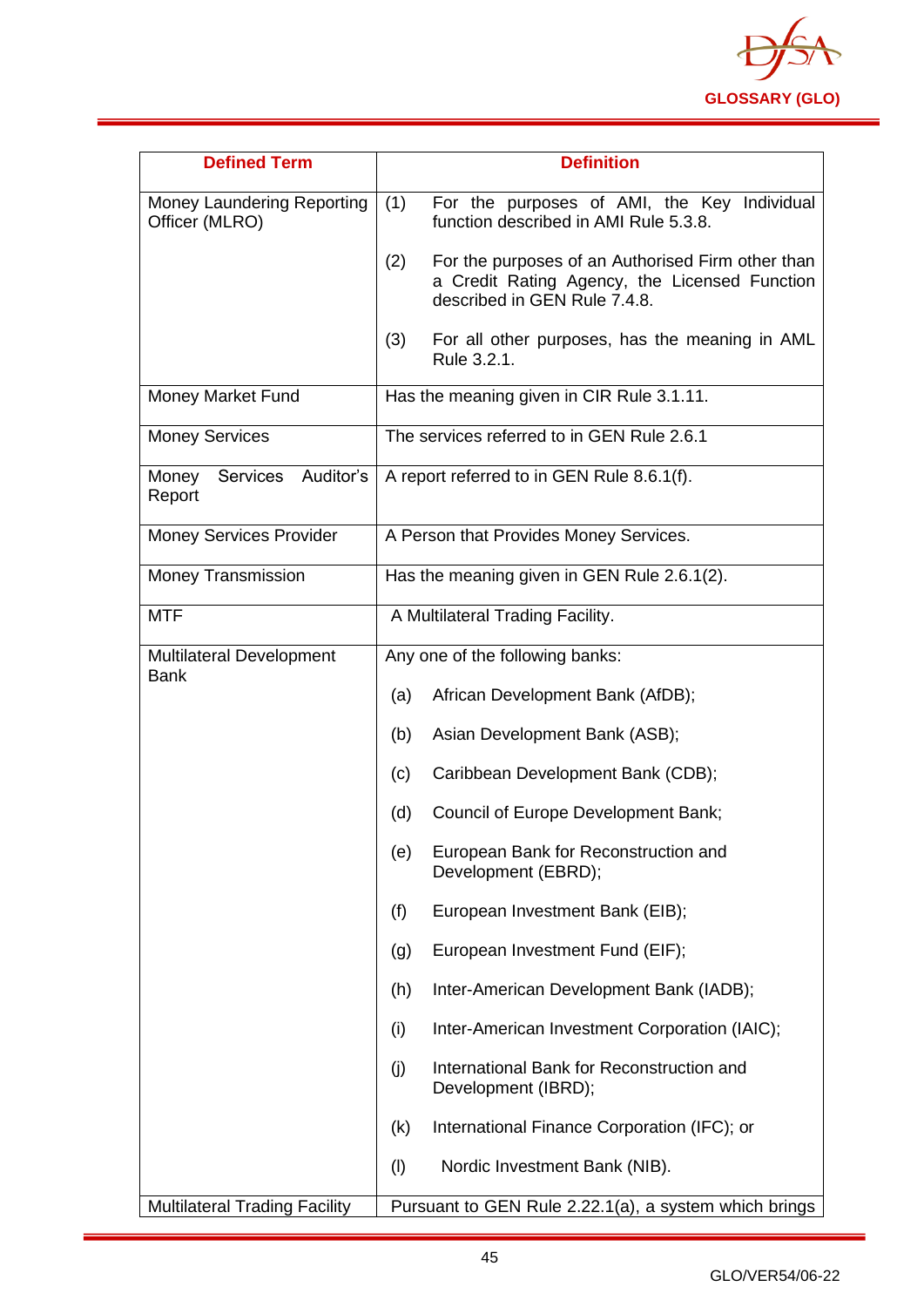| Defined Term | Definition |
|---|---|
| Money Laundering Reporting Officer (MLRO) | (1) For the purposes of AMI, the Key Individual function described in AMI Rule 5.3.8.<br><br>(2) For the purposes of an Authorised Firm other than a Credit Rating Agency, the Licensed Function described in GEN Rule 7.4.8.<br><br>(3) For all other purposes, has the meaning in AML Rule 3.2.1. |
| Money Market Fund | Has the meaning given in CIR Rule 3.1.11. |
| Money Services | The services referred to in GEN Rule 2.6.1 |
| Money Services Auditor's Report | A report referred to in GEN Rule 8.6.1(f). |
| Money Services Provider | A Person that Provides Money Services. |
| Money Transmission | Has the meaning given in GEN Rule 2.6.1(2). |
| MTF | A Multilateral Trading Facility. |
| Multilateral Development Bank | Any one of the following banks:<br><br>(a) African Development Bank (AfDB);<br><br>(b) Asian Development Bank (ASB);<br><br>(c) Caribbean Development Bank (CDB);<br><br>(d) Council of Europe Development Bank;<br><br>(e) European Bank for Reconstruction and Development (EBRD);<br><br>(f) European Investment Bank (EIB);<br><br>(g) European Investment Fund (EIF);<br><br>(h) Inter-American Development Bank (IADB);<br><br>(i) Inter-American Investment Corporation (IAIC);<br><br>(j) International Bank for Reconstruction and Development (IBRD);<br><br>(k) International Finance Corporation (IFC); or<br><br>(l) Nordic Investment Bank (NIB). |
| Multilateral Trading Facility | Pursuant to GEN Rule 2.22.1(a), a system which brings |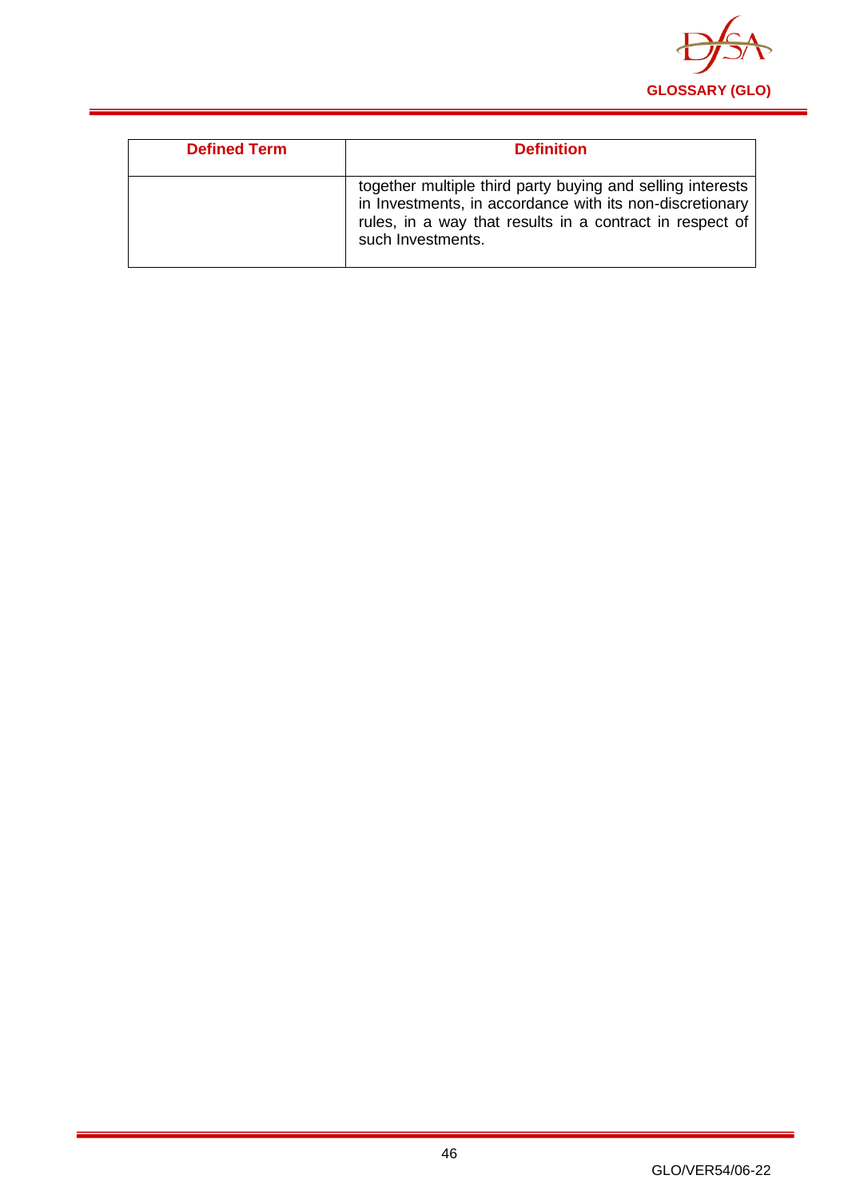| Defined Term | Definition |
|---|---|
| | together multiple third party buying and selling interests in Investments, in accordance with its non-discretionary rules, in a way that results in a contract in respect of such Investments. |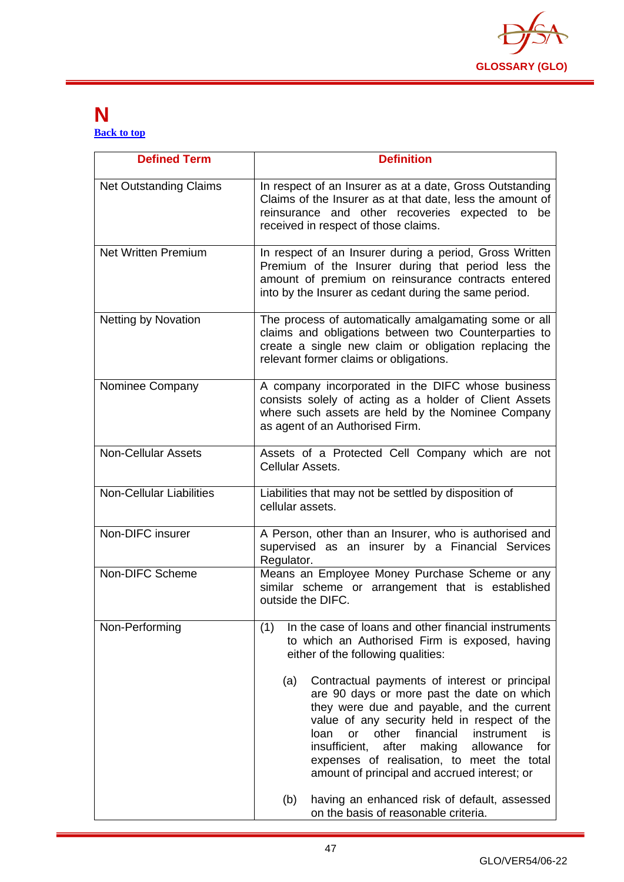# N

[Back to top](#)

| Defined Term | Definition |
|---|---|
| Net Outstanding Claims | In respect of an Insurer as at a date, Gross Outstanding Claims of the Insurer as at that date, less the amount of reinsurance and other recoveries expected to be received in respect of those claims. |
| Net Written Premium | In respect of an Insurer during a period, Gross Written Premium of the Insurer during that period less the amount of premium on reinsurance contracts entered into by the Insurer as cedant during the same period. |
| Netting by Novation | The process of automatically amalgamating some or all claims and obligations between two Counterparties to create a single new claim or obligation replacing the relevant former claims or obligations. |
| Nominee Company | A company incorporated in the DIFC whose business consists solely of acting as a holder of Client Assets where such assets are held by the Nominee Company as agent of an Authorised Firm. |
| Non-Cellular Assets | Assets of a Protected Cell Company which are not Cellular Assets. |
| Non-Cellular Liabilities | Liabilities that may not be settled by disposition of cellular assets. |
| Non-DIFC insurer | A Person, other than an Insurer, who is authorised and supervised as an insurer by a Financial Services Regulator. |
| Non-DIFC Scheme | Means an Employee Money Purchase Scheme or any similar scheme or arrangement that is established outside the DIFC. |
| Non-Performing | (1) In the case of loans and other financial instruments to which an Authorised Firm is exposed, having either of the following qualities:<br><br>(a) Contractual payments of interest or principal are 90 days or more past the date on which they were due and payable, and the current value of any security held in respect of the loan or other financial instrument is insufficient, after making allowance for expenses of realisation, to meet the total amount of principal and accrued interest; or<br><br>(b) having an enhanced risk of default, assessed on the basis of reasonable criteria. |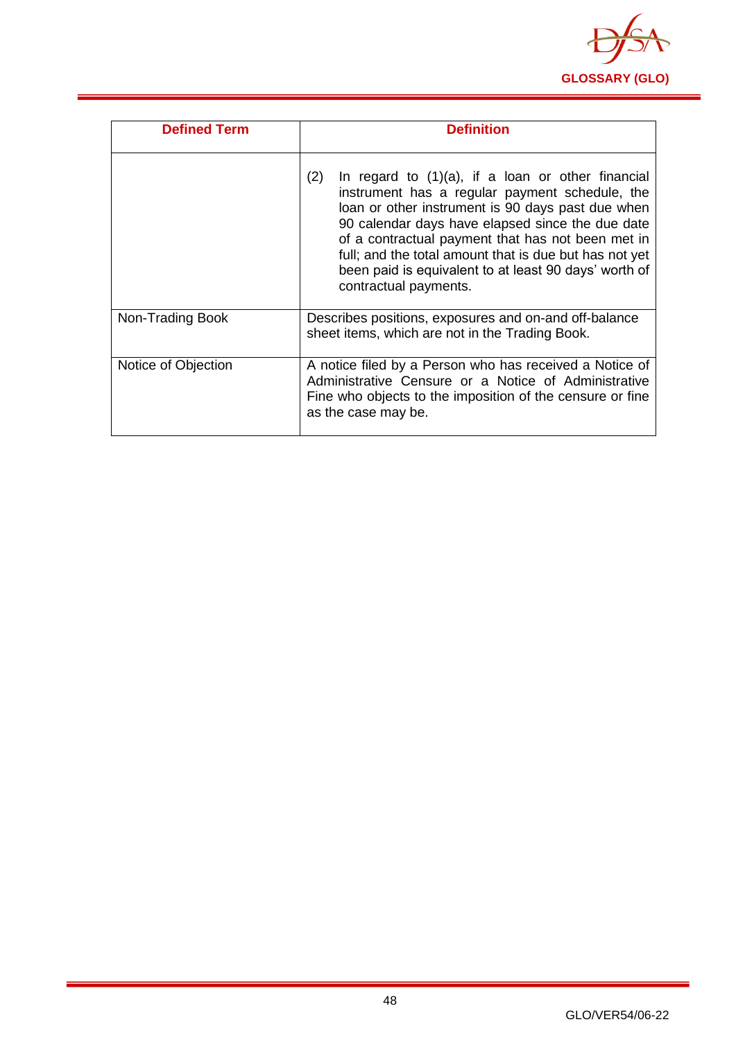| Defined Term | Definition |
|---|---|
| | (2) In regard to (1)(a), if a loan or other financial instrument has a regular payment schedule, the loan or other instrument is 90 days past due when 90 calendar days have elapsed since the due date of a contractual payment that has not been met in full; and the total amount that is due but has not yet been paid is equivalent to at least 90 days' worth of contractual payments. |
| Non-Trading Book | Describes positions, exposures and on-and off-balance sheet items, which are not in the Trading Book. |
| Notice of Objection | A notice filed by a Person who has received a Notice of Administrative Censure or a Notice of Administrative Fine who objects to the imposition of the censure or fine as the case may be. |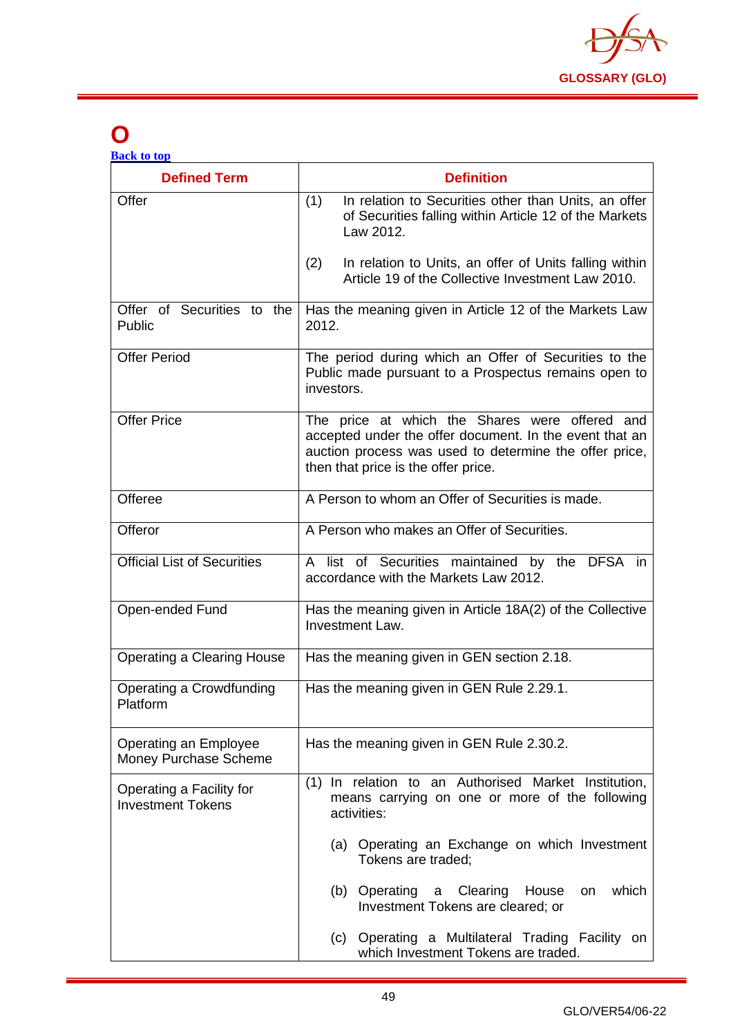# O

[Back to top]()

| Defined Term | Definition |
|---|---|
| Offer | (1) In relation to Securities other than Units, an offer of Securities falling within Article 12 of the Markets Law 2012.<br><br>(2) In relation to Units, an offer of Units falling within Article 19 of the Collective Investment Law 2010. |
| Offer of Securities to the Public | Has the meaning given in Article 12 of the Markets Law 2012. |
| Offer Period | The period during which an Offer of Securities to the Public made pursuant to a Prospectus remains open to investors. |
| Offer Price | The price at which the Shares were offered and accepted under the offer document. In the event that an auction process was used to determine the offer price, then that price is the offer price. |
| Offeree | A Person to whom an Offer of Securities is made. |
| Offeror | A Person who makes an Offer of Securities. |
| Official List of Securities | A list of Securities maintained by the DFSA in accordance with the Markets Law 2012. |
| Open-ended Fund | Has the meaning given in Article 18A(2) of the Collective Investment Law. |
| Operating a Clearing House | Has the meaning given in GEN section 2.18. |
| Operating a Crowdfunding Platform | Has the meaning given in GEN Rule 2.29.1. |
| Operating an Employee Money Purchase Scheme | Has the meaning given in GEN Rule 2.30.2. |
| Operating a Facility for Investment Tokens | (1) In relation to an Authorised Market Institution, means carrying on one or more of the following activities:<br><br>(a) Operating an Exchange on which Investment Tokens are traded;<br><br>(b) Operating a Clearing House on which Investment Tokens are cleared; or<br><br>(c) Operating a Multilateral Trading Facility on which Investment Tokens are traded. |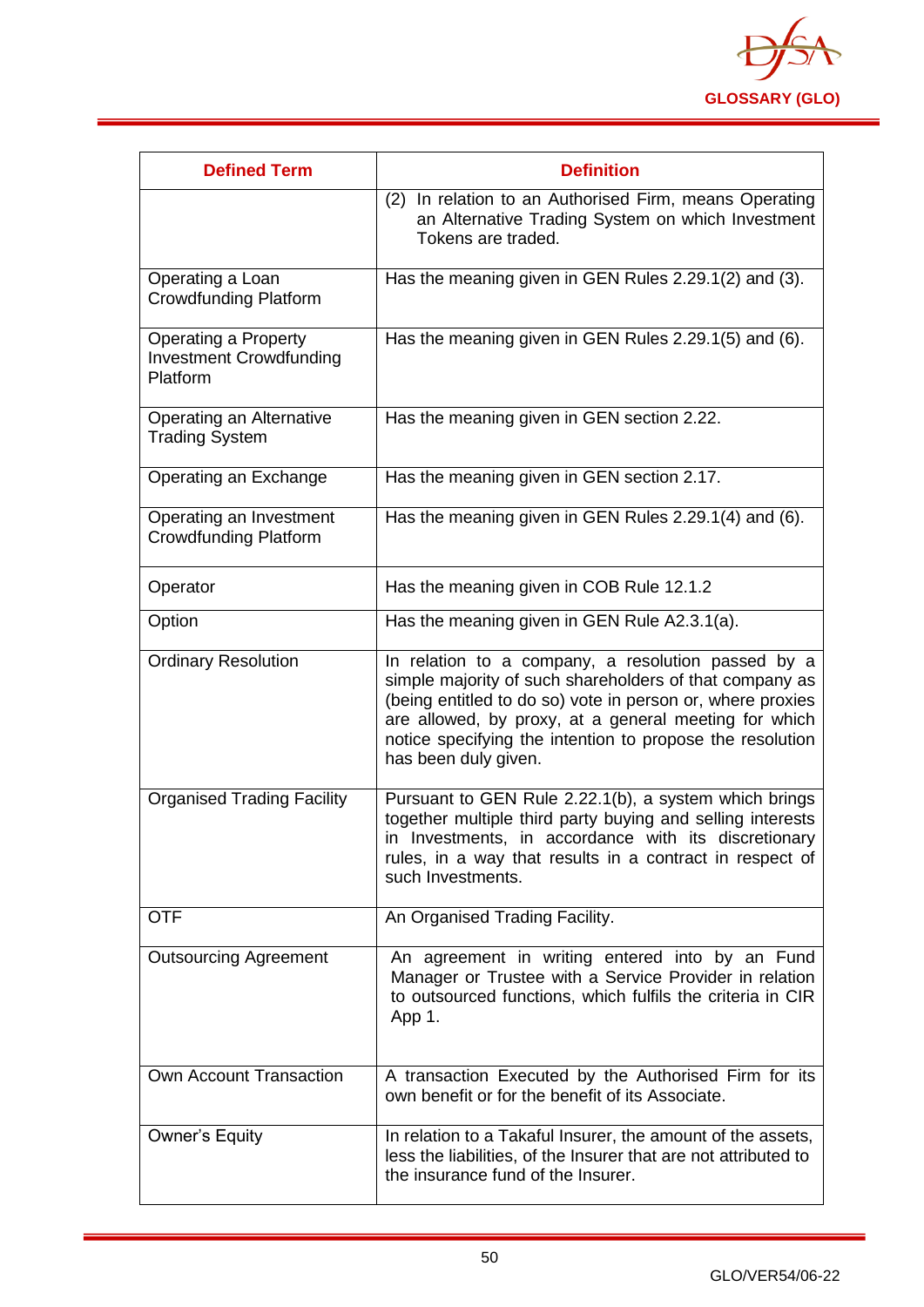| Defined Term | Definition |
|---|---|
| | (2) In relation to an Authorised Firm, means Operating an Alternative Trading System on which Investment Tokens are traded. |
| Operating a Loan Crowdfunding Platform | Has the meaning given in GEN Rules 2.29.1(2) and (3). |
| Operating a Property Investment Crowdfunding Platform | Has the meaning given in GEN Rules 2.29.1(5) and (6). |
| Operating an Alternative Trading System | Has the meaning given in GEN section 2.22. |
| Operating an Exchange | Has the meaning given in GEN section 2.17. |
| Operating an Investment Crowdfunding Platform | Has the meaning given in GEN Rules 2.29.1(4) and (6). |
| Operator | Has the meaning given in COB Rule 12.1.2 |
| Option | Has the meaning given in GEN Rule A2.3.1(a). |
| Ordinary Resolution | In relation to a company, a resolution passed by a simple majority of such shareholders of that company as (being entitled to do so) vote in person or, where proxies are allowed, by proxy, at a general meeting for which notice specifying the intention to propose the resolution has been duly given. |
| Organised Trading Facility | Pursuant to GEN Rule 2.22.1(b), a system which brings together multiple third party buying and selling interests in Investments, in accordance with its discretionary rules, in a way that results in a contract in respect of such Investments. |
| OTF | An Organised Trading Facility. |
| Outsourcing Agreement | An agreement in writing entered into by an Fund Manager or Trustee with a Service Provider in relation to outsourced functions, which fulfils the criteria in CIR App 1. |
| Own Account Transaction | A transaction Executed by the Authorised Firm for its own benefit or for the benefit of its Associate. |
| Owner's Equity | In relation to a Takaful Insurer, the amount of the assets, less the liabilities, of the Insurer that are not attributed to the insurance fund of the Insurer. |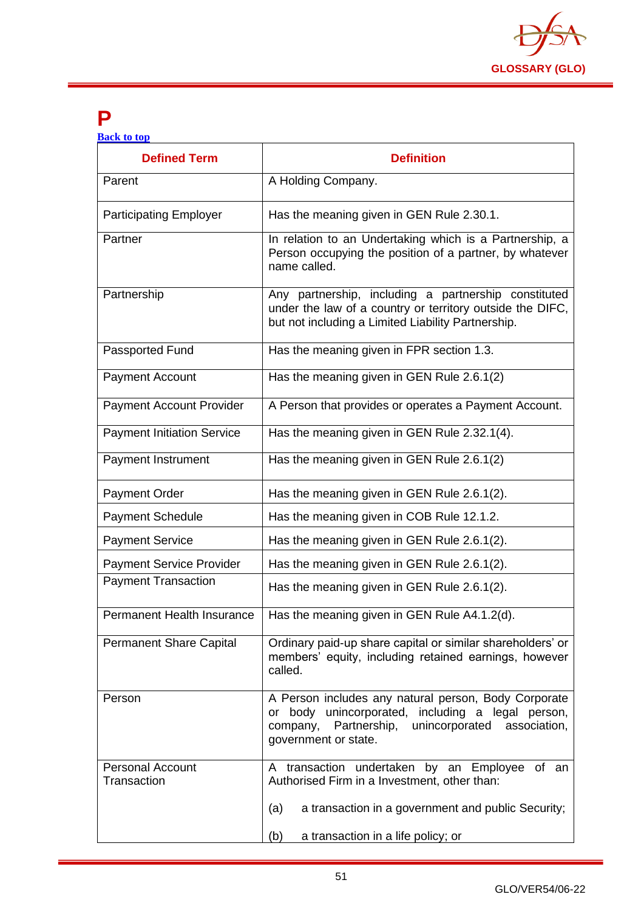# P

[Back to top]

| Defined Term | Definition |
|---|---|
| Parent | A Holding Company. |
| Participating Employer | Has the meaning given in GEN Rule 2.30.1. |
| Partner | In relation to an Undertaking which is a Partnership, a Person occupying the position of a partner, by whatever name called. |
| Partnership | Any partnership, including a partnership constituted under the law of a country or territory outside the DIFC, but not including a Limited Liability Partnership. |
| Passported Fund | Has the meaning given in FPR section 1.3. |
| Payment Account | Has the meaning given in GEN Rule 2.6.1(2) |
| Payment Account Provider | A Person that provides or operates a Payment Account. |
| Payment Initiation Service | Has the meaning given in GEN Rule 2.32.1(4). |
| Payment Instrument | Has the meaning given in GEN Rule 2.6.1(2) |
| Payment Order | Has the meaning given in GEN Rule 2.6.1(2). |
| Payment Schedule | Has the meaning given in COB Rule 12.1.2. |
| Payment Service | Has the meaning given in GEN Rule 2.6.1(2). |
| Payment Service Provider | Has the meaning given in GEN Rule 2.6.1(2). |
| Payment Transaction | Has the meaning given in GEN Rule 2.6.1(2). |
| Permanent Health Insurance | Has the meaning given in GEN Rule A4.1.2(d). |
| Permanent Share Capital | Ordinary paid-up share capital or similar shareholders' or members' equity, including retained earnings, however called. |
| Person | A Person includes any natural person, Body Corporate or body unincorporated, including a legal person, company, Partnership, unincorporated association, government or state. |
| Personal Account Transaction | A transaction undertaken by an Employee of an Authorised Firm in a Investment, other than:<br><br>(a) a transaction in a government and public Security;<br><br>(b) a transaction in a life policy; or |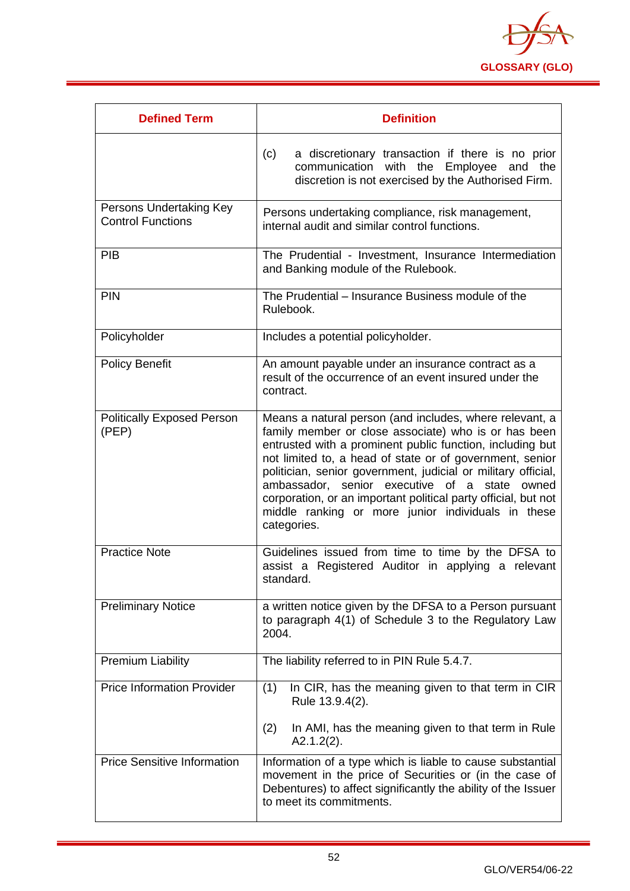| Defined Term | Definition |
|---|---|
| | (c) a discretionary transaction if there is no prior communication with the Employee and the discretion is not exercised by the Authorised Firm. |
| Persons Undertaking Key Control Functions | Persons undertaking compliance, risk management, internal audit and similar control functions. |
| PIB | The Prudential - Investment, Insurance Intermediation and Banking module of the Rulebook. |
| PIN | The Prudential – Insurance Business module of the Rulebook. |
| Policyholder | Includes a potential policyholder. |
| Policy Benefit | An amount payable under an insurance contract as a result of the occurrence of an event insured under the contract. |
| Politically Exposed Person (PEP) | Means a natural person (and includes, where relevant, a family member or close associate) who is or has been entrusted with a prominent public function, including but not limited to, a head of state or of government, senior politician, senior government, judicial or military official, ambassador, senior executive of a state owned corporation, or an important political party official, but not middle ranking or more junior individuals in these categories. |
| Practice Note | Guidelines issued from time to time by the DFSA to assist a Registered Auditor in applying a relevant standard. |
| Preliminary Notice | a written notice given by the DFSA to a Person pursuant to paragraph 4(1) of Schedule 3 to the Regulatory Law 2004. |
| Premium Liability | The liability referred to in PIN Rule 5.4.7. |
| Price Information Provider | (1) In CIR, has the meaning given to that term in CIR Rule 13.9.4(2).<br><br>(2) In AMI, has the meaning given to that term in Rule A2.1.2(2). |
| Price Sensitive Information | Information of a type which is liable to cause substantial movement in the price of Securities or (in the case of Debentures) to affect significantly the ability of the Issuer to meet its commitments. |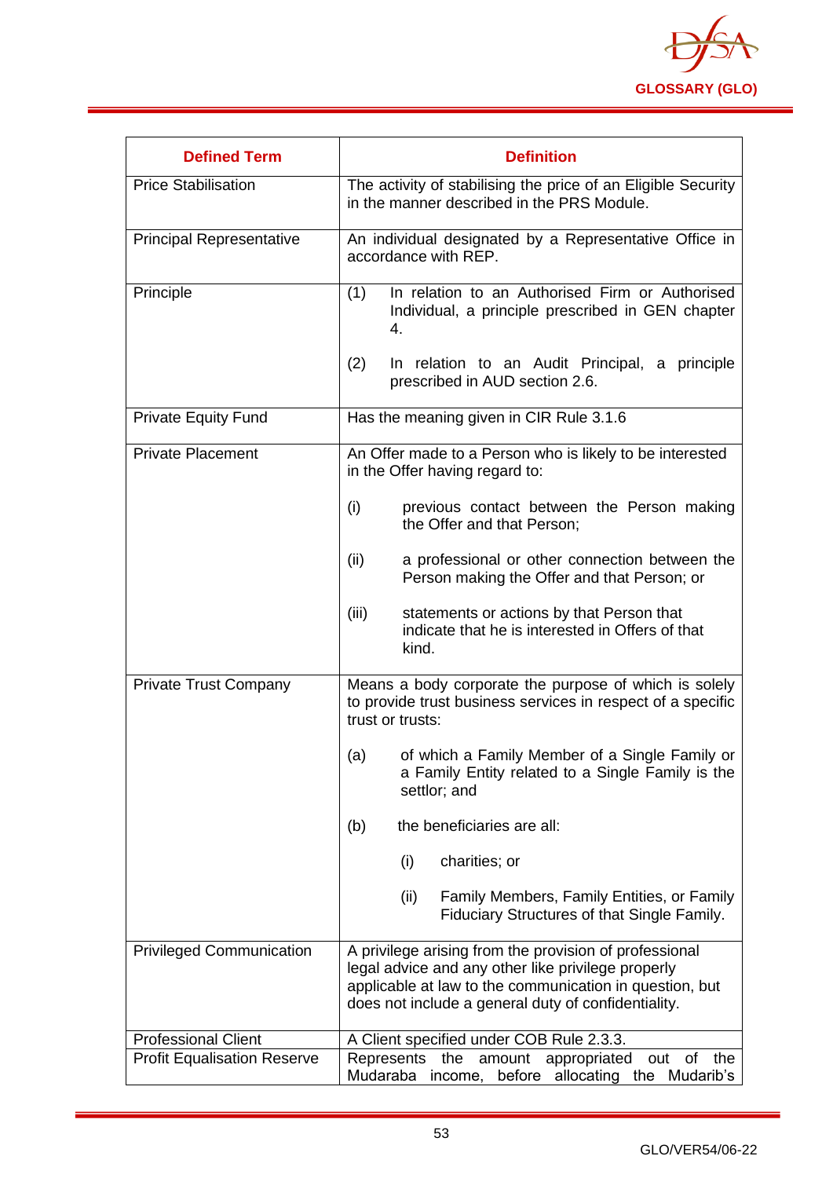| Defined Term | Definition |
|---|---|
| Price Stabilisation | The activity of stabilising the price of an Eligible Security in the manner described in the PRS Module. |
| Principal Representative | An individual designated by a Representative Office in accordance with REP. |
| Principle | (1) In relation to an Authorised Firm or Authorised Individual, a principle prescribed in GEN chapter 4.<br><br>(2) In relation to an Audit Principal, a principle prescribed in AUD section 2.6. |
| Private Equity Fund | Has the meaning given in CIR Rule 3.1.6 |
| Private Placement | An Offer made to a Person who is likely to be interested in the Offer having regard to:<br><br>(i) previous contact between the Person making the Offer and that Person;<br><br>(ii) a professional or other connection between the Person making the Offer and that Person; or<br><br>(iii) statements or actions by that Person that indicate that he is interested in Offers of that kind. |
| Private Trust Company | Means a body corporate the purpose of which is solely to provide trust business services in respect of a specific trust or trusts:<br><br>(a) of which a Family Member of a Single Family or a Family Entity related to a Single Family is the settlor; and<br><br>(b) the beneficiaries are all:<br><br>(i) charities; or<br><br>(ii) Family Members, Family Entities, or Family Fiduciary Structures of that Single Family. |
| Privileged Communication | A privilege arising from the provision of professional legal advice and any other like privilege properly applicable at law to the communication in question, but does not include a general duty of confidentiality. |
| Professional Client | A Client specified under COB Rule 2.3.3. |
| Profit Equalisation Reserve | Represents the amount appropriated out of the Mudaraba income, before allocating the Mudarib's |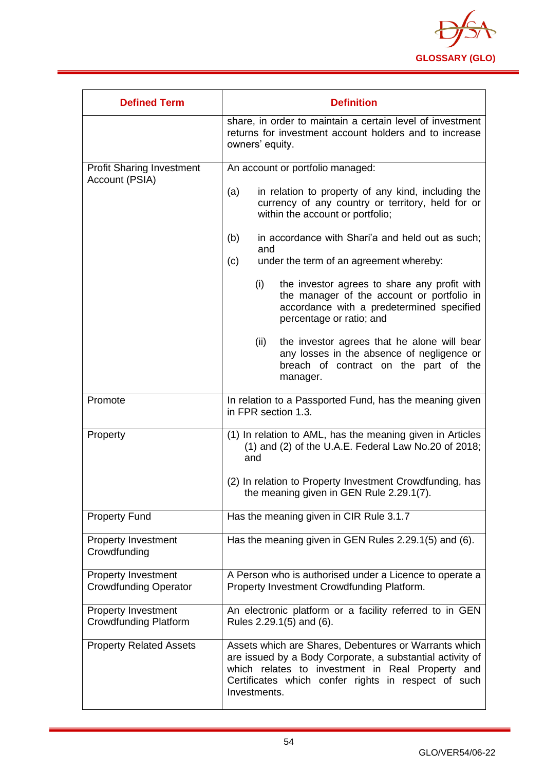| Defined Term | Definition |
|---|---|
| | share, in order to maintain a certain level of investment returns for investment account holders and to increase owners' equity. |
| Profit Sharing Investment Account (PSIA) | An account or portfolio managed:<br><br>(a) in relation to property of any kind, including the currency of any country or territory, held for or within the account or portfolio;<br><br>(b) in accordance with Shari'a and held out as such; and<br>(c) under the term of an agreement whereby:<br><br>(i) the investor agrees to share any profit with the manager of the account or portfolio in accordance with a predetermined specified percentage or ratio; and<br><br>(ii) the investor agrees that he alone will bear any losses in the absence of negligence or breach of contract on the part of the manager. |
| Promote | In relation to a Passported Fund, has the meaning given in FPR section 1.3. |
| Property | (1) In relation to AML, has the meaning given in Articles (1) and (2) of the U.A.E. Federal Law No.20 of 2018; and<br><br>(2) In relation to Property Investment Crowdfunding, has the meaning given in GEN Rule 2.29.1(7). |
| Property Fund | Has the meaning given in CIR Rule 3.1.7 |
| Property Investment Crowdfunding | Has the meaning given in GEN Rules 2.29.1(5) and (6). |
| Property Investment Crowdfunding Operator | A Person who is authorised under a Licence to operate a Property Investment Crowdfunding Platform. |
| Property Investment Crowdfunding Platform | An electronic platform or a facility referred to in GEN Rules 2.29.1(5) and (6). |
| Property Related Assets | Assets which are Shares, Debentures or Warrants which are issued by a Body Corporate, a substantial activity of which relates to investment in Real Property and Certificates which confer rights in respect of such Investments. |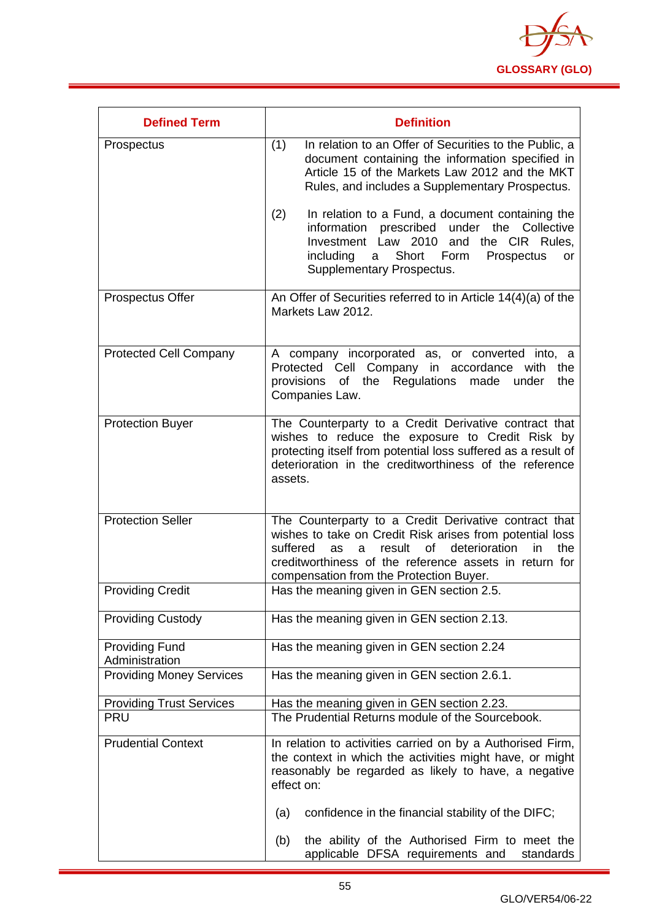| Defined Term | Definition |
|---|---|
| Prospectus | (1) In relation to an Offer of Securities to the Public, a document containing the information specified in Article 15 of the Markets Law 2012 and the MKT Rules, and includes a Supplementary Prospectus.<br><br>(2) In relation to a Fund, a document containing the information prescribed under the Collective Investment Law 2010 and the CIR Rules, including a Short Form Prospectus or Supplementary Prospectus. |
| Prospectus Offer | An Offer of Securities referred to in Article 14(4)(a) of the Markets Law 2012. |
| Protected Cell Company | A company incorporated as, or converted into, a Protected Cell Company in accordance with the provisions of the Regulations made under the Companies Law. |
| Protection Buyer | The Counterparty to a Credit Derivative contract that wishes to reduce the exposure to Credit Risk by protecting itself from potential loss suffered as a result of deterioration in the creditworthiness of the reference assets. |
| Protection Seller | The Counterparty to a Credit Derivative contract that wishes to take on Credit Risk arises from potential loss suffered as a result of deterioration in the creditworthiness of the reference assets in return for compensation from the Protection Buyer. |
| Providing Credit | Has the meaning given in GEN section 2.5. |
| Providing Custody | Has the meaning given in GEN section 2.13. |
| Providing Fund Administration | Has the meaning given in GEN section 2.24 |
| Providing Money Services | Has the meaning given in GEN section 2.6.1. |
| Providing Trust Services | Has the meaning given in GEN section 2.23. |
| PRU | The Prudential Returns module of the Sourcebook. |
| Prudential Context | In relation to activities carried on by a Authorised Firm, the context in which the activities might have, or might reasonably be regarded as likely to have, a negative effect on:<br><br>(a) confidence in the financial stability of the DIFC;<br><br>(b) the ability of the Authorised Firm to meet the applicable DFSA requirements and standards |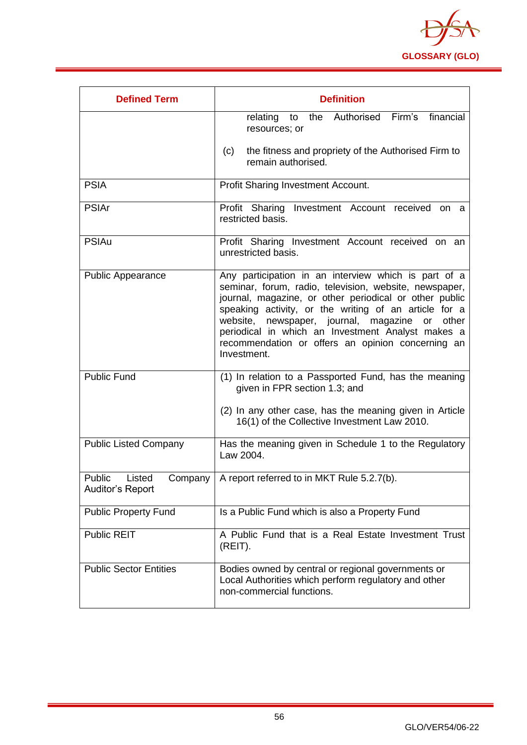| Defined Term | Definition |
|---|---|
| | relating to the Authorised Firm's financial resources; or<br><br>(c) the fitness and propriety of the Authorised Firm to remain authorised. |
| PSIA | Profit Sharing Investment Account. |
| PSIAr | Profit Sharing Investment Account received on a restricted basis. |
| PSIAu | Profit Sharing Investment Account received on an unrestricted basis. |
| Public Appearance | Any participation in an interview which is part of a seminar, forum, radio, television, website, newspaper, journal, magazine, or other periodical or other public speaking activity, or the writing of an article for a website, newspaper, journal, magazine or other periodical in which an Investment Analyst makes a recommendation or offers an opinion concerning an Investment. |
| Public Fund | (1) In relation to a Passported Fund, has the meaning given in FPR section 1.3; and<br><br>(2) In any other case, has the meaning given in Article 16(1) of the Collective Investment Law 2010. |
| Public Listed Company | Has the meaning given in Schedule 1 to the Regulatory Law 2004. |
| Public Listed Company Auditor's Report | A report referred to in MKT Rule 5.2.7(b). |
| Public Property Fund | Is a Public Fund which is also a Property Fund |
| Public REIT | A Public Fund that is a Real Estate Investment Trust (REIT). |
| Public Sector Entities | Bodies owned by central or regional governments or Local Authorities which perform regulatory and other non-commercial functions. |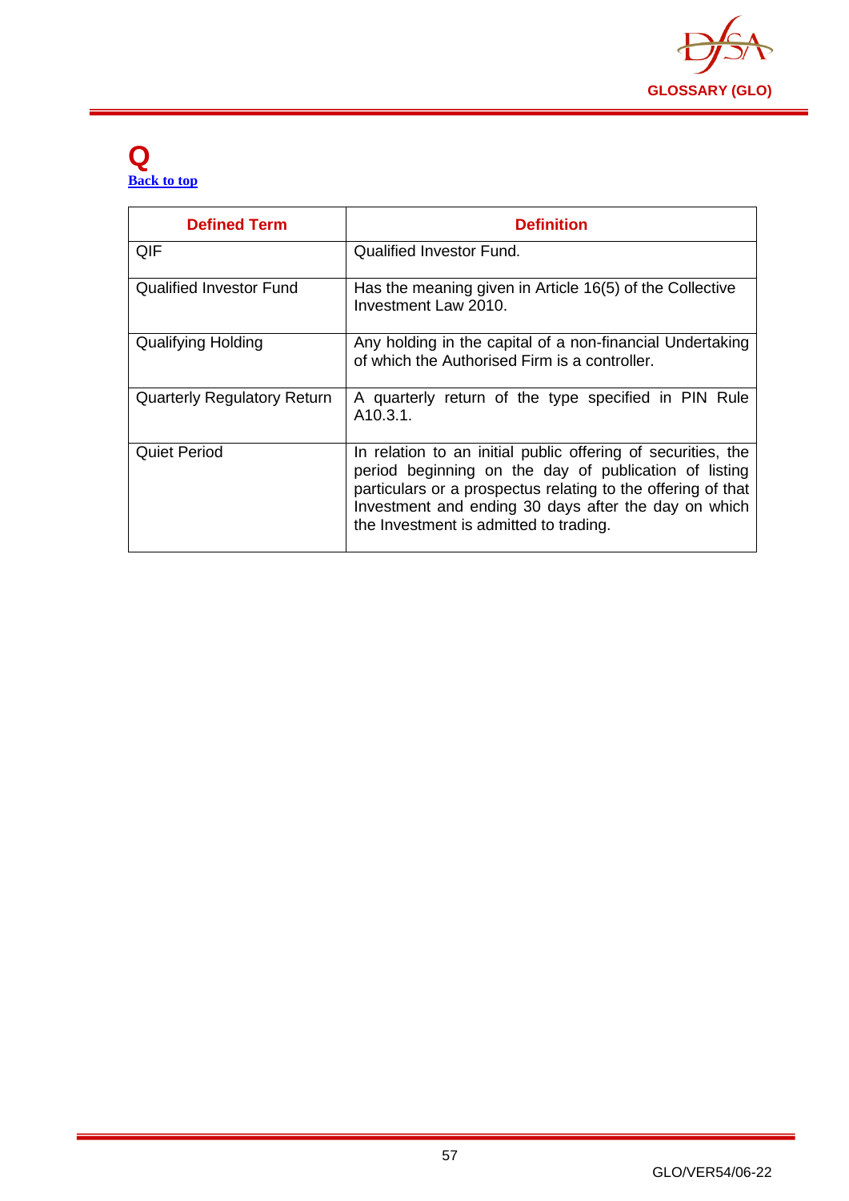# Q

[Back to top](#)

| Defined Term | Definition |
|---|---|
| QIF | Qualified Investor Fund. |
| Qualified Investor Fund | Has the meaning given in Article 16(5) of the Collective Investment Law 2010. |
| Qualifying Holding | Any holding in the capital of a non-financial Undertaking of which the Authorised Firm is a controller. |
| Quarterly Regulatory Return | A quarterly return of the type specified in PIN Rule A10.3.1. |
| Quiet Period | In relation to an initial public offering of securities, the period beginning on the day of publication of listing particulars or a prospectus relating to the offering of that Investment and ending 30 days after the day on which the Investment is admitted to trading. |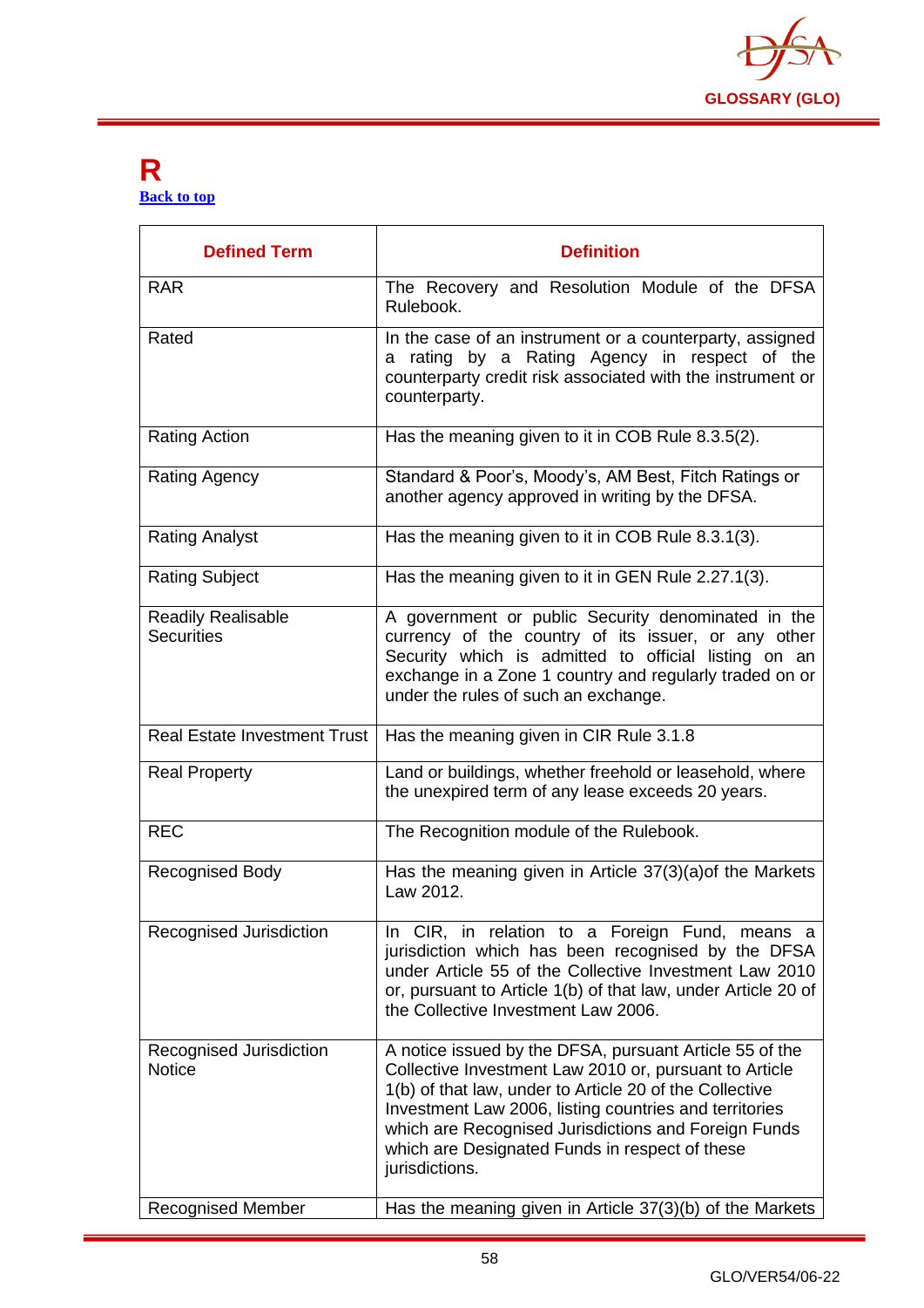# R

Back to top

| Defined Term | Definition |
|---|---|
| RAR | The Recovery and Resolution Module of the DFSA Rulebook. |
| Rated | In the case of an instrument or a counterparty, assigned a rating by a Rating Agency in respect of the counterparty credit risk associated with the instrument or counterparty. |
| Rating Action | Has the meaning given to it in COB Rule 8.3.5(2). |
| Rating Agency | Standard & Poor's, Moody's, AM Best, Fitch Ratings or another agency approved in writing by the DFSA. |
| Rating Analyst | Has the meaning given to it in COB Rule 8.3.1(3). |
| Rating Subject | Has the meaning given to it in GEN Rule 2.27.1(3). |
| Readily Realisable Securities | A government or public Security denominated in the currency of the country of its issuer, or any other Security which is admitted to official listing on an exchange in a Zone 1 country and regularly traded on or under the rules of such an exchange. |
| Real Estate Investment Trust | Has the meaning given in CIR Rule 3.1.8 |
| Real Property | Land or buildings, whether freehold or leasehold, where the unexpired term of any lease exceeds 20 years. |
| REC | The Recognition module of the Rulebook. |
| Recognised Body | Has the meaning given in Article 37(3)(a)of the Markets Law 2012. |
| Recognised Jurisdiction | In CIR, in relation to a Foreign Fund, means a jurisdiction which has been recognised by the DFSA under Article 55 of the Collective Investment Law 2010 or, pursuant to Article 1(b) of that law, under Article 20 of the Collective Investment Law 2006. |
| Recognised Jurisdiction Notice | A notice issued by the DFSA, pursuant Article 55 of the Collective Investment Law 2010 or, pursuant to Article 1(b) of that law, under to Article 20 of the Collective Investment Law 2006, listing countries and territories which are Recognised Jurisdictions and Foreign Funds which are Designated Funds in respect of these jurisdictions. |
| Recognised Member | Has the meaning given in Article 37(3)(b) of the Markets |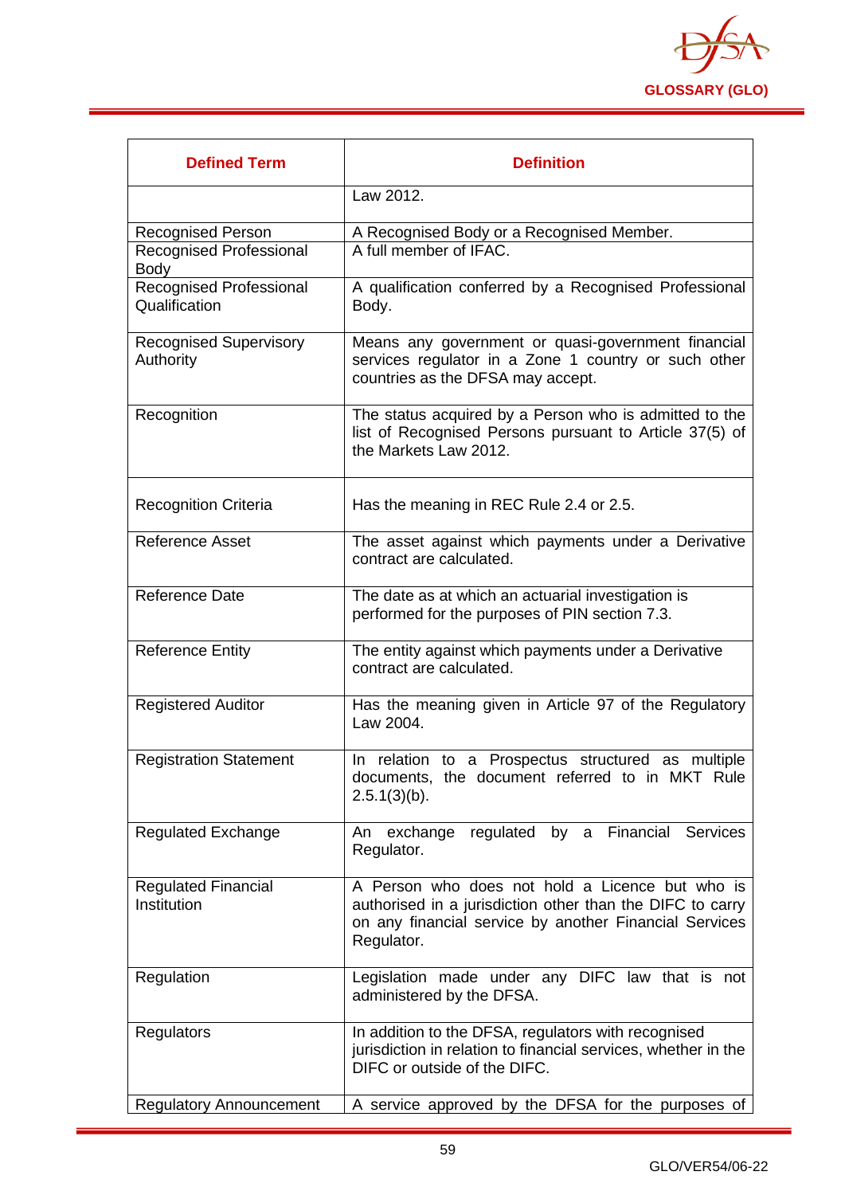| Defined Term | Definition |
| --- | --- |
| | Law 2012. |
| Recognised Person | A Recognised Body or a Recognised Member. |
| Recognised Professional Body | A full member of IFAC. |
| Recognised Professional Qualification | A qualification conferred by a Recognised Professional Body. |
| Recognised Supervisory Authority | Means any government or quasi-government financial services regulator in a Zone 1 country or such other countries as the DFSA may accept. |
| Recognition | The status acquired by a Person who is admitted to the list of Recognised Persons pursuant to Article 37(5) of the Markets Law 2012. |
| Recognition Criteria | Has the meaning in REC Rule 2.4 or 2.5. |
| Reference Asset | The asset against which payments under a Derivative contract are calculated. |
| Reference Date | The date as at which an actuarial investigation is performed for the purposes of PIN section 7.3. |
| Reference Entity | The entity against which payments under a Derivative contract are calculated. |
| Registered Auditor | Has the meaning given in Article 97 of the Regulatory Law 2004. |
| Registration Statement | In relation to a Prospectus structured as multiple documents, the document referred to in MKT Rule 2.5.1(3)(b). |
| Regulated Exchange | An exchange regulated by a Financial Services Regulator. |
| Regulated Financial Institution | A Person who does not hold a Licence but who is authorised in a jurisdiction other than the DIFC to carry on any financial service by another Financial Services Regulator. |
| Regulation | Legislation made under any DIFC law that is not administered by the DFSA. |
| Regulators | In addition to the DFSA, regulators with recognised jurisdiction in relation to financial services, whether in the DIFC or outside of the DIFC. |
| Regulatory Announcement | A service approved by the DFSA for the purposes of |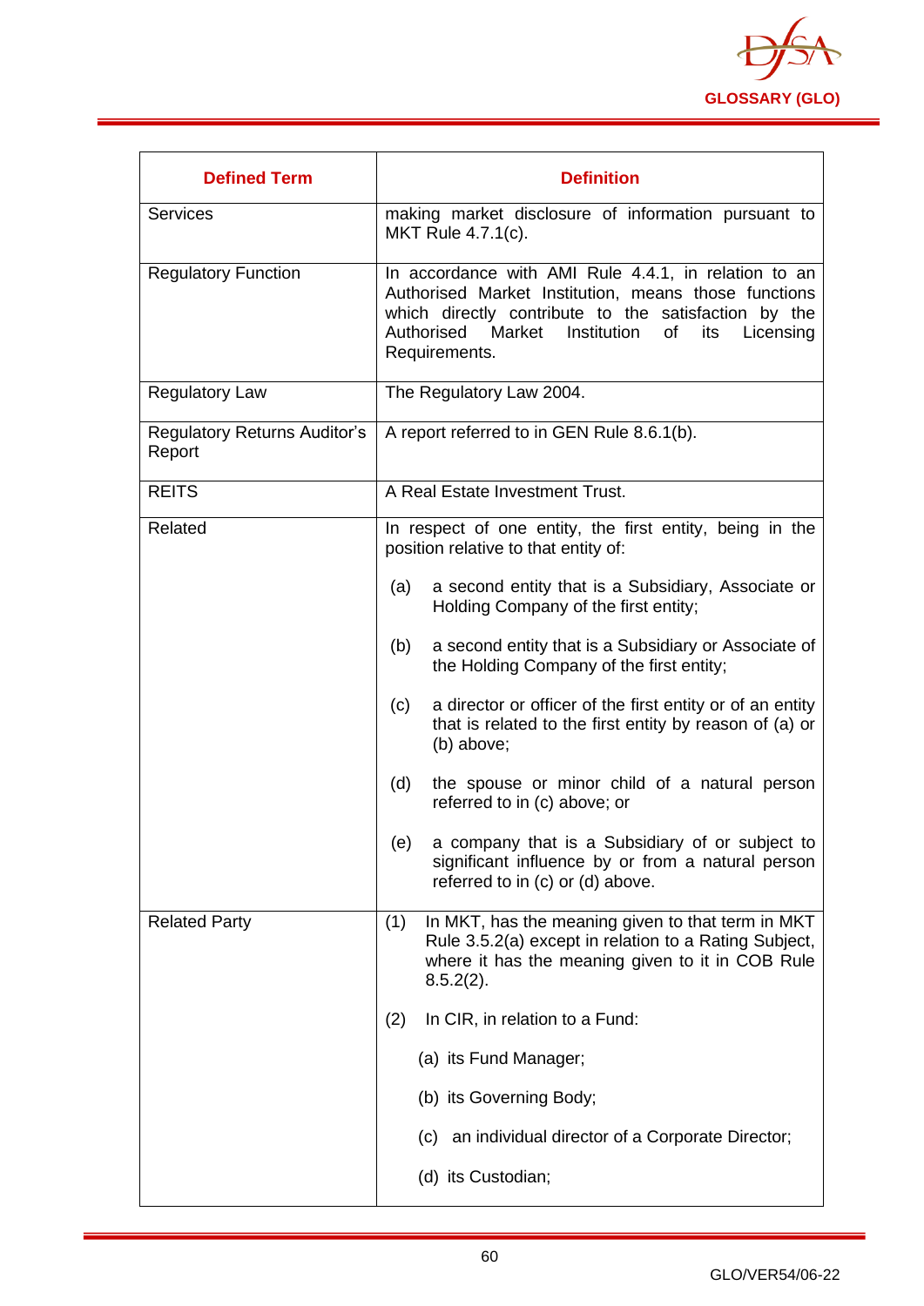| Defined Term | Definition |
|---|---|
| Services | making market disclosure of information pursuant to MKT Rule 4.7.1(c). |
| Regulatory Function | In accordance with AMI Rule 4.4.1, in relation to an Authorised Market Institution, means those functions which directly contribute to the satisfaction by the Authorised Market Institution of its Licensing Requirements. |
| Regulatory Law | The Regulatory Law 2004. |
| Regulatory Returns Auditor's Report | A report referred to in GEN Rule 8.6.1(b). |
| REITS | A Real Estate Investment Trust. |
| Related | In respect of one entity, the first entity, being in the position relative to that entity of:<br><br>(a) a second entity that is a Subsidiary, Associate or Holding Company of the first entity;<br><br>(b) a second entity that is a Subsidiary or Associate of the Holding Company of the first entity;<br><br>(c) a director or officer of the first entity or of an entity that is related to the first entity by reason of (a) or (b) above;<br><br>(d) the spouse or minor child of a natural person referred to in (c) above; or<br><br>(e) a company that is a Subsidiary of or subject to significant influence by or from a natural person referred to in (c) or (d) above. |
| Related Party | (1) In MKT, has the meaning given to that term in MKT Rule 3.5.2(a) except in relation to a Rating Subject, where it has the meaning given to it in COB Rule 8.5.2(2).<br><br>(2) In CIR, in relation to a Fund:<br><br>(a) its Fund Manager;<br><br>(b) its Governing Body;<br><br>(c) an individual director of a Corporate Director;<br><br>(d) its Custodian; |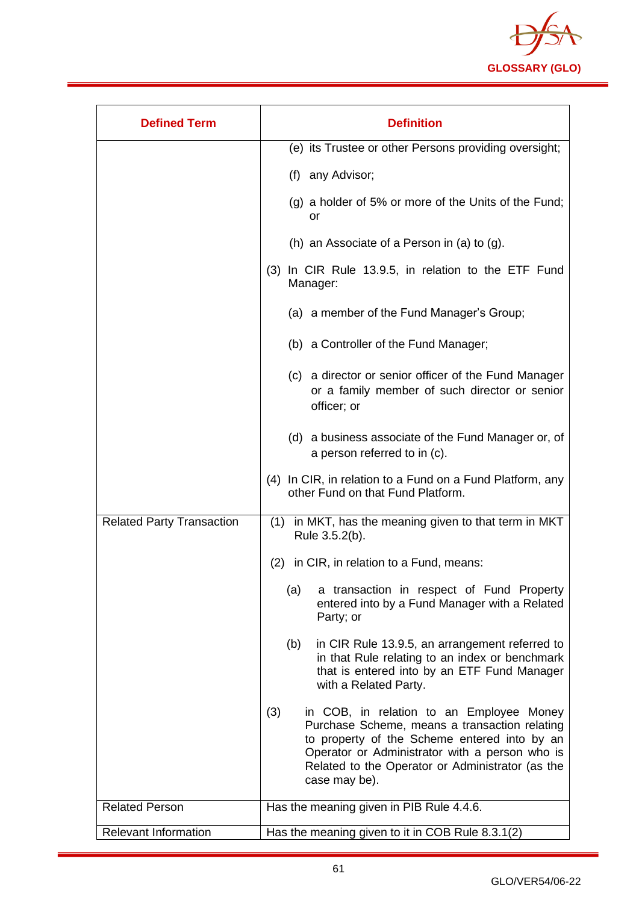| Defined Term | Definition |
|---|---|
| | (e) its Trustee or other Persons providing oversight;<br><br>(f) any Advisor;<br><br>(g) a holder of 5% or more of the Units of the Fund; or<br><br>(h) an Associate of a Person in (a) to (g).<br><br>(3) In CIR Rule 13.9.5, in relation to the ETF Fund Manager:<br><br>(a) a member of the Fund Manager's Group;<br><br>(b) a Controller of the Fund Manager;<br><br>(c) a director or senior officer of the Fund Manager or a family member of such director or senior officer; or<br><br>(d) a business associate of the Fund Manager or, of a person referred to in (c).<br><br>(4) In CIR, in relation to a Fund on a Fund Platform, any other Fund on that Fund Platform. |
| Related Party Transaction | (1) in MKT, has the meaning given to that term in MKT Rule 3.5.2(b).<br><br>(2) in CIR, in relation to a Fund, means:<br><br>(a) a transaction in respect of Fund Property entered into by a Fund Manager with a Related Party; or<br><br>(b) in CIR Rule 13.9.5, an arrangement referred to in that Rule relating to an index or benchmark that is entered into by an ETF Fund Manager with a Related Party.<br><br>(3) in COB, in relation to an Employee Money Purchase Scheme, means a transaction relating to property of the Scheme entered into by an Operator or Administrator with a person who is Related to the Operator or Administrator (as the case may be). |
| Related Person | Has the meaning given in PIB Rule 4.4.6. |
| Relevant Information | Has the meaning given to it in COB Rule 8.3.1(2) |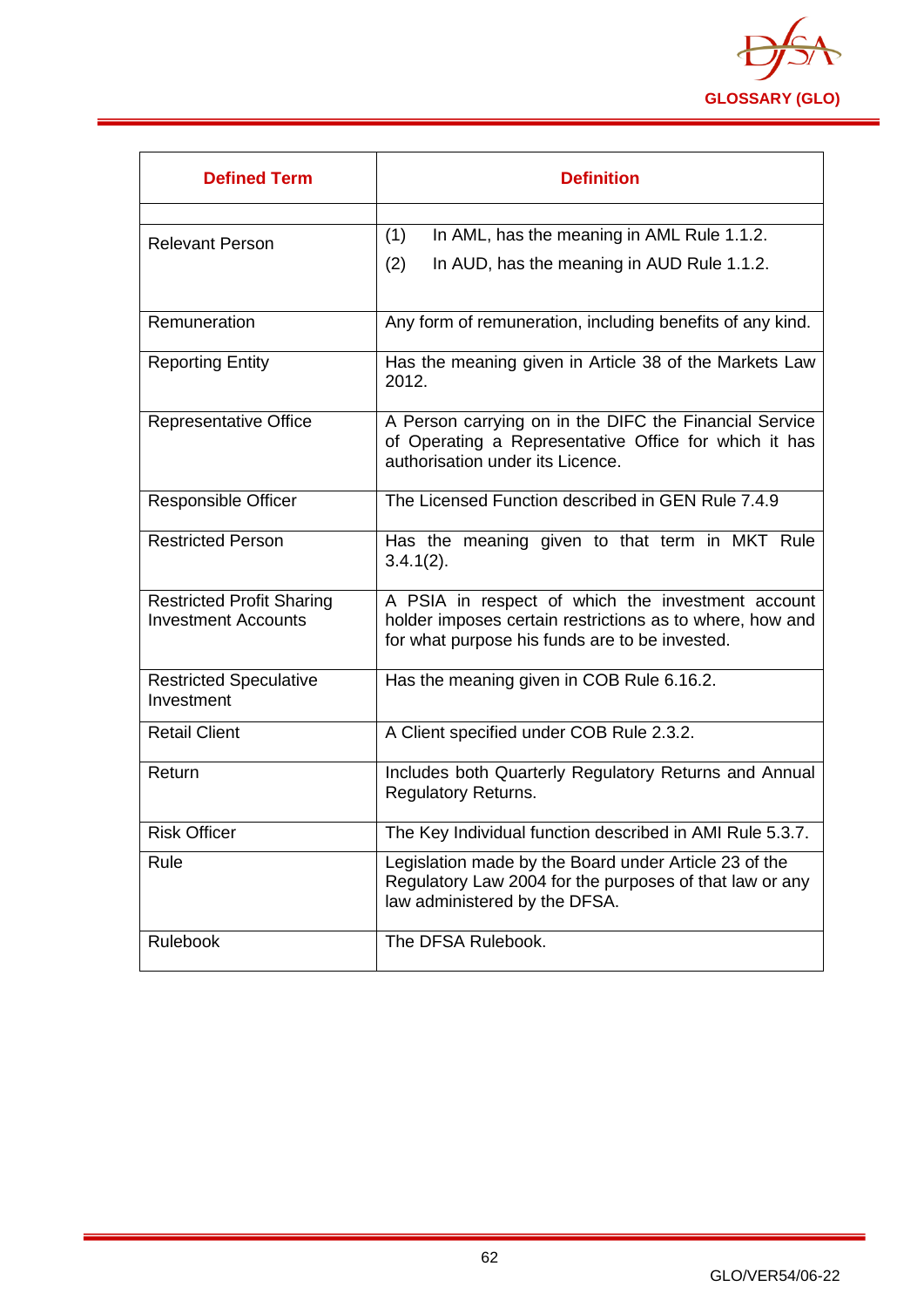| Defined Term | Definition |
|---|---|
| | |
| Relevant Person | (1) In AML, has the meaning in AML Rule 1.1.2.<br>(2) In AUD, has the meaning in AUD Rule 1.1.2. |
| Remuneration | Any form of remuneration, including benefits of any kind. |
| Reporting Entity | Has the meaning given in Article 38 of the Markets Law 2012. |
| Representative Office | A Person carrying on in the DIFC the Financial Service of Operating a Representative Office for which it has authorisation under its Licence. |
| Responsible Officer | The Licensed Function described in GEN Rule 7.4.9 |
| Restricted Person | Has the meaning given to that term in MKT Rule 3.4.1(2). |
| Restricted Profit Sharing Investment Accounts | A PSIA in respect of which the investment account holder imposes certain restrictions as to where, how and for what purpose his funds are to be invested. |
| Restricted Speculative Investment | Has the meaning given in COB Rule 6.16.2. |
| Retail Client | A Client specified under COB Rule 2.3.2. |
| Return | Includes both Quarterly Regulatory Returns and Annual Regulatory Returns. |
| Risk Officer | The Key Individual function described in AMI Rule 5.3.7. |
| Rule | Legislation made by the Board under Article 23 of the Regulatory Law 2004 for the purposes of that law or any law administered by the DFSA. |
| Rulebook | The DFSA Rulebook. |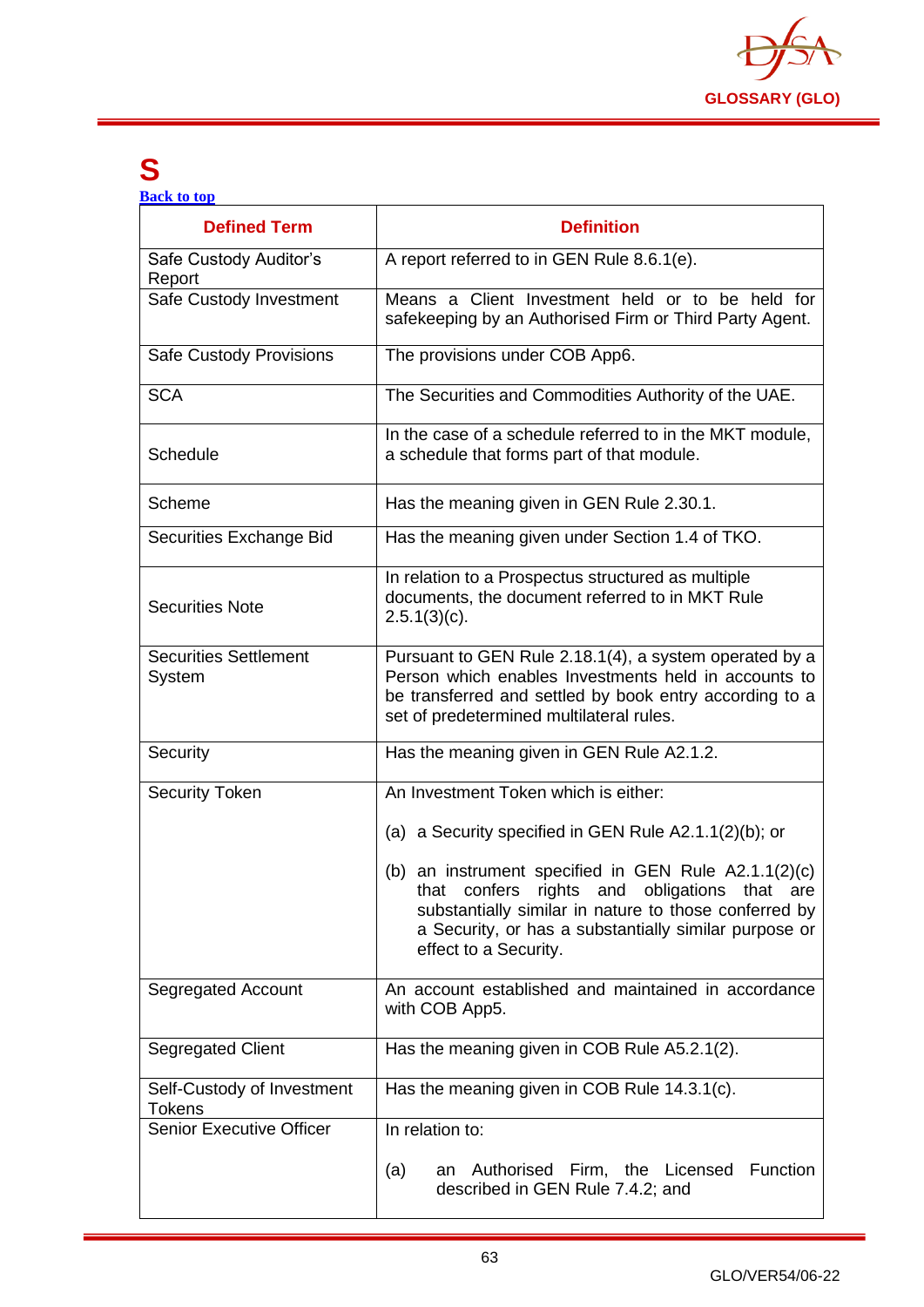# S

[Back to top](#)

| Defined Term | Definition |
|---|---|
| Safe Custody Auditor's Report | A report referred to in GEN Rule 8.6.1(e). |
| Safe Custody Investment | Means a Client Investment held or to be held for safekeeping by an Authorised Firm or Third Party Agent. |
| Safe Custody Provisions | The provisions under COB App6. |
| SCA | The Securities and Commodities Authority of the UAE. |
| Schedule | In the case of a schedule referred to in the MKT module, a schedule that forms part of that module. |
| Scheme | Has the meaning given in GEN Rule 2.30.1. |
| Securities Exchange Bid | Has the meaning given under Section 1.4 of TKO. |
| Securities Note | In relation to a Prospectus structured as multiple documents, the document referred to in MKT Rule 2.5.1(3)(c). |
| Securities Settlement System | Pursuant to GEN Rule 2.18.1(4), a system operated by a Person which enables Investments held in accounts to be transferred and settled by book entry according to a set of predetermined multilateral rules. |
| Security | Has the meaning given in GEN Rule A2.1.2. |
| Security Token | An Investment Token which is either:<br><br>(a) a Security specified in GEN Rule A2.1.1(2)(b); or<br><br>(b) an instrument specified in GEN Rule A2.1.1(2)(c) that confers rights and obligations that are substantially similar in nature to those conferred by a Security, or has a substantially similar purpose or effect to a Security. |
| Segregated Account | An account established and maintained in accordance with COB App5. |
| Segregated Client | Has the meaning given in COB Rule A5.2.1(2). |
| Self-Custody of Investment Tokens | Has the meaning given in COB Rule 14.3.1(c). |
| Senior Executive Officer | In relation to:<br><br>(a) an Authorised Firm, the Licensed Function described in GEN Rule 7.4.2; and |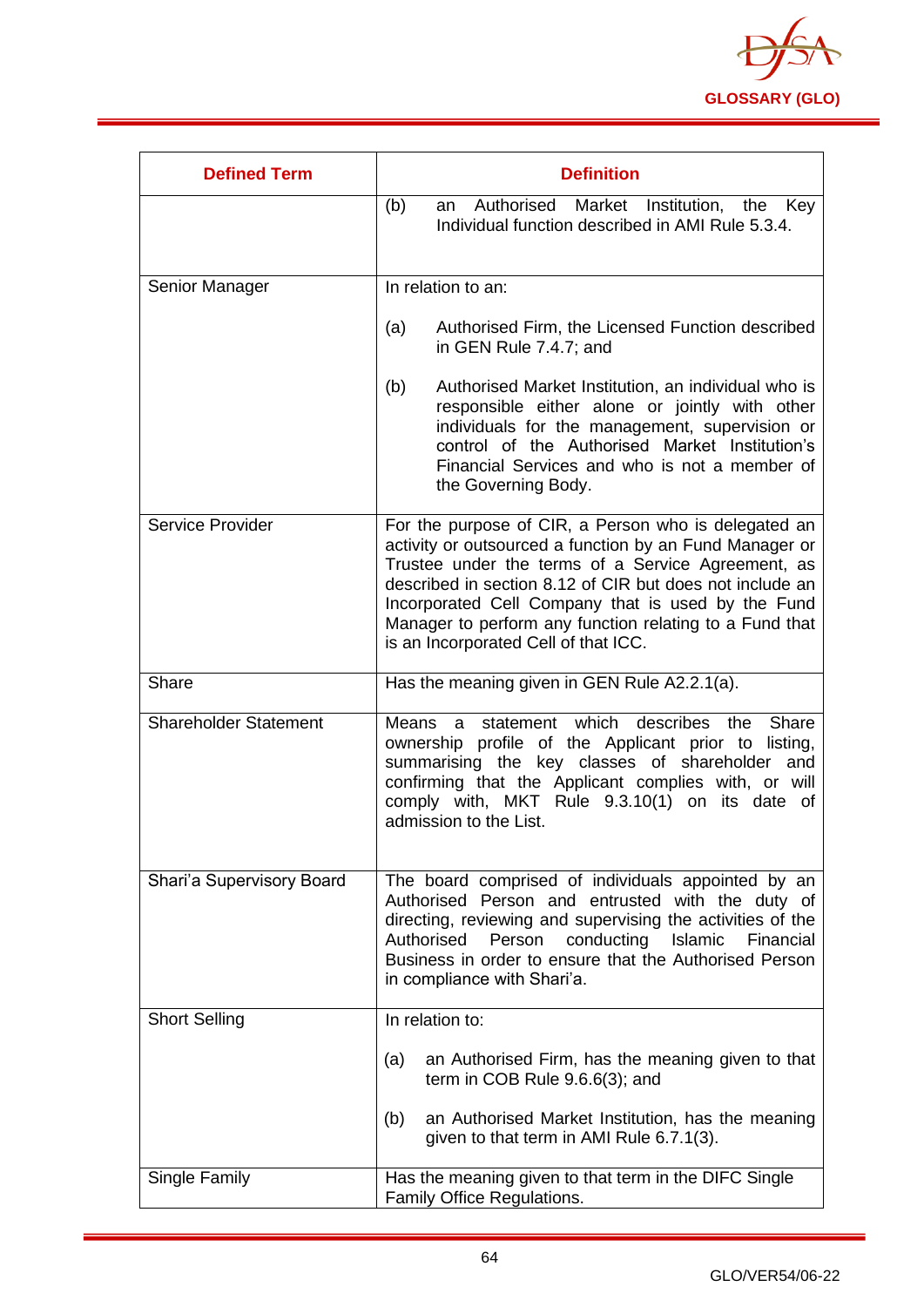| Defined Term | Definition |
|---|---|
| | (b) an Authorised Market Institution, the Key Individual function described in AMI Rule 5.3.4. |
| Senior Manager | In relation to an:<br><br>(a) Authorised Firm, the Licensed Function described in GEN Rule 7.4.7; and<br><br>(b) Authorised Market Institution, an individual who is responsible either alone or jointly with other individuals for the management, supervision or control of the Authorised Market Institution's Financial Services and who is not a member of the Governing Body. |
| Service Provider | For the purpose of CIR, a Person who is delegated an activity or outsourced a function by an Fund Manager or Trustee under the terms of a Service Agreement, as described in section 8.12 of CIR but does not include an Incorporated Cell Company that is used by the Fund Manager to perform any function relating to a Fund that is an Incorporated Cell of that ICC. |
| Share | Has the meaning given in GEN Rule A2.2.1(a). |
| Shareholder Statement | Means a statement which describes the Share ownership profile of the Applicant prior to listing, summarising the key classes of shareholder and confirming that the Applicant complies with, or will comply with, MKT Rule 9.3.10(1) on its date of admission to the List. |
| Shari'a Supervisory Board | The board comprised of individuals appointed by an Authorised Person and entrusted with the duty of directing, reviewing and supervising the activities of the Authorised Person conducting Islamic Financial Business in order to ensure that the Authorised Person in compliance with Shari'a. |
| Short Selling | In relation to:<br><br>(a) an Authorised Firm, has the meaning given to that term in COB Rule 9.6.6(3); and<br><br>(b) an Authorised Market Institution, has the meaning given to that term in AMI Rule 6.7.1(3). |
| Single Family | Has the meaning given to that term in the DIFC Single Family Office Regulations. |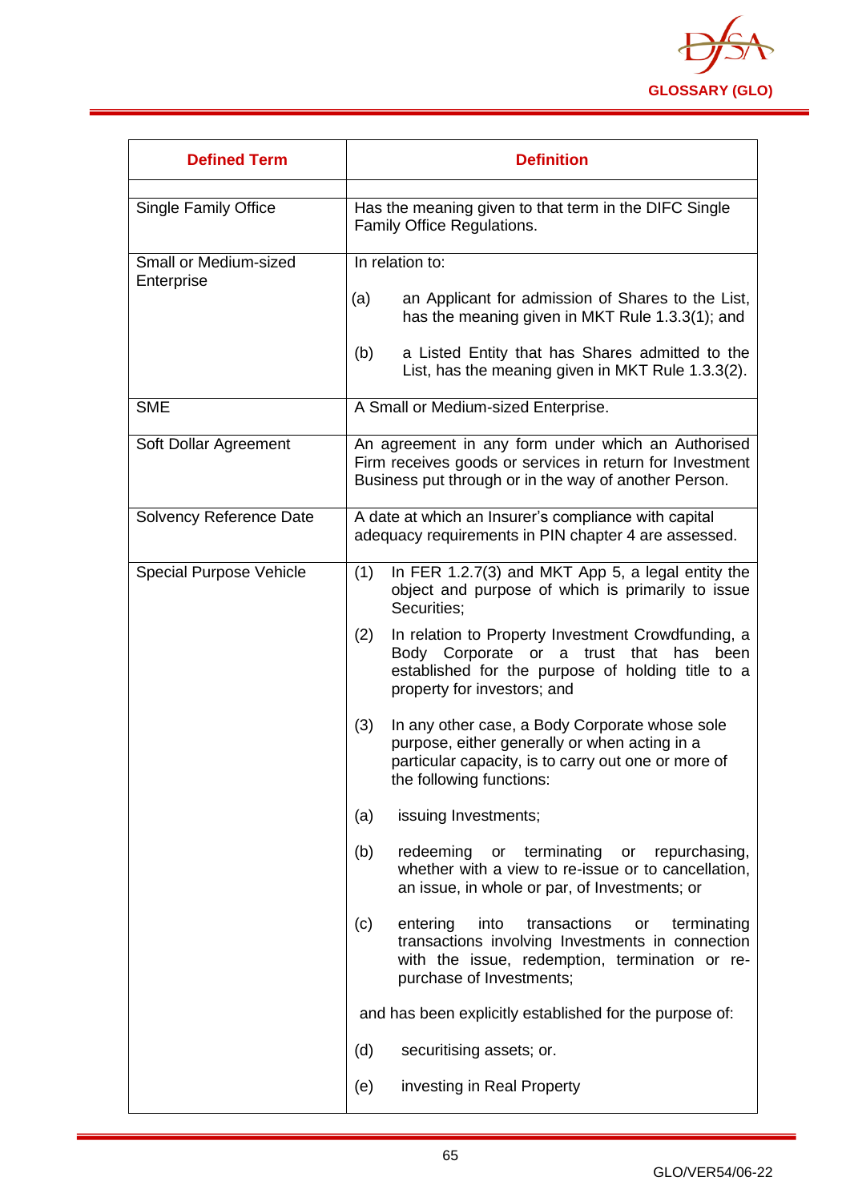| Defined Term | Definition |
|---|---|
| | |
| Single Family Office | Has the meaning given to that term in the DIFC Single Family Office Regulations. |
| Small or Medium-sized Enterprise | In relation to:<br><br>(a) an Applicant for admission of Shares to the List, has the meaning given in MKT Rule 1.3.3(1); and<br><br>(b) a Listed Entity that has Shares admitted to the List, has the meaning given in MKT Rule 1.3.3(2). |
| SME | A Small or Medium-sized Enterprise. |
| Soft Dollar Agreement | An agreement in any form under which an Authorised Firm receives goods or services in return for Investment Business put through or in the way of another Person. |
| Solvency Reference Date | A date at which an Insurer's compliance with capital adequacy requirements in PIN chapter 4 are assessed. |
| Special Purpose Vehicle | (1) In FER 1.2.7(3) and MKT App 5, a legal entity the object and purpose of which is primarily to issue Securities;<br><br>(2) In relation to Property Investment Crowdfunding, a Body Corporate or a trust that has been established for the purpose of holding title to a property for investors; and<br><br>(3) In any other case, a Body Corporate whose sole purpose, either generally or when acting in a particular capacity, is to carry out one or more of the following functions:<br><br>(a) issuing Investments;<br><br>(b) redeeming or terminating or repurchasing, whether with a view to re-issue or to cancellation, an issue, in whole or par, of Investments; or<br><br>(c) entering into transactions or terminating transactions involving Investments in connection with the issue, redemption, termination or re-purchase of Investments;<br><br>and has been explicitly established for the purpose of:<br><br>(d) securitising assets; or.<br><br>(e) investing in Real Property |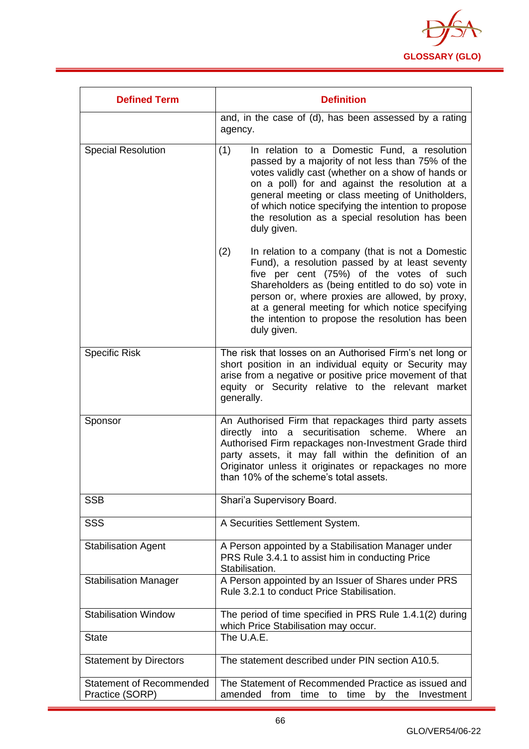| Defined Term | Definition |
|---|---|
| | and, in the case of (d), has been assessed by a rating agency. |
| Special Resolution | (1) In relation to a Domestic Fund, a resolution passed by a majority of not less than 75% of the votes validly cast (whether on a show of hands or on a poll) for and against the resolution at a general meeting or class meeting of Unitholders, of which notice specifying the intention to propose the resolution as a special resolution has been duly given.<br><br>(2) In relation to a company (that is not a Domestic Fund), a resolution passed by at least seventy five per cent (75%) of the votes of such Shareholders as (being entitled to do so) vote in person or, where proxies are allowed, by proxy, at a general meeting for which notice specifying the intention to propose the resolution has been duly given. |
| Specific Risk | The risk that losses on an Authorised Firm's net long or short position in an individual equity or Security may arise from a negative or positive price movement of that equity or Security relative to the relevant market generally. |
| Sponsor | An Authorised Firm that repackages third party assets directly into a securitisation scheme. Where an Authorised Firm repackages non-Investment Grade third party assets, it may fall within the definition of an Originator unless it originates or repackages no more than 10% of the scheme's total assets. |
| SSB | Shari'a Supervisory Board. |
| SSS | A Securities Settlement System. |
| Stabilisation Agent | A Person appointed by a Stabilisation Manager under PRS Rule 3.4.1 to assist him in conducting Price Stabilisation. |
| Stabilisation Manager | A Person appointed by an Issuer of Shares under PRS Rule 3.2.1 to conduct Price Stabilisation. |
| Stabilisation Window | The period of time specified in PRS Rule 1.4.1(2) during which Price Stabilisation may occur. |
| State | The U.A.E. |
| Statement by Directors | The statement described under PIN section A10.5. |
| Statement of Recommended Practice (SORP) | The Statement of Recommended Practice as issued and amended from time to time by the Investment |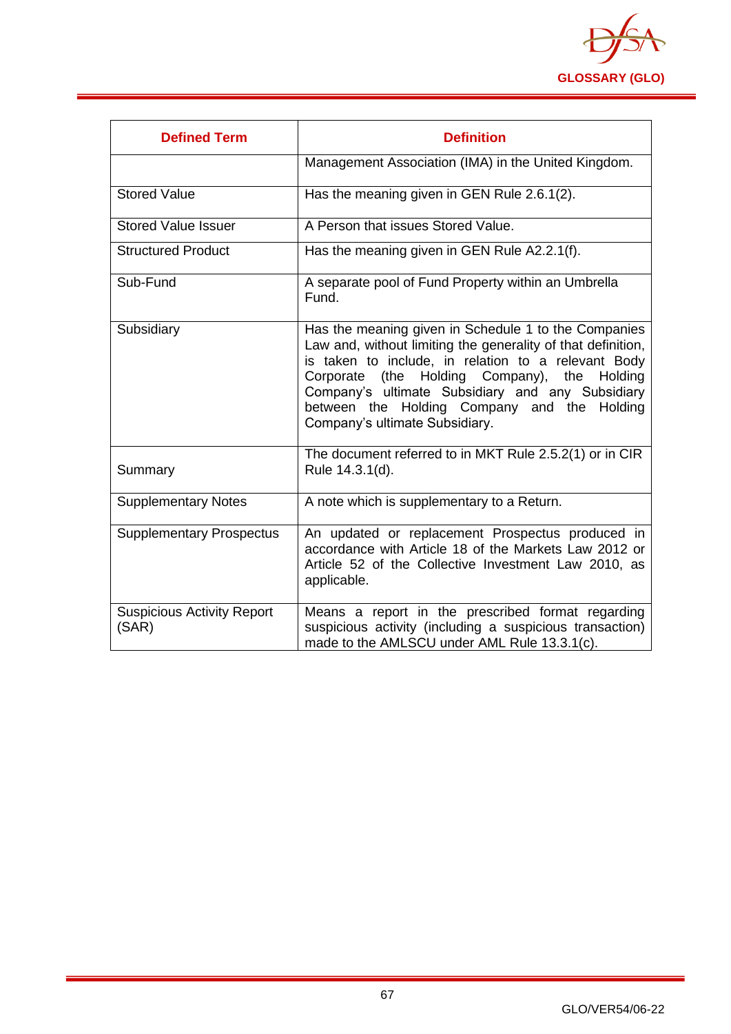| Defined Term | Definition |
|---|---|
| | Management Association (IMA) in the United Kingdom. |
| Stored Value | Has the meaning given in GEN Rule 2.6.1(2). |
| Stored Value Issuer | A Person that issues Stored Value. |
| Structured Product | Has the meaning given in GEN Rule A2.2.1(f). |
| Sub-Fund | A separate pool of Fund Property within an Umbrella Fund. |
| Subsidiary | Has the meaning given in Schedule 1 to the Companies Law and, without limiting the generality of that definition, is taken to include, in relation to a relevant Body Corporate (the Holding Company), the Holding Company's ultimate Subsidiary and any Subsidiary between the Holding Company and the Holding Company's ultimate Subsidiary. |
| Summary | The document referred to in MKT Rule 2.5.2(1) or in CIR Rule 14.3.1(d). |
| Supplementary Notes | A note which is supplementary to a Return. |
| Supplementary Prospectus | An updated or replacement Prospectus produced in accordance with Article 18 of the Markets Law 2012 or Article 52 of the Collective Investment Law 2010, as applicable. |
| Suspicious Activity Report (SAR) | Means a report in the prescribed format regarding suspicious activity (including a suspicious transaction) made to the AMLSCU under AML Rule 13.3.1(c). |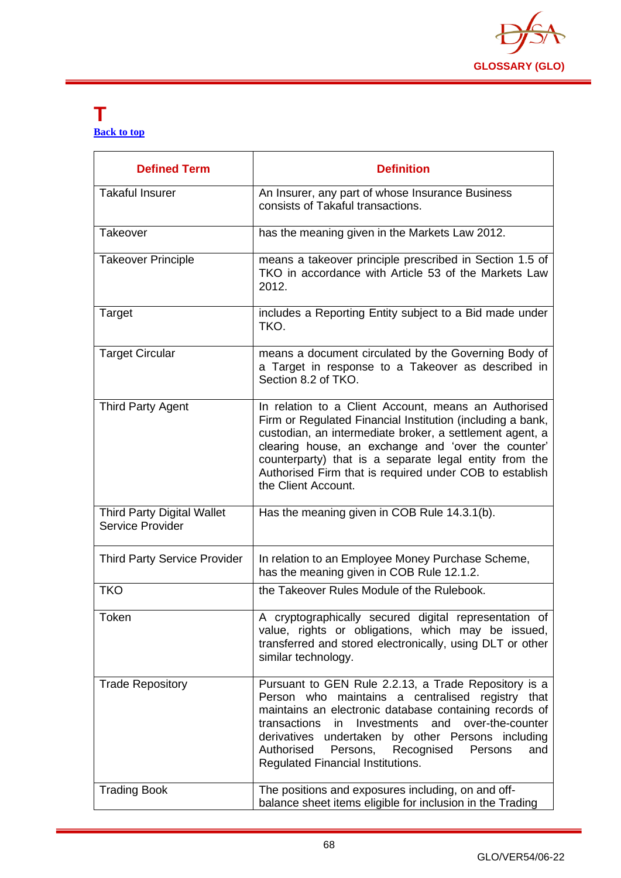# T

Back to top

| Defined Term | Definition |
|---|---|
| Takaful Insurer | An Insurer, any part of whose Insurance Business consists of Takaful transactions. |
| Takeover | has the meaning given in the Markets Law 2012. |
| Takeover Principle | means a takeover principle prescribed in Section 1.5 of TKO in accordance with Article 53 of the Markets Law 2012. |
| Target | includes a Reporting Entity subject to a Bid made under TKO. |
| Target Circular | means a document circulated by the Governing Body of a Target in response to a Takeover as described in Section 8.2 of TKO. |
| Third Party Agent | In relation to a Client Account, means an Authorised Firm or Regulated Financial Institution (including a bank, custodian, an intermediate broker, a settlement agent, a clearing house, an exchange and 'over the counter' counterparty) that is a separate legal entity from the Authorised Firm that is required under COB to establish the Client Account. |
| Third Party Digital Wallet Service Provider | Has the meaning given in COB Rule 14.3.1(b). |
| Third Party Service Provider | In relation to an Employee Money Purchase Scheme, has the meaning given in COB Rule 12.1.2. |
| TKO | the Takeover Rules Module of the Rulebook. |
| Token | A cryptographically secured digital representation of value, rights or obligations, which may be issued, transferred and stored electronically, using DLT or other similar technology. |
| Trade Repository | Pursuant to GEN Rule 2.2.13, a Trade Repository is a Person who maintains a centralised registry that maintains an electronic database containing records of transactions in Investments and over-the-counter derivatives undertaken by other Persons including Authorised Persons, Recognised Persons and Regulated Financial Institutions. |
| Trading Book | The positions and exposures including, on and off-balance sheet items eligible for inclusion in the Trading |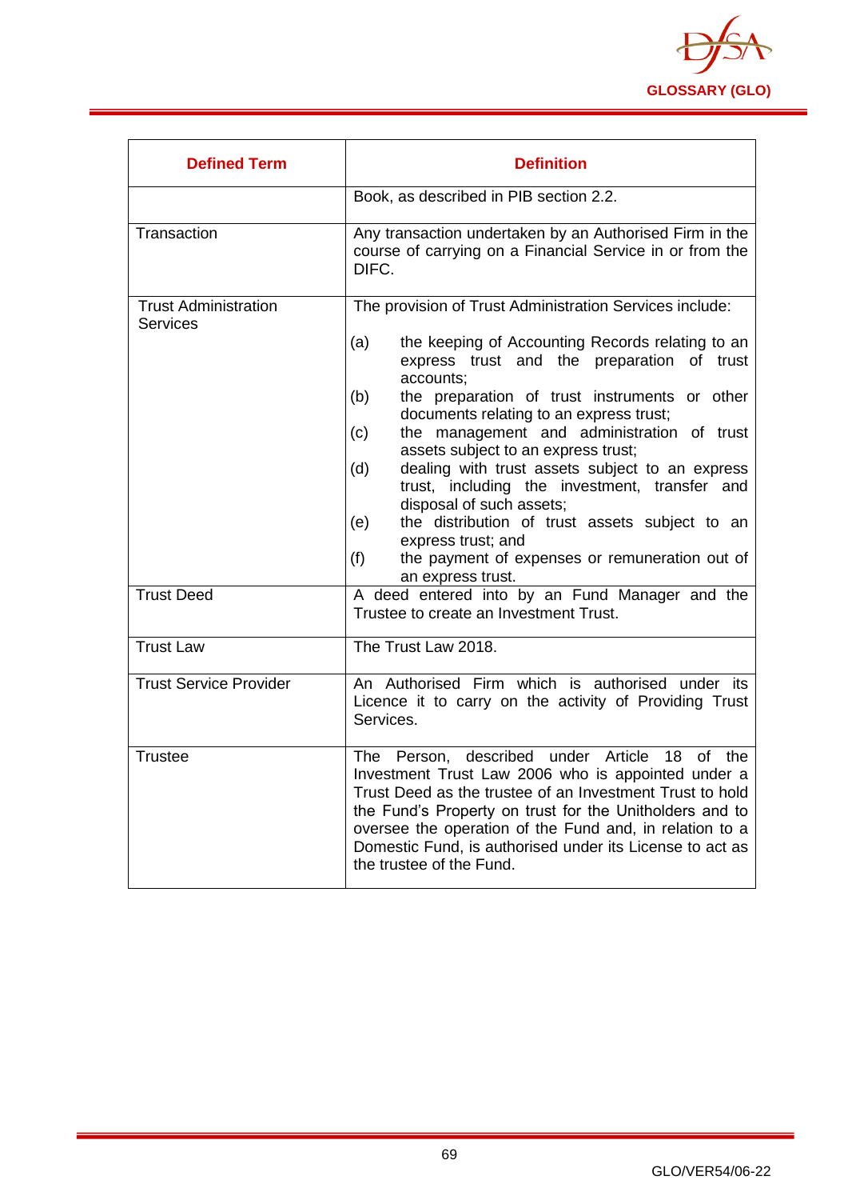| Defined Term | Definition |
|---|---|
| | Book, as described in PIB section 2.2. |
| Transaction | Any transaction undertaken by an Authorised Firm in the course of carrying on a Financial Service in or from the DIFC. |
| Trust Administration Services | The provision of Trust Administration Services include:<br><br>(a) the keeping of Accounting Records relating to an express trust and the preparation of trust accounts;<br>(b) the preparation of trust instruments or other documents relating to an express trust;<br>(c) the management and administration of trust assets subject to an express trust;<br>(d) dealing with trust assets subject to an express trust, including the investment, transfer and disposal of such assets;<br>(e) the distribution of trust assets subject to an express trust; and<br>(f) the payment of expenses or remuneration out of an express trust. |
| Trust Deed | A deed entered into by an Fund Manager and the Trustee to create an Investment Trust. |
| Trust Law | The Trust Law 2018. |
| Trust Service Provider | An Authorised Firm which is authorised under its Licence it to carry on the activity of Providing Trust Services. |
| Trustee | The Person, described under Article 18 of the Investment Trust Law 2006 who is appointed under a Trust Deed as the trustee of an Investment Trust to hold the Fund's Property on trust for the Unitholders and to oversee the operation of the Fund and, in relation to a Domestic Fund, is authorised under its License to act as the trustee of the Fund. |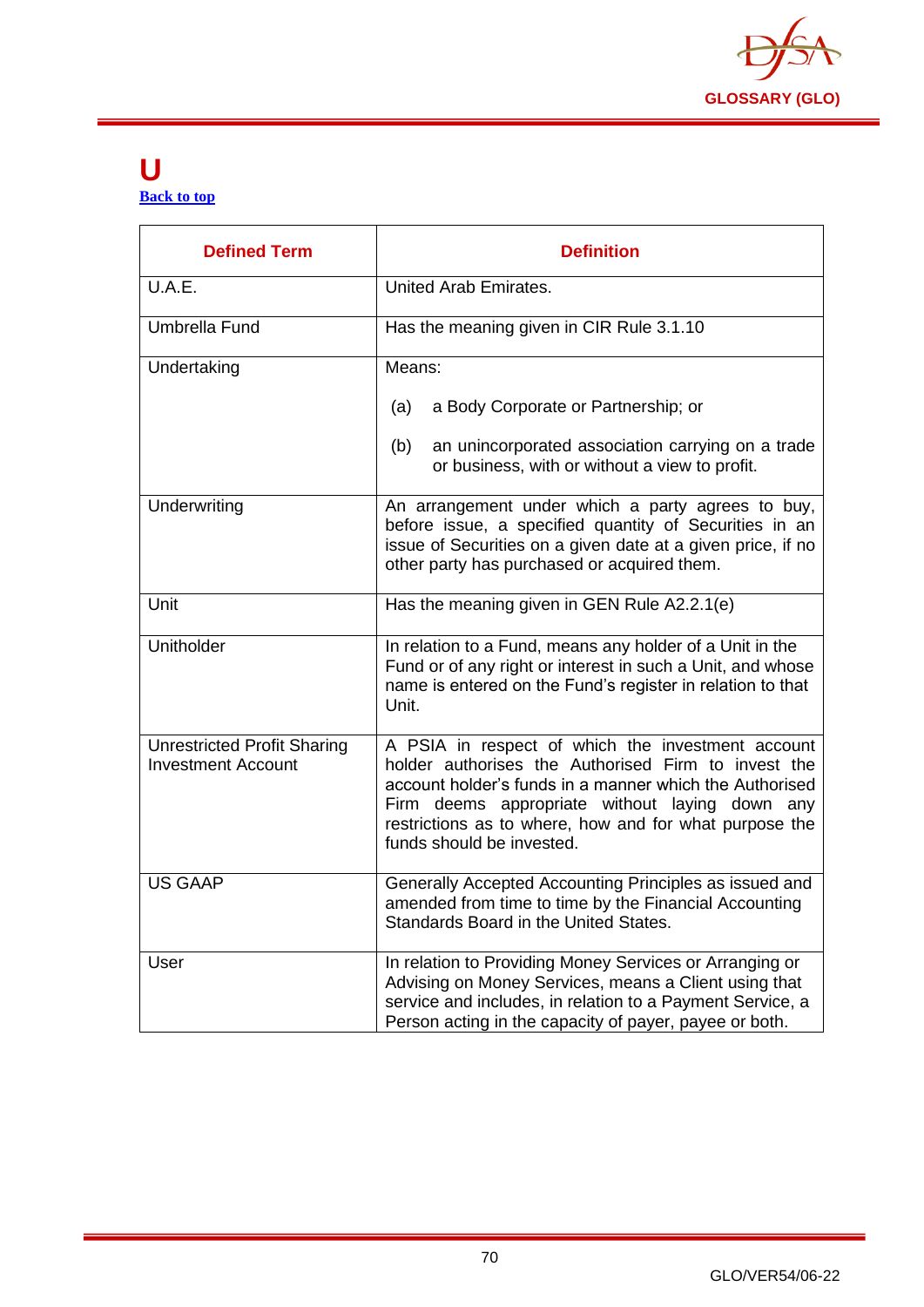# U

[Back to top](#)

| Defined Term | Definition |
|---|---|
| U.A.E. | United Arab Emirates. |
| Umbrella Fund | Has the meaning given in CIR Rule 3.1.10 |
| Undertaking | Means:<br><br>(a) a Body Corporate or Partnership; or<br><br>(b) an unincorporated association carrying on a trade or business, with or without a view to profit. |
| Underwriting | An arrangement under which a party agrees to buy, before issue, a specified quantity of Securities in an issue of Securities on a given date at a given price, if no other party has purchased or acquired them. |
| Unit | Has the meaning given in GEN Rule A2.2.1(e) |
| Unitholder | In relation to a Fund, means any holder of a Unit in the Fund or of any right or interest in such a Unit, and whose name is entered on the Fund's register in relation to that Unit. |
| Unrestricted Profit Sharing Investment Account | A PSIA in respect of which the investment account holder authorises the Authorised Firm to invest the account holder's funds in a manner which the Authorised Firm deems appropriate without laying down any restrictions as to where, how and for what purpose the funds should be invested. |
| US GAAP | Generally Accepted Accounting Principles as issued and amended from time to time by the Financial Accounting Standards Board in the United States. |
| User | In relation to Providing Money Services or Arranging or Advising on Money Services, means a Client using that service and includes, in relation to a Payment Service, a Person acting in the capacity of payer, payee or both. |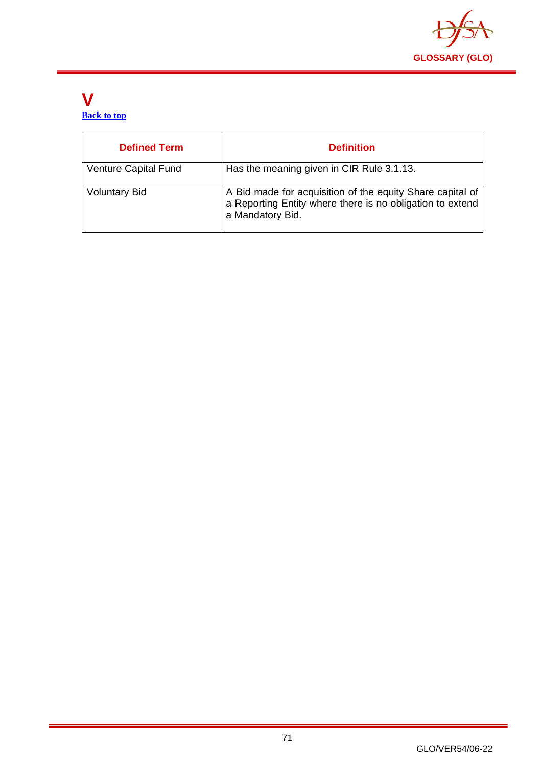# V

Back to top

| Defined Term | Definition |
|---|---|
| Venture Capital Fund | Has the meaning given in CIR Rule 3.1.13. |
| Voluntary Bid | A Bid made for acquisition of the equity Share capital of a Reporting Entity where there is no obligation to extend a Mandatory Bid. |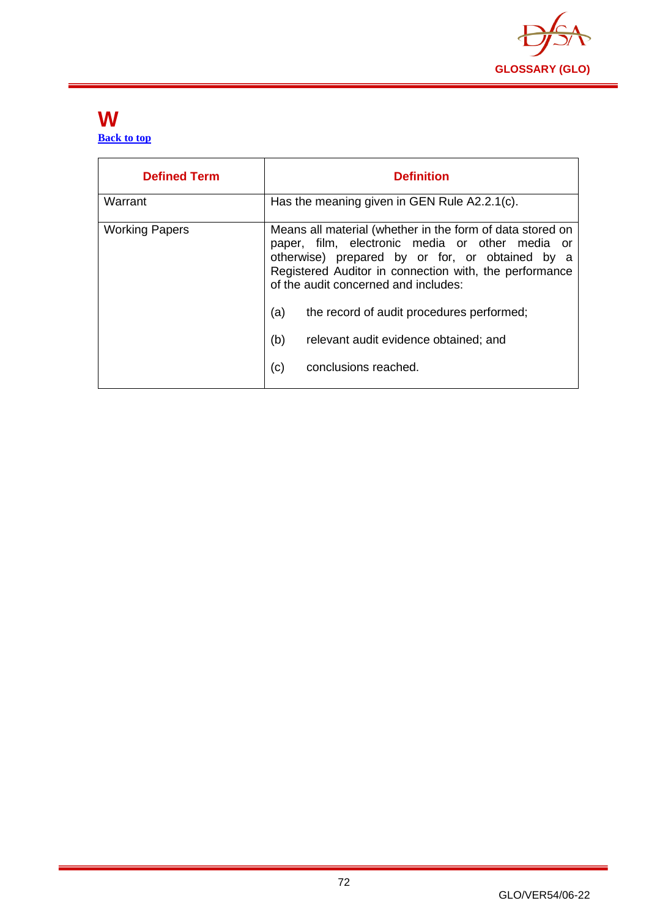# W

Back to top

| Defined Term | Definition |
|---|---|
| Warrant | Has the meaning given in GEN Rule A2.2.1(c). |
| Working Papers | Means all material (whether in the form of data stored on paper, film, electronic media or other media or otherwise) prepared by or for, or obtained by a Registered Auditor in connection with, the performance of the audit concerned and includes:<br><br>(a) the record of audit procedures performed;<br><br>(b) relevant audit evidence obtained; and<br><br>(c) conclusions reached. |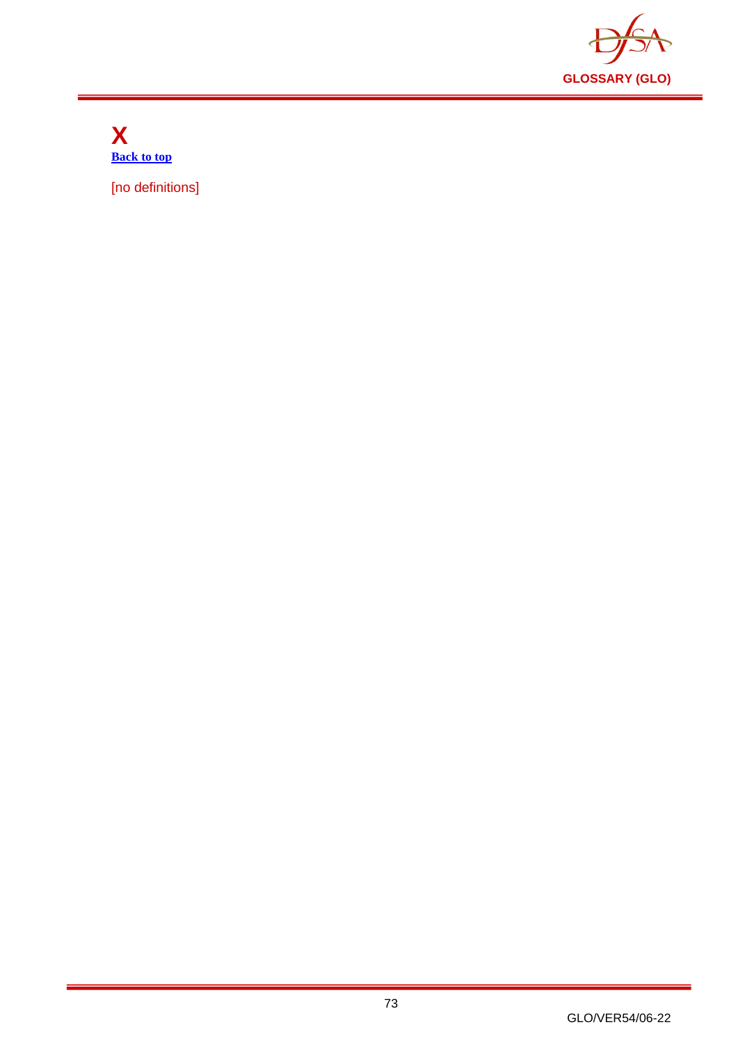# X

[Back to top]

[no definitions]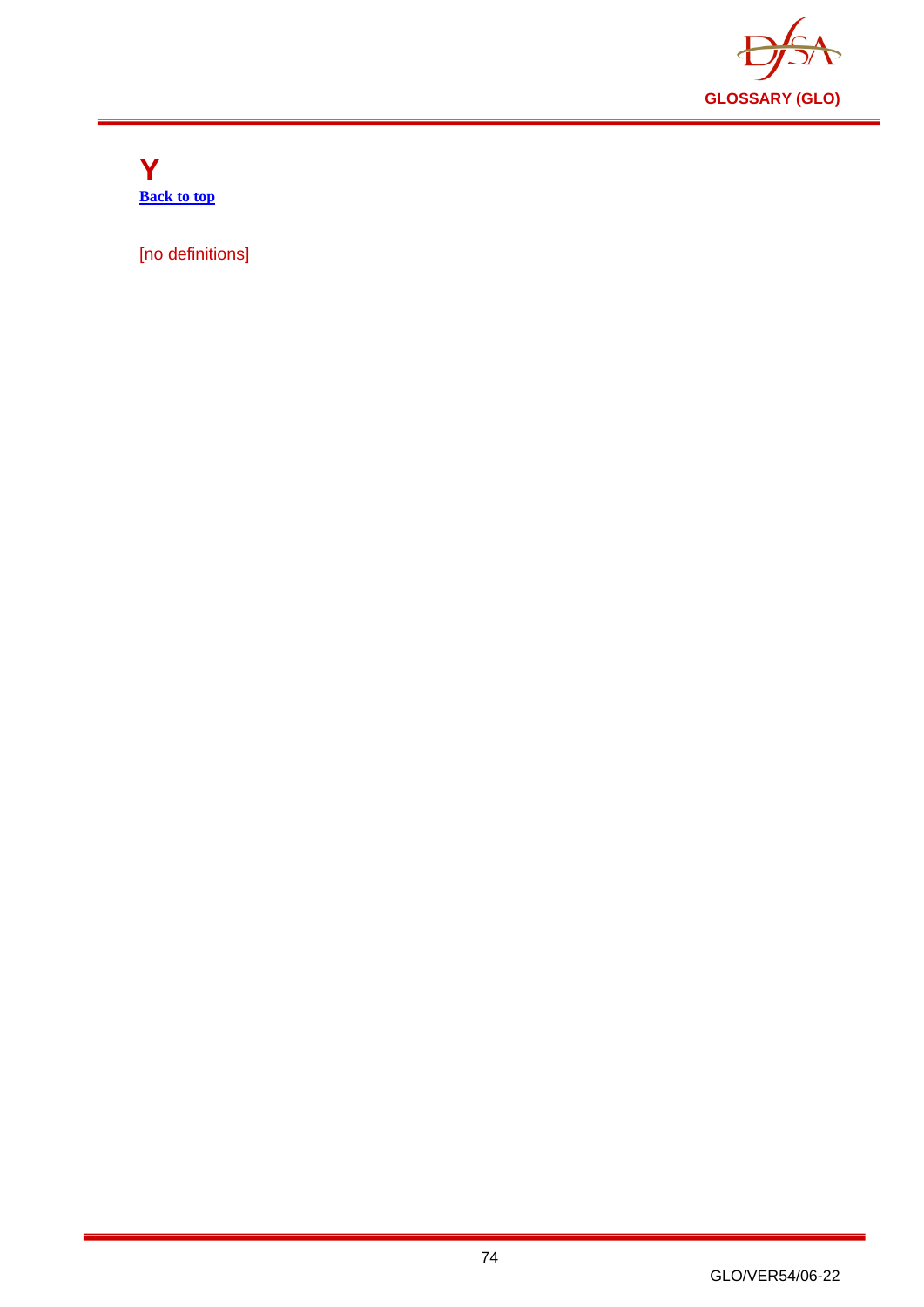# Y

[Back to top](#)

[no definitions]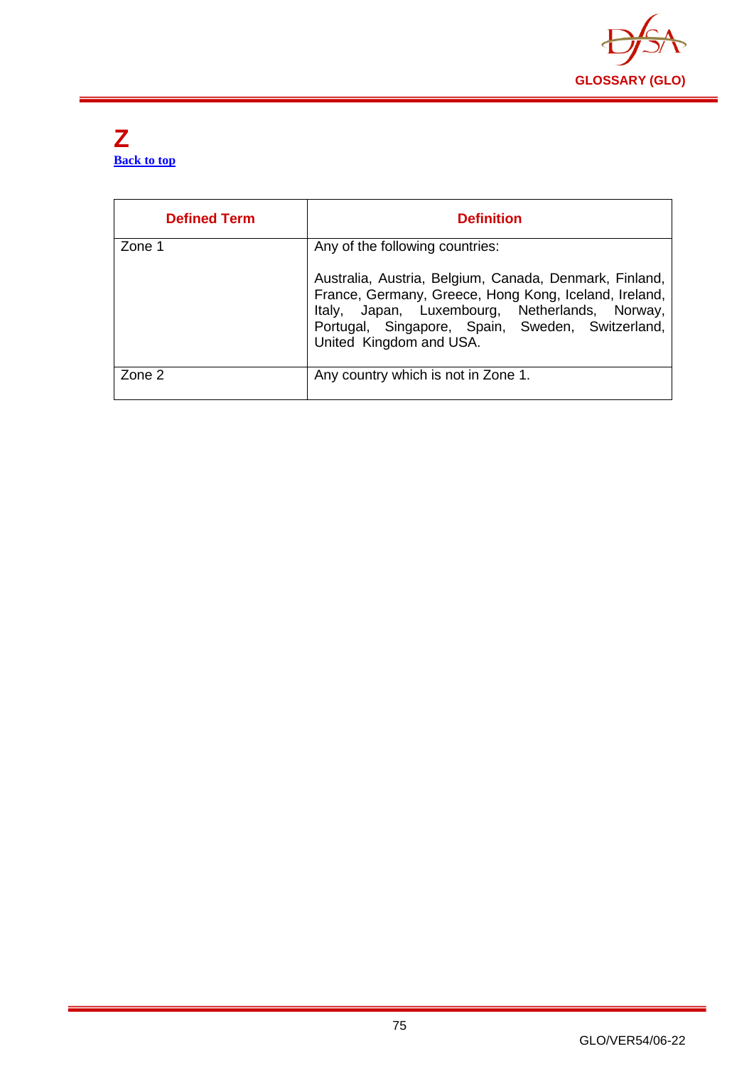# Z

[Back to top]

| Defined Term | Definition |
|---|---|
| Zone 1 | Any of the following countries:<br><br>Australia, Austria, Belgium, Canada, Denmark, Finland, France, Germany, Greece, Hong Kong, Iceland, Ireland, Italy, Japan, Luxembourg, Netherlands, Norway, Portugal, Singapore, Spain, Sweden, Switzerland, United Kingdom and USA. |
| Zone 2 | Any country which is not in Zone 1. |